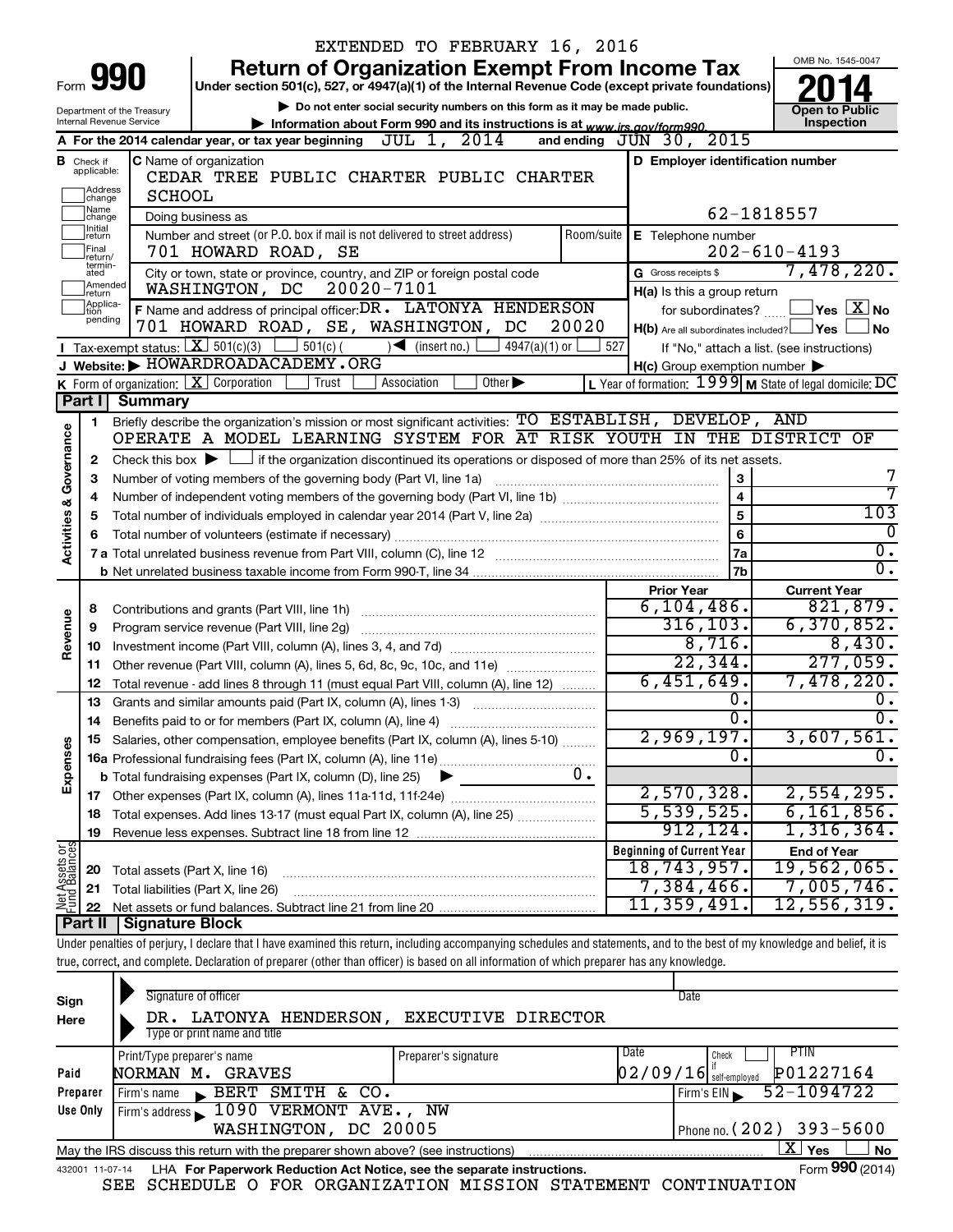EXTENDED TO FEBRUARY 16, 2016

# Form 990 Return of Organization Exempt From Income Tax

Under section 501(c), 527, or 4947(a)(1) of the Internal Revenue Code (except private foundations)

▶ Do not enter social security numbers on this form as it may be made public.

▶ Information about Form 990 and its instructions is at www.irs.gov/form990.

Department of the Treasury
Internal Revenue Service

OMB No. 1545-0047

**2014**

**Open to Public Inspection**

**A** For the 2014 calendar year, or tax year beginning JUL 1, 2014 and ending JUN 30, 2015

**B** Check if applicable: Address change, Name change, Initial return, Final return/terminated, Amended return, Application pending

**C** Name of organization: CEDAR TREE PUBLIC CHARTER PUBLIC CHARTER SCHOOL

Doing business as

Number and street (or P.O. box if mail is not delivered to street address): 701 HOWARD ROAD, SE | Room/suite

City or town, state or province, country, and ZIP or foreign postal code: WASHINGTON, DC 20020-7101

**D** Employer identification number: 62-1818557

**E** Telephone number: 202-610-4193

**G** Gross receipts $ 7,478,220.

**F** Name and address of principal officer: DR. LATONYA HENDERSON, 701 HOWARD ROAD, SE, WASHINGTON, DC 20020

**H(a)** Is this a group return for subordinates? ☐ Yes ☒ No

**H(b)** Are all subordinates included? ☐ Yes ☐ No — If "No," attach a list. (see instructions)

**H(c)** Group exemption number ▶

**I** Tax-exempt status: ☒ 501(c)(3) ☐ 501(c) ( ) ◀ (insert no.) ☐ 4947(a)(1) or ☐ 527

**J** Website: ▶ HOWARDROADACADEMY.ORG

**K** Form of organization: ☒ Corporation ☐ Trust ☐ Association ☐ Other ▶

**L** Year of formation: 1999 **M** State of legal domicile: DC

## Part I Summary

**Activities & Governance**

1 Briefly describe the organization's mission or most significant activities: TO ESTABLISH, DEVELOP, AND OPERATE A MODEL LEARNING SYSTEM FOR AT RISK YOUTH IN THE DISTRICT OF

2 Check this box ▶ ☐ if the organization discontinued its operations or disposed of more than 25% of its net assets.

| | | Line | Value |
|---|---|---|---|
| 3 | Number of voting members of the governing body (Part VI, line 1a) | 3 | 7 |
| 4 | Number of independent voting members of the governing body (Part VI, line 1b) | 4 | 7 |
| 5 | Total number of individuals employed in calendar year 2014 (Part V, line 2a) | 5 | 103 |
| 6 | Total number of volunteers (estimate if necessary) | 6 | 0 |
| 7a | Total unrelated business revenue from Part VIII, column (C), line 12 | 7a | 0. |
| b | Net unrelated business taxable income from Form 990-T, line 34 | 7b | 0. |

| | | Prior Year | Current Year |
|---|---|---|---|
| **Revenue** | | | |
| 8 | Contributions and grants (Part VIII, line 1h) | 6,104,486. | 821,879. |
| 9 | Program service revenue (Part VIII, line 2g) | 316,103. | 6,370,852. |
| 10 | Investment income (Part VIII, column (A), lines 3, 4, and 7d) | 8,716. | 8,430. |
| 11 | Other revenue (Part VIII, column (A), lines 5, 6d, 8c, 9c, 10c, and 11e) | 22,344. | 277,059. |
| 12 | Total revenue - add lines 8 through 11 (must equal Part VIII, column (A), line 12) | 6,451,649. | 7,478,220. |
| **Expenses** | | | |
| 13 | Grants and similar amounts paid (Part IX, column (A), lines 1-3) | 0. | 0. |
| 14 | Benefits paid to or for members (Part IX, column (A), line 4) | 0. | 0. |
| 15 | Salaries, other compensation, employee benefits (Part IX, column (A), lines 5-10) | 2,969,197. | 3,607,561. |
| 16a | Professional fundraising fees (Part IX, column (A), line 11e) | 0. | 0. |
| b | Total fundraising expenses (Part IX, column (D), line 25) ▶ 0. | | |
| 17 | Other expenses (Part IX, column (A), lines 11a-11d, 11f-24e) | 2,570,328. | 2,554,295. |
| 18 | Total expenses. Add lines 13-17 (must equal Part IX, column (A), line 25) | 5,539,525. | 6,161,856. |
| 19 | Revenue less expenses. Subtract line 18 from line 12 | 912,124. | 1,316,364. |

| **Net Assets or Fund Balances** | | Beginning of Current Year | End of Year |
|---|---|---|---|
| 20 | Total assets (Part X, line 16) | 18,743,957. | 19,562,065. |
| 21 | Total liabilities (Part X, line 26) | 7,384,466. | 7,005,746. |
| 22 | Net assets or fund balances. Subtract line 21 from line 20 | 11,359,491. | 12,556,319. |

## Part II Signature Block

Under penalties of perjury, I declare that I have examined this return, including accompanying schedules and statements, and to the best of my knowledge and belief, it is true, correct, and complete. Declaration of preparer (other than officer) is based on all information of which preparer has any knowledge.

**Sign Here**

Signature of officer | Date

DR. LATONYA HENDERSON, EXECUTIVE DIRECTOR
Type or print name and title

**Paid Preparer Use Only**

| Print/Type preparer's name | Preparer's signature | Date | Check ☐ if self-employed | PTIN |
|---|---|---|---|---|
| NORMAN M. GRAVES | | 02/09/16 | | P01227164 |

Firm's name ▶ BERT SMITH & CO. | Firm's EIN ▶ 52-1094722

Firm's address ▶ 1090 VERMONT AVE., NW, WASHINGTON, DC 20005 | Phone no. (202) 393-5600

May the IRS discuss this return with the preparer shown above? (see instructions) ☒ Yes ☐ No

432001 11-07-14 LHA For Paperwork Reduction Act Notice, see the separate instructions. Form **990** (2014)

SEE SCHEDULE O FOR ORGANIZATION MISSION STATEMENT CONTINUATION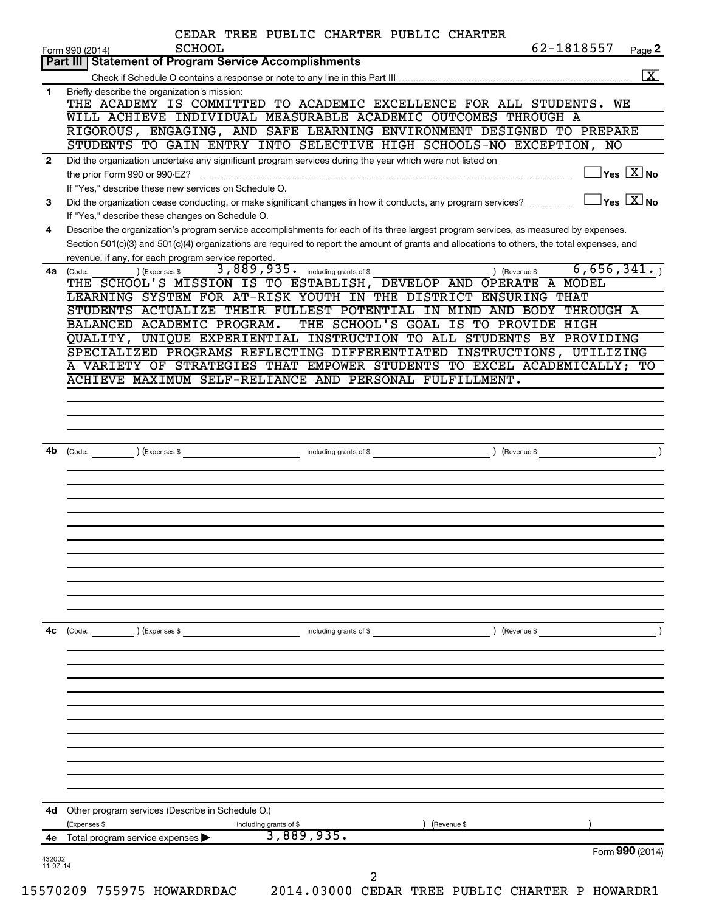CEDAR TREE PUBLIC CHARTER PUBLIC CHARTER SCHOOL

Form 990 (2014) 62-1818557 Page 2

## Part III | Statement of Program Service Accomplishments

Check if Schedule O contains a response or note to any line in this Part III .......... [X]

**1** Briefly describe the organization's mission:

THE ACADEMY IS COMMITTED TO ACADEMIC EXCELLENCE FOR ALL STUDENTS. WE WILL ACHIEVE INDIVIDUAL MEASURABLE ACADEMIC OUTCOMES THROUGH A RIGOROUS, ENGAGING, AND SAFE LEARNING ENVIRONMENT DESIGNED TO PREPARE STUDENTS TO GAIN ENTRY INTO SELECTIVE HIGH SCHOOLS-NO EXCEPTION, NO

**2** Did the organization undertake any significant program services during the year which were not listed on the prior Form 990 or 990-EZ? .......... [ ] Yes [X] No

If "Yes," describe these new services on Schedule O.

**3** Did the organization cease conducting, or make significant changes in how it conducts, any program services? .......... [ ] Yes [X] No

If "Yes," describe these changes on Schedule O.

**4** Describe the organization's program service accomplishments for each of its three largest program services, as measured by expenses. Section 501(c)(3) and 501(c)(4) organizations are required to report the amount of grants and allocations to others, the total expenses, and revenue, if any, for each program service reported.

**4a** (Code: ) (Expenses $ 3,889,935. including grants of $ ) (Revenue $ 6,656,341. )

THE SCHOOL'S MISSION IS TO ESTABLISH, DEVELOP AND OPERATE A MODEL LEARNING SYSTEM FOR AT-RISK YOUTH IN THE DISTRICT ENSURING THAT STUDENTS ACTUALIZE THEIR FULLEST POTENTIAL IN MIND AND BODY THROUGH A BALANCED ACADEMIC PROGRAM. THE SCHOOL'S GOAL IS TO PROVIDE HIGH QUALITY, UNIQUE EXPERIENTIAL INSTRUCTION TO ALL STUDENTS BY PROVIDING SPECIALIZED PROGRAMS REFLECTING DIFFERENTIATED INSTRUCTIONS, UTILIZING A VARIETY OF STRATEGIES THAT EMPOWER STUDENTS TO EXCEL ACADEMICALLY; TO ACHIEVE MAXIMUM SELF-RELIANCE AND PERSONAL FULFILLMENT.

**4b** (Code: ) (Expenses $ including grants of $ ) (Revenue $ )

**4c** (Code: ) (Expenses $ including grants of $ ) (Revenue $ )

**4d** Other program services (Describe in Schedule O.)

(Expenses $ including grants of $ ) (Revenue $ )

**4e** Total program service expenses ▶ 3,889,935.

Form **990** (2014)

432002 11-07-14

15570209 755975 HOWARDRDAC 2014.03000 CEDAR TREE PUBLIC CHARTER P HOWARDR1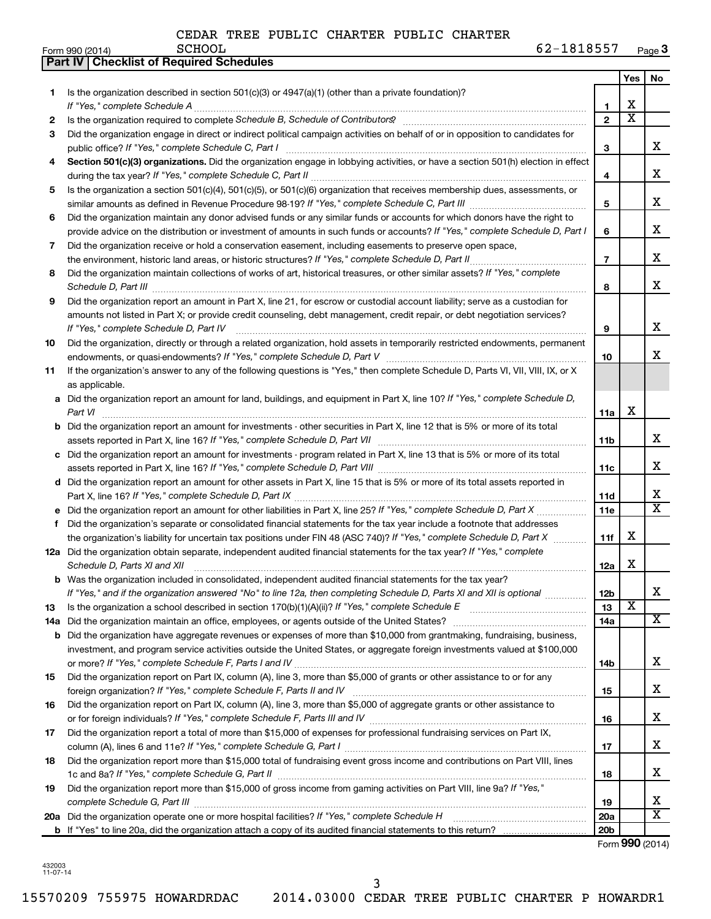CEDAR TREE PUBLIC CHARTER PUBLIC CHARTER SCHOOL

Form 990 (2014) 62-1818557 Page 3

## Part IV | Checklist of Required Schedules

| | | | Yes | No |
|---|---|---|---|---|
| 1 | Is the organization described in section 501(c)(3) or 4947(a)(1) (other than a private foundation)? *If "Yes," complete Schedule A* | 1 | X | |
| 2 | Is the organization required to complete *Schedule B, Schedule of Contributors*? | 2 | X | |
| 3 | Did the organization engage in direct or indirect political campaign activities on behalf of or in opposition to candidates for public office? *If "Yes," complete Schedule C, Part I* | 3 | | X |
| 4 | **Section 501(c)(3) organizations.** Did the organization engage in lobbying activities, or have a section 501(h) election in effect during the tax year? *If "Yes," complete Schedule C, Part II* | 4 | | X |
| 5 | Is the organization a section 501(c)(4), 501(c)(5), or 501(c)(6) organization that receives membership dues, assessments, or similar amounts as defined in Revenue Procedure 98-19? *If "Yes," complete Schedule C, Part III* | 5 | | X |
| 6 | Did the organization maintain any donor advised funds or any similar funds or accounts for which donors have the right to provide advice on the distribution or investment of amounts in such funds or accounts? *If "Yes," complete Schedule D, Part I* | 6 | | X |
| 7 | Did the organization receive or hold a conservation easement, including easements to preserve open space, the environment, historic land areas, or historic structures? *If "Yes," complete Schedule D, Part II* | 7 | | X |
| 8 | Did the organization maintain collections of works of art, historical treasures, or other similar assets? *If "Yes," complete Schedule D, Part III* | 8 | | X |
| 9 | Did the organization report an amount in Part X, line 21, for escrow or custodial account liability; serve as a custodian for amounts not listed in Part X; or provide credit counseling, debt management, credit repair, or debt negotiation services? *If "Yes," complete Schedule D, Part IV* | 9 | | X |
| 10 | Did the organization, directly or through a related organization, hold assets in temporarily restricted endowments, permanent endowments, or quasi-endowments? *If "Yes," complete Schedule D, Part V* | 10 | | X |
| 11 | If the organization's answer to any of the following questions is "Yes," then complete Schedule D, Parts VI, VII, VIII, IX, or X as applicable. | | | |
| a | Did the organization report an amount for land, buildings, and equipment in Part X, line 10? *If "Yes," complete Schedule D, Part VI* | 11a | X | |
| b | Did the organization report an amount for investments - other securities in Part X, line 12 that is 5% or more of its total assets reported in Part X, line 16? *If "Yes," complete Schedule D, Part VII* | 11b | | X |
| c | Did the organization report an amount for investments - program related in Part X, line 13 that is 5% or more of its total assets reported in Part X, line 16? *If "Yes," complete Schedule D, Part VIII* | 11c | | X |
| d | Did the organization report an amount for other assets in Part X, line 15 that is 5% or more of its total assets reported in Part X, line 16? *If "Yes," complete Schedule D, Part IX* | 11d | | X |
| e | Did the organization report an amount for other liabilities in Part X, line 25? *If "Yes," complete Schedule D, Part X* | 11e | | X |
| f | Did the organization's separate or consolidated financial statements for the tax year include a footnote that addresses the organization's liability for uncertain tax positions under FIN 48 (ASC 740)? *If "Yes," complete Schedule D, Part X* | 11f | X | |
| 12a | Did the organization obtain separate, independent audited financial statements for the tax year? *If "Yes," complete Schedule D, Parts XI and XII* | 12a | X | |
| b | Was the organization included in consolidated, independent audited financial statements for the tax year? *If "Yes," and if the organization answered "No" to line 12a, then completing Schedule D, Parts XI and XII is optional* | 12b | | X |
| 13 | Is the organization a school described in section 170(b)(1)(A)(ii)? *If "Yes," complete Schedule E* | 13 | X | |
| 14a | Did the organization maintain an office, employees, or agents outside of the United States? | 14a | | X |
| b | Did the organization have aggregate revenues or expenses of more than $10,000 from grantmaking, fundraising, business, investment, and program service activities outside the United States, or aggregate foreign investments valued at $100,000 or more? *If "Yes," complete Schedule F, Parts I and IV* | 14b | | X |
| 15 | Did the organization report on Part IX, column (A), line 3, more than $5,000 of grants or other assistance to or for any foreign organization? *If "Yes," complete Schedule F, Parts II and IV* | 15 | | X |
| 16 | Did the organization report on Part IX, column (A), line 3, more than $5,000 of aggregate grants or other assistance to or for foreign individuals? *If "Yes," complete Schedule F, Parts III and IV* | 16 | | X |
| 17 | Did the organization report a total of more than $15,000 of expenses for professional fundraising services on Part IX, column (A), lines 6 and 11e? *If "Yes," complete Schedule G, Part I* | 17 | | X |
| 18 | Did the organization report more than $15,000 total of fundraising event gross income and contributions on Part VIII, lines 1c and 8a? *If "Yes," complete Schedule G, Part II* | 18 | | X |
| 19 | Did the organization report more than $15,000 of gross income from gaming activities on Part VIII, line 9a? *If "Yes," complete Schedule G, Part III* | 19 | | X |
| 20a | Did the organization operate one or more hospital facilities? *If "Yes," complete Schedule H* | 20a | | X |
| b | If "Yes" to line 20a, did the organization attach a copy of its audited financial statements to this return? | 20b | | |

Form **990** (2014)

432003 11-07-14

15570209 755975 HOWARDRDAC 2014.03000 CEDAR TREE PUBLIC CHARTER P HOWARDR1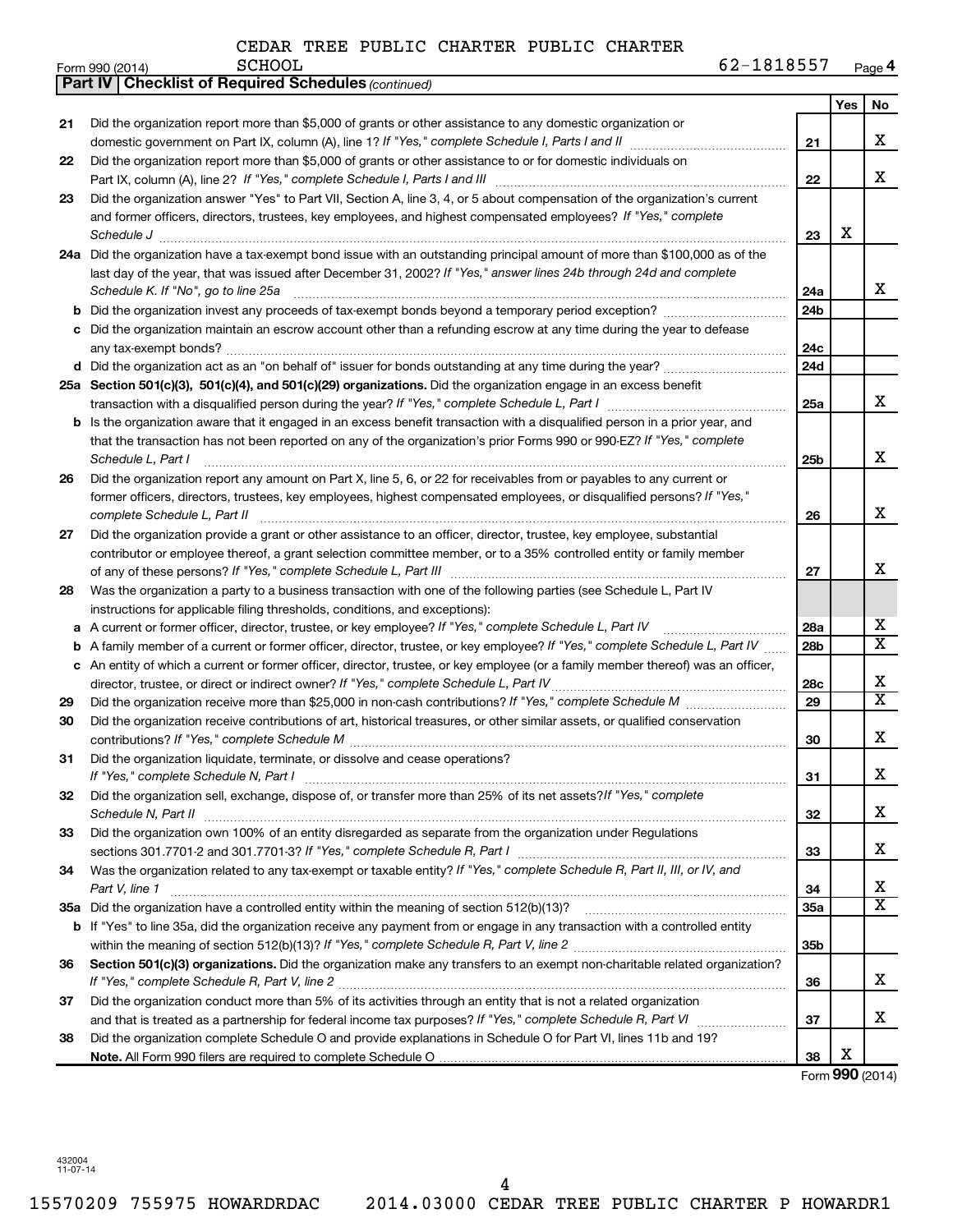CEDAR TREE PUBLIC CHARTER PUBLIC CHARTER SCHOOL

Form 990 (2014) 62-1818557

**Part IV | Checklist of Required Schedules** *(continued)*

| | | Line | Yes | No |
|---|---|---|---|---|
| 21 | Did the organization report more than $5,000 of grants or other assistance to any domestic organization or domestic government on Part IX, column (A), line 1? *If "Yes," complete Schedule I, Parts I and II* | 21 | | X |
| 22 | Did the organization report more than $5,000 of grants or other assistance to or for domestic individuals on Part IX, column (A), line 2? *If "Yes," complete Schedule I, Parts I and III* | 22 | | X |
| 23 | Did the organization answer "Yes" to Part VII, Section A, line 3, 4, or 5 about compensation of the organization's current and former officers, directors, trustees, key employees, and highest compensated employees? *If "Yes," complete Schedule J* | 23 | X | |
| 24a | Did the organization have a tax-exempt bond issue with an outstanding principal amount of more than $100,000 as of the last day of the year, that was issued after December 31, 2002? *If "Yes," answer lines 24b through 24d and complete Schedule K. If "No", go to line 25a* | 24a | | X |
| b | Did the organization invest any proceeds of tax-exempt bonds beyond a temporary period exception? | 24b | | |
| c | Did the organization maintain an escrow account other than a refunding escrow at any time during the year to defease any tax-exempt bonds? | 24c | | |
| d | Did the organization act as an "on behalf of" issuer for bonds outstanding at any time during the year? | 24d | | |
| 25a | **Section 501(c)(3), 501(c)(4), and 501(c)(29) organizations.** Did the organization engage in an excess benefit transaction with a disqualified person during the year? *If "Yes," complete Schedule L, Part I* | 25a | | X |
| b | Is the organization aware that it engaged in an excess benefit transaction with a disqualified person in a prior year, and that the transaction has not been reported on any of the organization's prior Forms 990 or 990-EZ? *If "Yes," complete Schedule L, Part I* | 25b | | X |
| 26 | Did the organization report any amount on Part X, line 5, 6, or 22 for receivables from or payables to any current or former officers, directors, trustees, key employees, highest compensated employees, or disqualified persons? *If "Yes," complete Schedule L, Part II* | 26 | | X |
| 27 | Did the organization provide a grant or other assistance to an officer, director, trustee, key employee, substantial contributor or employee thereof, a grant selection committee member, or to a 35% controlled entity or family member of any of these persons? *If "Yes," complete Schedule L, Part III* | 27 | | X |
| 28 | Was the organization a party to a business transaction with one of the following parties (see Schedule L, Part IV instructions for applicable filing thresholds, conditions, and exceptions): | | | |
| a | A current or former officer, director, trustee, or key employee? *If "Yes," complete Schedule L, Part IV* | 28a | | X |
| b | A family member of a current or former officer, director, trustee, or key employee? *If "Yes," complete Schedule L, Part IV* | 28b | | X |
| c | An entity of which a current or former officer, director, trustee, or key employee (or a family member thereof) was an officer, director, trustee, or direct or indirect owner? *If "Yes," complete Schedule L, Part IV* | 28c | | X |
| 29 | Did the organization receive more than $25,000 in non-cash contributions? *If "Yes," complete Schedule M* | 29 | | X |
| 30 | Did the organization receive contributions of art, historical treasures, or other similar assets, or qualified conservation contributions? *If "Yes," complete Schedule M* | 30 | | X |
| 31 | Did the organization liquidate, terminate, or dissolve and cease operations? *If "Yes," complete Schedule N, Part I* | 31 | | X |
| 32 | Did the organization sell, exchange, dispose of, or transfer more than 25% of its net assets? *If "Yes," complete Schedule N, Part II* | 32 | | X |
| 33 | Did the organization own 100% of an entity disregarded as separate from the organization under Regulations sections 301.7701-2 and 301.7701-3? *If "Yes," complete Schedule R, Part I* | 33 | | X |
| 34 | Was the organization related to any tax-exempt or taxable entity? *If "Yes," complete Schedule R, Part II, III, or IV, and Part V, line 1* | 34 | | X |
| 35a | Did the organization have a controlled entity within the meaning of section 512(b)(13)? | 35a | | X |
| b | If "Yes" to line 35a, did the organization receive any payment from or engage in any transaction with a controlled entity within the meaning of section 512(b)(13)? *If "Yes," complete Schedule R, Part V, line 2* | 35b | | |
| 36 | **Section 501(c)(3) organizations.** Did the organization make any transfers to an exempt non-charitable related organization? *If "Yes," complete Schedule R, Part V, line 2* | 36 | | X |
| 37 | Did the organization conduct more than 5% of its activities through an entity that is not a related organization and that is treated as a partnership for federal income tax purposes? *If "Yes," complete Schedule R, Part VI* | 37 | | X |
| 38 | Did the organization complete Schedule O and provide explanations in Schedule O for Part VI, lines 11b and 19? **Note.** All Form 990 filers are required to complete Schedule O | 38 | X | |

Form **990** (2014)

432004 11-07-14

15570209 755975 HOWARDRDAC 2014.03000 CEDAR TREE PUBLIC CHARTER P HOWARDR1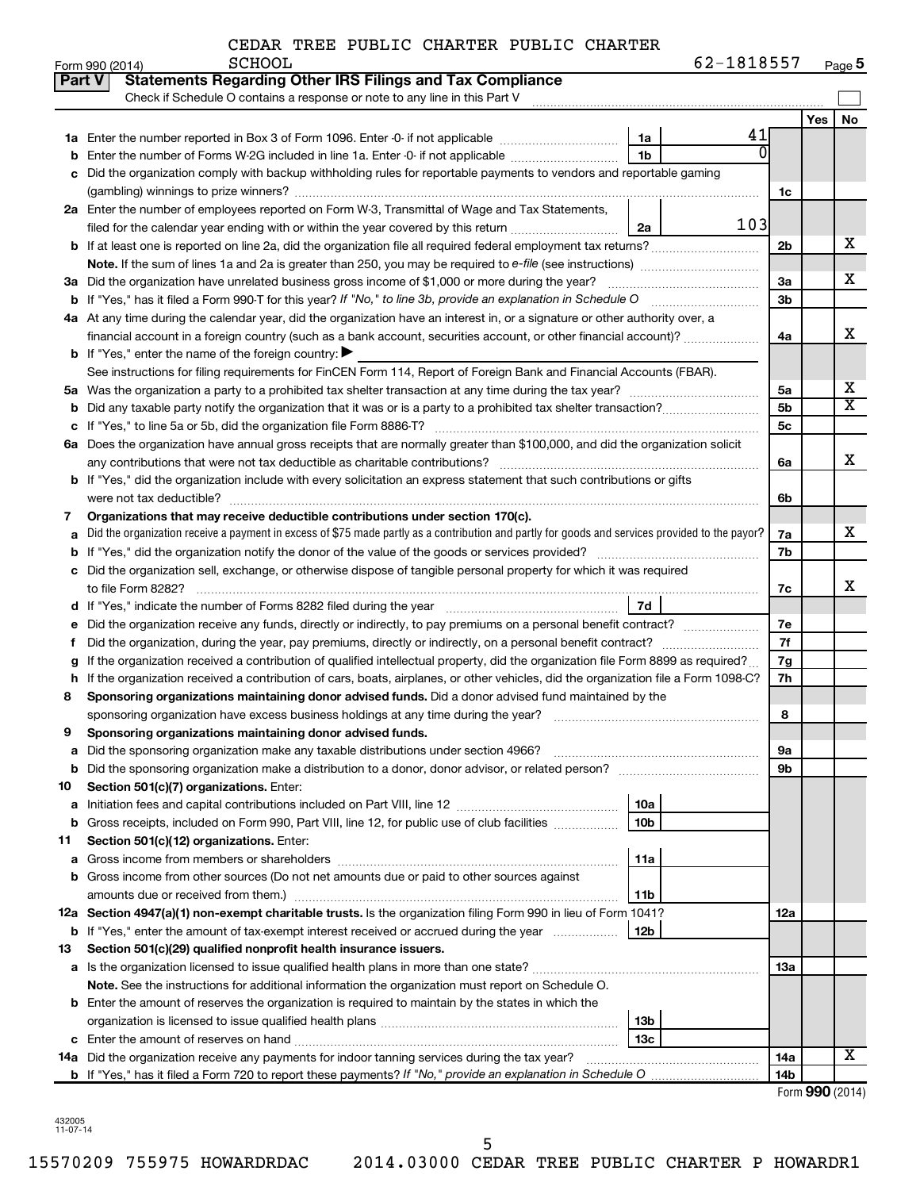CEDAR TREE PUBLIC CHARTER PUBLIC CHARTER SCHOOL

62-1818557

## Part V Statements Regarding Other IRS Filings and Tax Compliance

Check if Schedule O contains a response or note to any line in this Part V

| | | | | | Yes | No |
|---|---|---|---|---|---|---|
| **1a** | Enter the number reported in Box 3 of Form 1096. Enter -0- if not applicable | 1a | 41 | | | |
| **b** | Enter the number of Forms W-2G included in line 1a. Enter -0- if not applicable | 1b | 0 | | | |
| **c** | Did the organization comply with backup withholding rules for reportable payments to vendors and reportable gaming (gambling) winnings to prize winners? | | | 1c | | |
| **2a** | Enter the number of employees reported on Form W-3, Transmittal of Wage and Tax Statements, filed for the calendar year ending with or within the year covered by this return | 2a | 103 | | | |
| **b** | If at least one is reported on line 2a, did the organization file all required federal employment tax returns? | | | 2b | | X |
| | **Note.** If the sum of lines 1a and 2a is greater than 250, you may be required to *e-file* (see instructions) | | | | | |
| **3a** | Did the organization have unrelated business gross income of $1,000 or more during the year? | | | 3a | | X |
| **b** | If "Yes," has it filed a Form 990-T for this year? *If "No," to line 3b, provide an explanation in Schedule O* | | | 3b | | |
| **4a** | At any time during the calendar year, did the organization have an interest in, or a signature or other authority over, a financial account in a foreign country (such as a bank account, securities account, or other financial account)? | | | 4a | | X |
| **b** | If "Yes," enter the name of the foreign country: ▶ | | | | | |
| | See instructions for filing requirements for FinCEN Form 114, Report of Foreign Bank and Financial Accounts (FBAR). | | | | | |
| **5a** | Was the organization a party to a prohibited tax shelter transaction at any time during the tax year? | | | 5a | | X |
| **b** | Did any taxable party notify the organization that it was or is a party to a prohibited tax shelter transaction? | | | 5b | | X |
| **c** | If "Yes," to line 5a or 5b, did the organization file Form 8886-T? | | | 5c | | |
| **6a** | Does the organization have annual gross receipts that are normally greater than $100,000, and did the organization solicit any contributions that were not tax deductible as charitable contributions? | | | 6a | | X |
| **b** | If "Yes," did the organization include with every solicitation an express statement that such contributions or gifts were not tax deductible? | | | 6b | | |
| **7** | **Organizations that may receive deductible contributions under section 170(c).** | | | | | |
| **a** | Did the organization receive a payment in excess of $75 made partly as a contribution and partly for goods and services provided to the payor? | | | 7a | | X |
| **b** | If "Yes," did the organization notify the donor of the value of the goods or services provided? | | | 7b | | |
| **c** | Did the organization sell, exchange, or otherwise dispose of tangible personal property for which it was required to file Form 8282? | | | 7c | | X |
| **d** | If "Yes," indicate the number of Forms 8282 filed during the year | 7d | | | | |
| **e** | Did the organization receive any funds, directly or indirectly, to pay premiums on a personal benefit contract? | | | 7e | | |
| **f** | Did the organization, during the year, pay premiums, directly or indirectly, on a personal benefit contract? | | | 7f | | |
| **g** | If the organization received a contribution of qualified intellectual property, did the organization file Form 8899 as required? | | | 7g | | |
| **h** | If the organization received a contribution of cars, boats, airplanes, or other vehicles, did the organization file a Form 1098-C? | | | 7h | | |
| **8** | **Sponsoring organizations maintaining donor advised funds.** Did a donor advised fund maintained by the sponsoring organization have excess business holdings at any time during the year? | | | 8 | | |
| **9** | **Sponsoring organizations maintaining donor advised funds.** | | | | | |
| **a** | Did the sponsoring organization make any taxable distributions under section 4966? | | | 9a | | |
| **b** | Did the sponsoring organization make a distribution to a donor, donor advisor, or related person? | | | 9b | | |
| **10** | **Section 501(c)(7) organizations.** Enter: | | | | | |
| **a** | Initiation fees and capital contributions included on Part VIII, line 12 | 10a | | | | |
| **b** | Gross receipts, included on Form 990, Part VIII, line 12, for public use of club facilities | 10b | | | | |
| **11** | **Section 501(c)(12) organizations.** Enter: | | | | | |
| **a** | Gross income from members or shareholders | 11a | | | | |
| **b** | Gross income from other sources (Do not net amounts due or paid to other sources against amounts due or received from them.) | 11b | | | | |
| **12a** | **Section 4947(a)(1) non-exempt charitable trusts.** Is the organization filing Form 990 in lieu of Form 1041? | | | 12a | | |
| **b** | If "Yes," enter the amount of tax-exempt interest received or accrued during the year | 12b | | | | |
| **13** | **Section 501(c)(29) qualified nonprofit health insurance issuers.** | | | | | |
| **a** | Is the organization licensed to issue qualified health plans in more than one state? | | | 13a | | |
| | **Note.** See the instructions for additional information the organization must report on Schedule O. | | | | | |
| **b** | Enter the amount of reserves the organization is required to maintain by the states in which the organization is licensed to issue qualified health plans | 13b | | | | |
| **c** | Enter the amount of reserves on hand | 13c | | | | |
| **14a** | Did the organization receive any payments for indoor tanning services during the tax year? | | | 14a | | X |
| **b** | If "Yes," has it filed a Form 720 to report these payments? *If "No," provide an explanation in Schedule O* | | | 14b | | |

Form **990** (2014)

432005
11-07-14

15570209 755975 HOWARDRDAC 2014.03000 CEDAR TREE PUBLIC CHARTER P HOWARDR1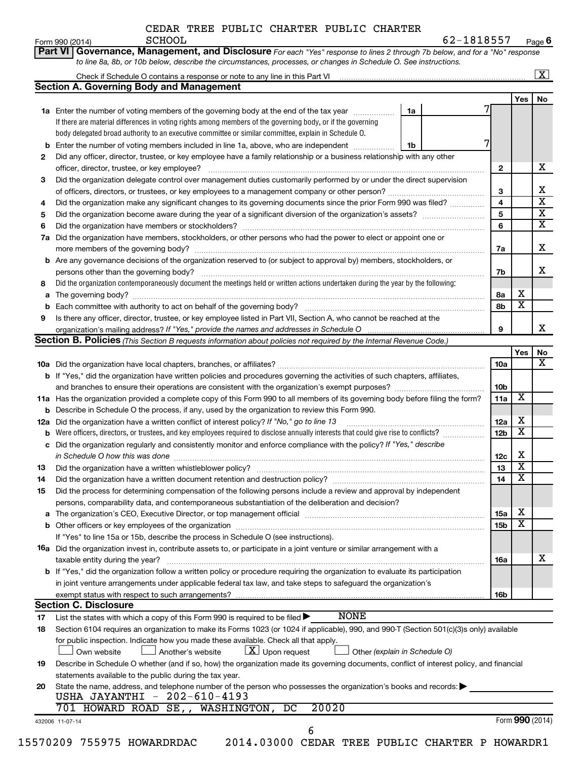CEDAR TREE PUBLIC CHARTER PUBLIC CHARTER SCHOOL

Form 990 (2014) 62-1818557 Page 6

**Part VI Governance, Management, and Disclosure** *For each "Yes" response to lines 2 through 7b below, and for a "No" response to line 8a, 8b, or 10b below, describe the circumstances, processes, or changes in Schedule O. See instructions.*

Check if Schedule O contains a response or note to any line in this Part VI ... [X]

## Section A. Governing Body and Management

| | | | | Yes | No |
|---|---|---|---|---|---|
| 1a | Enter the number of voting members of the governing body at the end of the tax year | 1a | 7 | | |
| | If there are material differences in voting rights among members of the governing body, or if the governing body delegated broad authority to an executive committee or similar committee, explain in Schedule O. | | | | |
| b | Enter the number of voting members included in line 1a, above, who are independent | 1b | 7 | | |
| 2 | Did any officer, director, trustee, or key employee have a family relationship or a business relationship with any other officer, director, trustee, or key employee? | 2 | | | X |
| 3 | Did the organization delegate control over management duties customarily performed by or under the direct supervision of officers, directors, or trustees, or key employees to a management company or other person? | 3 | | | X |
| 4 | Did the organization make any significant changes to its governing documents since the prior Form 990 was filed? | 4 | | | X |
| 5 | Did the organization become aware during the year of a significant diversion of the organization's assets? | 5 | | | X |
| 6 | Did the organization have members or stockholders? | 6 | | | X |
| 7a | Did the organization have members, stockholders, or other persons who had the power to elect or appoint one or more members of the governing body? | 7a | | | X |
| b | Are any governance decisions of the organization reserved to (or subject to approval by) members, stockholders, or persons other than the governing body? | 7b | | | X |
| 8 | Did the organization contemporaneously document the meetings held or written actions undertaken during the year by the following: | | | | |
| a | The governing body? | 8a | | X | |
| b | Each committee with authority to act on behalf of the governing body? | 8b | | X | |
| 9 | Is there any officer, director, trustee, or key employee listed in Part VII, Section A, who cannot be reached at the organization's mailing address? *If "Yes," provide the names and addresses in Schedule O* | 9 | | | X |

## Section B. Policies *(This Section B requests information about policies not required by the Internal Revenue Code.)*

| | | | Yes | No |
|---|---|---|---|---|
| 10a | Did the organization have local chapters, branches, or affiliates? | 10a | | X |
| b | If "Yes," did the organization have written policies and procedures governing the activities of such chapters, affiliates, and branches to ensure their operations are consistent with the organization's exempt purposes? | 10b | | |
| 11a | Has the organization provided a complete copy of this Form 990 to all members of its governing body before filing the form? | 11a | X | |
| b | Describe in Schedule O the process, if any, used by the organization to review this Form 990. | | | |
| 12a | Did the organization have a written conflict of interest policy? *If "No," go to line 13* | 12a | X | |
| b | Were officers, directors, or trustees, and key employees required to disclose annually interests that could give rise to conflicts? | 12b | X | |
| c | Did the organization regularly and consistently monitor and enforce compliance with the policy? *If "Yes," describe in Schedule O how this was done* | 12c | X | |
| 13 | Did the organization have a written whistleblower policy? | 13 | X | |
| 14 | Did the organization have a written document retention and destruction policy? | 14 | X | |
| 15 | Did the process for determining compensation of the following persons include a review and approval by independent persons, comparability data, and contemporaneous substantiation of the deliberation and decision? | | | |
| a | The organization's CEO, Executive Director, or top management official | 15a | X | |
| b | Other officers or key employees of the organization | 15b | X | |
| | If "Yes" to line 15a or 15b, describe the process in Schedule O (see instructions). | | | |
| 16a | Did the organization invest in, contribute assets to, or participate in a joint venture or similar arrangement with a taxable entity during the year? | 16a | | X |
| b | If "Yes," did the organization follow a written policy or procedure requiring the organization to evaluate its participation in joint venture arrangements under applicable federal tax law, and take steps to safeguard the organization's exempt status with respect to such arrangements? | 16b | | |

## Section C. Disclosure

17 List the states with which a copy of this Form 990 is required to be filed ▶ NONE

18 Section 6104 requires an organization to make its Forms 1023 (or 1024 if applicable), 990, and 990-T (Section 501(c)(3)s only) available for public inspection. Indicate how you made these available. Check all that apply.

[ ] Own website [ ] Another's website [X] Upon request [ ] Other *(explain in Schedule O)*

19 Describe in Schedule O whether (and if so, how) the organization made its governing documents, conflict of interest policy, and financial statements available to the public during the tax year.

20 State the name, address, and telephone number of the person who possesses the organization's books and records: ▶

USHA JAYANTHI - 202-610-4193
701 HOWARD ROAD SE,, WASHINGTON, DC 20020

432006 11-07-14 Form 990 (2014)

15570209 755975 HOWARDRDAC 2014.03000 CEDAR TREE PUBLIC CHARTER P HOWARDR1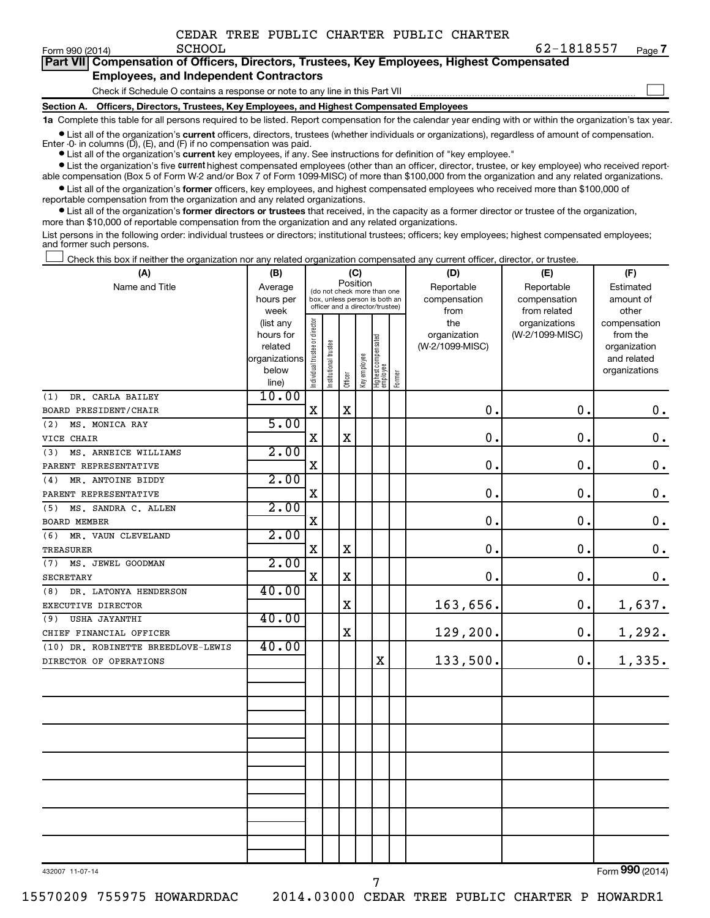CEDAR TREE PUBLIC CHARTER PUBLIC CHARTER SCHOOL 62-1818557

Form 990 (2014) Page 7

**Part VII Compensation of Officers, Directors, Trustees, Key Employees, Highest Compensated Employees, and Independent Contractors**

Check if Schedule O contains a response or note to any line in this Part VII ☐

**Section A. Officers, Directors, Trustees, Key Employees, and Highest Compensated Employees**

**1a** Complete this table for all persons required to be listed. Report compensation for the calendar year ending with or within the organization's tax year.

- List all of the organization's **current** officers, directors, trustees (whether individuals or organizations), regardless of amount of compensation. Enter -0- in columns (D), (E), and (F) if no compensation was paid.
- List all of the organization's **current** key employees, if any. See instructions for definition of "key employee."
- List the organization's five **current** highest compensated employees (other than an officer, director, trustee, or key employee) who received reportable compensation (Box 5 of Form W-2 and/or Box 7 of Form 1099-MISC) of more than $100,000 from the organization and any related organizations.
- List all of the organization's **former** officers, key employees, and highest compensated employees who received more than $100,000 of reportable compensation from the organization and any related organizations.
- List all of the organization's **former directors or trustees** that received, in the capacity as a former director or trustee of the organization, more than $10,000 of reportable compensation from the organization and any related organizations.

List persons in the following order: individual trustees or directors; institutional trustees; officers; key employees; highest compensated employees; and former such persons.

☐ Check this box if neither the organization nor any related organization compensated any current officer, director, or trustee.

| (A) Name and Title | (B) Average hours per week (list any hours for related organizations below line) | (C) Position: Individual trustee or director | Institutional trustee | Officer | Key employee | Highest compensated employee | Former | (D) Reportable compensation from the organization (W-2/1099-MISC) | (E) Reportable compensation from related organizations (W-2/1099-MISC) | (F) Estimated amount of other compensation from the organization and related organizations |
|---|---|---|---|---|---|---|---|---|---|---|
| (1) DR. CARLA BAILEY<br>BOARD PRESIDENT/CHAIR | 10.00 | X | | X | | | | 0. | 0. | 0. |
| (2) MS. MONICA RAY<br>VICE CHAIR | 5.00 | X | | X | | | | 0. | 0. | 0. |
| (3) MS. ARNEICE WILLIAMS<br>PARENT REPRESENTATIVE | 2.00 | X | | | | | | 0. | 0. | 0. |
| (4) MR. ANTOINE BIDDY<br>PARENT REPRESENTATIVE | 2.00 | X | | | | | | 0. | 0. | 0. |
| (5) MS. SANDRA C. ALLEN<br>BOARD MEMBER | 2.00 | X | | | | | | 0. | 0. | 0. |
| (6) MR. VAUN CLEVELAND<br>TREASURER | 2.00 | X | | X | | | | 0. | 0. | 0. |
| (7) MS. JEWEL GOODMAN<br>SECRETARY | 2.00 | X | | X | | | | 0. | 0. | 0. |
| (8) DR. LATONYA HENDERSON<br>EXECUTIVE DIRECTOR | 40.00 | | | X | | | | 163,656. | 0. | 1,637. |
| (9) USHA JAYANTHI<br>CHIEF FINANCIAL OFFICER | 40.00 | | | X | | | | 129,200. | 0. | 1,292. |
| (10) DR. ROBINETTE BREEDLOVE-LEWIS<br>DIRECTOR OF OPERATIONS | 40.00 | | | | | X | | 133,500. | 0. | 1,335. |

432007 11-07-14

Form **990** (2014)

15570209 755975 HOWARDRDAC 2014.03000 CEDAR TREE PUBLIC CHARTER P HOWARDR1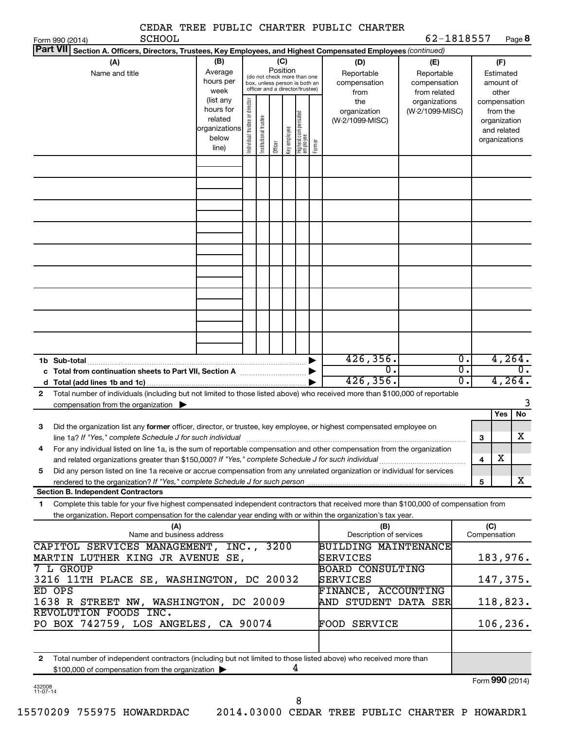CEDAR TREE PUBLIC CHARTER PUBLIC CHARTER SCHOOL

Form 990 (2014) 62-1818557 Page **8**

**Part VII Section A. Officers, Directors, Trustees, Key Employees, and Highest Compensated Employees** *(continued)*

| (A) Name and title | (B) Average hours per week (list any hours for related organizations below line) | (C) Position: Individual trustee or director | Institutional trustee | Officer | Key employee | Highest compensated employee | Former | (D) Reportable compensation from the organization (W-2/1099-MISC) | (E) Reportable compensation from related organizations (W-2/1099-MISC) | (F) Estimated amount of other compensation from the organization and related organizations |
|---|---|---|---|---|---|---|---|---|---|---|
| | | | | | | | | | | |
| | | | | | | | | | | |
| | | | | | | | | | | |
| | | | | | | | | | | |
| | | | | | | | | | | |
| | | | | | | | | | | |
| | | | | | | | | | | |
| | | | | | | | | | | |
| | | | | | | | | | | |
| **1b Sub-total** | | | | | | | | 426,356. | 0. | 4,264. |
| **c Total from continuation sheets to Part VII, Section A** | | | | | | | | 0. | 0. | 0. |
| **d Total (add lines 1b and 1c)** | | | | | | | | 426,356. | 0. | 4,264. |

**2** Total number of individuals (including but not limited to those listed above) who received more than $100,000 of reportable compensation from the organization ▶ 3

| | | | Yes | No |
|---|---|---|---|---|
| **3** | Did the organization list any **former** officer, director, or trustee, key employee, or highest compensated employee on line 1a? *If "Yes," complete Schedule J for such individual* | 3 | | X |
| **4** | For any individual listed on line 1a, is the sum of reportable compensation and other compensation from the organization and related organizations greater than $150,000? *If "Yes," complete Schedule J for such individual* | 4 | X | |
| **5** | Did any person listed on line 1a receive or accrue compensation from any unrelated organization or individual for services rendered to the organization? *If "Yes," complete Schedule J for such person* | 5 | | X |

**Section B. Independent Contractors**

**1** Complete this table for your five highest compensated independent contractors that received more than $100,000 of compensation from the organization. Report compensation for the calendar year ending with or within the organization's tax year.

| (A) Name and business address | (B) Description of services | (C) Compensation |
|---|---|---|
| CAPITOL SERVICES MANAGEMENT, INC., 3200 MARTIN LUTHER KING JR AVENUE SE, | BUILDING MAINTENANCE SERVICES | 183,976. |
| 7 L GROUP 3216 11TH PLACE SE, WASHINGTON, DC 20032 | BOARD CONSULTING SERVICES | 147,375. |
| ED OPS 1638 R STREET NW, WASHINGTON, DC 20009 | FINANCE, ACCOUNTING AND STUDENT DATA SER | 118,823. |
| REVOLUTION FOODS INC. PO BOX 742759, LOS ANGELES, CA 90074 | FOOD SERVICE | 106,236. |
| | | |

**2** Total number of independent contractors (including but not limited to those listed above) who received more than $100,000 of compensation from the organization ▶ 4

Form **990** (2014)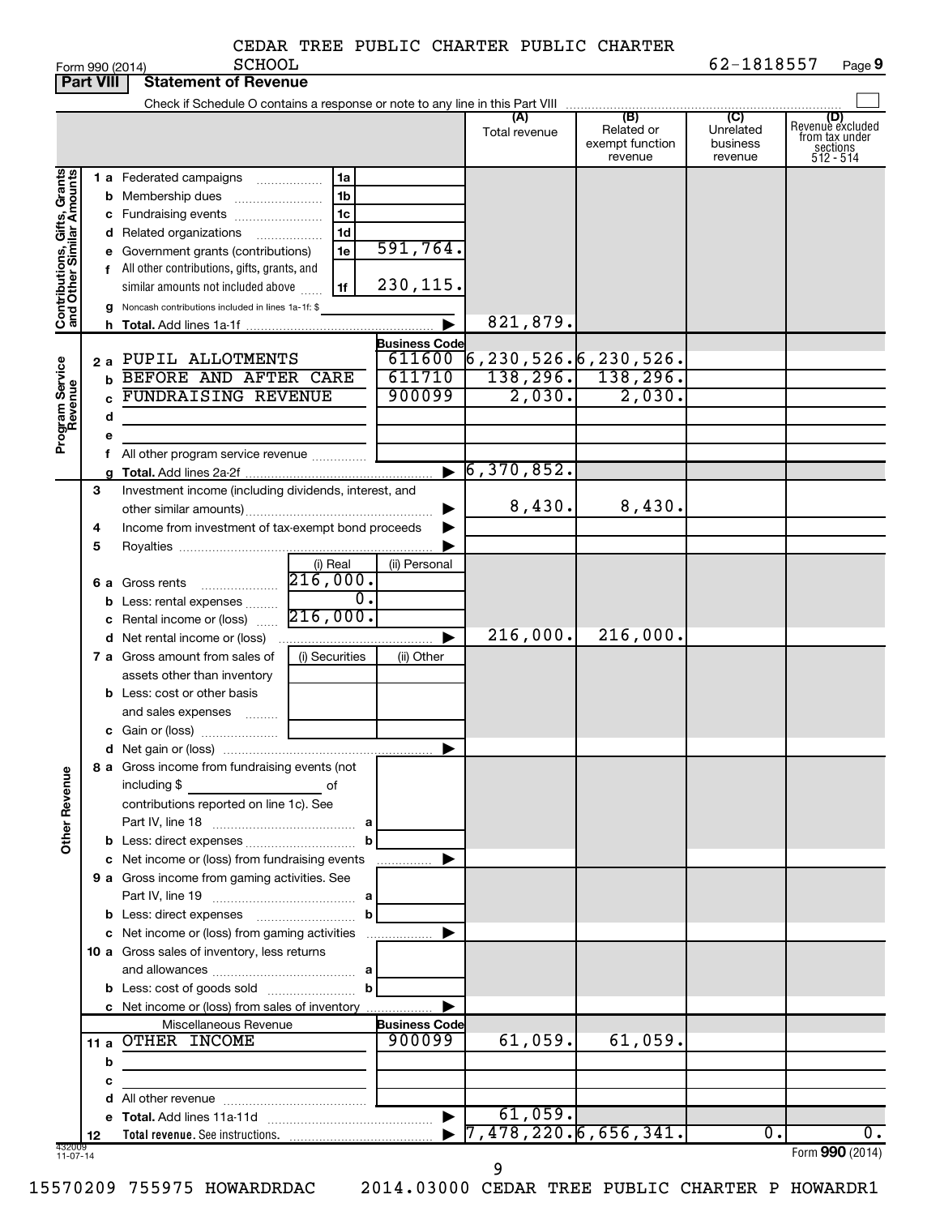CEDAR TREE PUBLIC CHARTER PUBLIC CHARTER SCHOOL

Form 990 (2014) 62-1818557 Page 9

## Part VIII Statement of Revenue

Check if Schedule O contains a response or note to any line in this Part VIII ☐

| | | | | (A) Total revenue | (B) Related or exempt function revenue | (C) Unrelated business revenue | (D) Revenue excluded from tax under sections 512 - 514 |
|---|---|---|---|---|---|---|---|
| **Contributions, Gifts, Grants and Other Similar Amounts** | 1 a Federated campaigns | 1a | | | | | |
| | b Membership dues | 1b | | | | | |
| | c Fundraising events | 1c | | | | | |
| | d Related organizations | 1d | | | | | |
| | e Government grants (contributions) | 1e | 591,764. | | | | |
| | f All other contributions, gifts, grants, and similar amounts not included above | 1f | 230,115. | | | | |
| | g Noncash contributions included in lines 1a-1f: $ | | | | | | |
| | h **Total.** Add lines 1a-1f | | | 821,879. | | | |
| **Program Service Revenue** | | | **Business Code** | | | | |
| | 2 a PUPIL ALLOTMENTS | | 611600 | 6,230,526. | 6,230,526. | | |
| | b BEFORE AND AFTER CARE | | 611710 | 138,296. | 138,296. | | |
| | c FUNDRAISING REVENUE | | 900099 | 2,030. | 2,030. | | |
| | d | | | | | | |
| | e | | | | | | |
| | f All other program service revenue | | | | | | |
| | g **Total.** Add lines 2a-2f | | | 6,370,852. | | | |
| **Other Revenue** | 3 Investment income (including dividends, interest, and other similar amounts) | | | 8,430. | 8,430. | | |
| | 4 Income from investment of tax-exempt bond proceeds | | | | | | |
| | 5 Royalties | | | | | | |
| | | (i) Real | (ii) Personal | | | | |
| | 6 a Gross rents | 216,000. | | | | | |
| | b Less: rental expenses | 0. | | | | | |
| | c Rental income or (loss) | 216,000. | | | | | |
| | d Net rental income or (loss) | | | 216,000. | 216,000. | | |
| | 7 a Gross amount from sales of assets other than inventory | (i) Securities | (ii) Other | | | | |
| | b Less: cost or other basis and sales expenses | | | | | | |
| | c Gain or (loss) | | | | | | |
| | d Net gain or (loss) | | | | | | |
| | 8 a Gross income from fundraising events (not including $ of contributions reported on line 1c). See Part IV, line 18 | a | | | | | |
| | b Less: direct expenses | b | | | | | |
| | c Net income or (loss) from fundraising events | | | | | | |
| | 9 a Gross income from gaming activities. See Part IV, line 19 | a | | | | | |
| | b Less: direct expenses | b | | | | | |
| | c Net income or (loss) from gaming activities | | | | | | |
| | 10 a Gross sales of inventory, less returns and allowances | a | | | | | |
| | b Less: cost of goods sold | b | | | | | |
| | c Net income or (loss) from sales of inventory | | | | | | |
| | Miscellaneous Revenue | | **Business Code** | | | | |
| | 11 a OTHER INCOME | | 900099 | 61,059. | 61,059. | | |
| | b | | | | | | |
| | c | | | | | | |
| | d All other revenue | | | | | | |
| | e **Total.** Add lines 11a-11d | | | 61,059. | | | |
| | 12 **Total revenue.** See instructions. | | | 7,478,220. | 6,656,341. | 0. | 0. |

432009 11-07-14

Form **990** (2014)

15570209 755975 HOWARDRDAC 2014.03000 CEDAR TREE PUBLIC CHARTER P HOWARDR1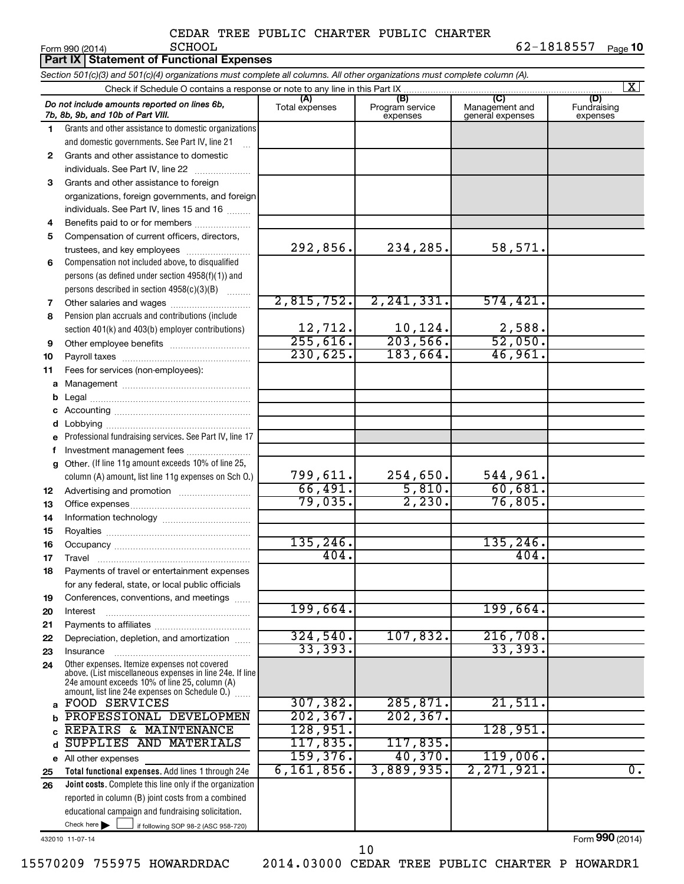CEDAR TREE PUBLIC CHARTER PUBLIC CHARTER SCHOOL

Form 990 (2014) 62-1818557 Page 10

**Part IX Statement of Functional Expenses**

*Section 501(c)(3) and 501(c)(4) organizations must complete all columns. All other organizations must complete column (A).*

Check if Schedule O contains a response or note to any line in this Part IX [X]

| | *Do not include amounts reported on lines 6b, 7b, 8b, 9b, and 10b of Part VIII.* | (A) Total expenses | (B) Program service expenses | (C) Management and general expenses | (D) Fundraising expenses |
|---|---|---|---|---|---|
| 1 | Grants and other assistance to domestic organizations and domestic governments. See Part IV, line 21 | | | | |
| 2 | Grants and other assistance to domestic individuals. See Part IV, line 22 | | | | |
| 3 | Grants and other assistance to foreign organizations, foreign governments, and foreign individuals. See Part IV, lines 15 and 16 | | | | |
| 4 | Benefits paid to or for members | | | | |
| 5 | Compensation of current officers, directors, trustees, and key employees | 292,856. | 234,285. | 58,571. | |
| 6 | Compensation not included above, to disqualified persons (as defined under section 4958(f)(1)) and persons described in section 4958(c)(3)(B) | | | | |
| 7 | Other salaries and wages | 2,815,752. | 2,241,331. | 574,421. | |
| 8 | Pension plan accruals and contributions (include section 401(k) and 403(b) employer contributions) | 12,712. | 10,124. | 2,588. | |
| 9 | Other employee benefits | 255,616. | 203,566. | 52,050. | |
| 10 | Payroll taxes | 230,625. | 183,664. | 46,961. | |
| 11 | Fees for services (non-employees): | | | | |
| a | Management | | | | |
| b | Legal | | | | |
| c | Accounting | | | | |
| d | Lobbying | | | | |
| e | Professional fundraising services. See Part IV, line 17 | | | | |
| f | Investment management fees | | | | |
| g | Other. (If line 11g amount exceeds 10% of line 25, column (A) amount, list line 11g expenses on Sch O.) | 799,611. | 254,650. | 544,961. | |
| 12 | Advertising and promotion | 66,491. | 5,810. | 60,681. | |
| 13 | Office expenses | 79,035. | 2,230. | 76,805. | |
| 14 | Information technology | | | | |
| 15 | Royalties | | | | |
| 16 | Occupancy | 135,246. | | 135,246. | |
| 17 | Travel | 404. | | 404. | |
| 18 | Payments of travel or entertainment expenses for any federal, state, or local public officials | | | | |
| 19 | Conferences, conventions, and meetings | | | | |
| 20 | Interest | 199,664. | | 199,664. | |
| 21 | Payments to affiliates | | | | |
| 22 | Depreciation, depletion, and amortization | 324,540. | 107,832. | 216,708. | |
| 23 | Insurance | 33,393. | | 33,393. | |
| 24 | Other expenses. Itemize expenses not covered above. (List miscellaneous expenses in line 24e. If line 24e amount exceeds 10% of line 25, column (A) amount, list line 24e expenses on Schedule O.) | | | | |
| a | FOOD SERVICES | 307,382. | 285,871. | 21,511. | |
| b | PROFESSIONAL DEVELOPMEN | 202,367. | 202,367. | | |
| c | REPAIRS & MAINTENANCE | 128,951. | | 128,951. | |
| d | SUPPLIES AND MATERIALS | 117,835. | 117,835. | | |
| e | All other expenses | 159,376. | 40,370. | 119,006. | |
| 25 | **Total functional expenses.** Add lines 1 through 24e | 6,161,856. | 3,889,935. | 2,271,921. | 0. |
| 26 | **Joint costs.** Complete this line only if the organization reported in column (B) joint costs from a combined educational campaign and fundraising solicitation. Check here [ ] if following SOP 98-2 (ASC 958-720) | | | | |

432010 11-07-14 Form **990** (2014)

15570209 755975 HOWARDRDAC 2014.03000 CEDAR TREE PUBLIC CHARTER P HOWARDR1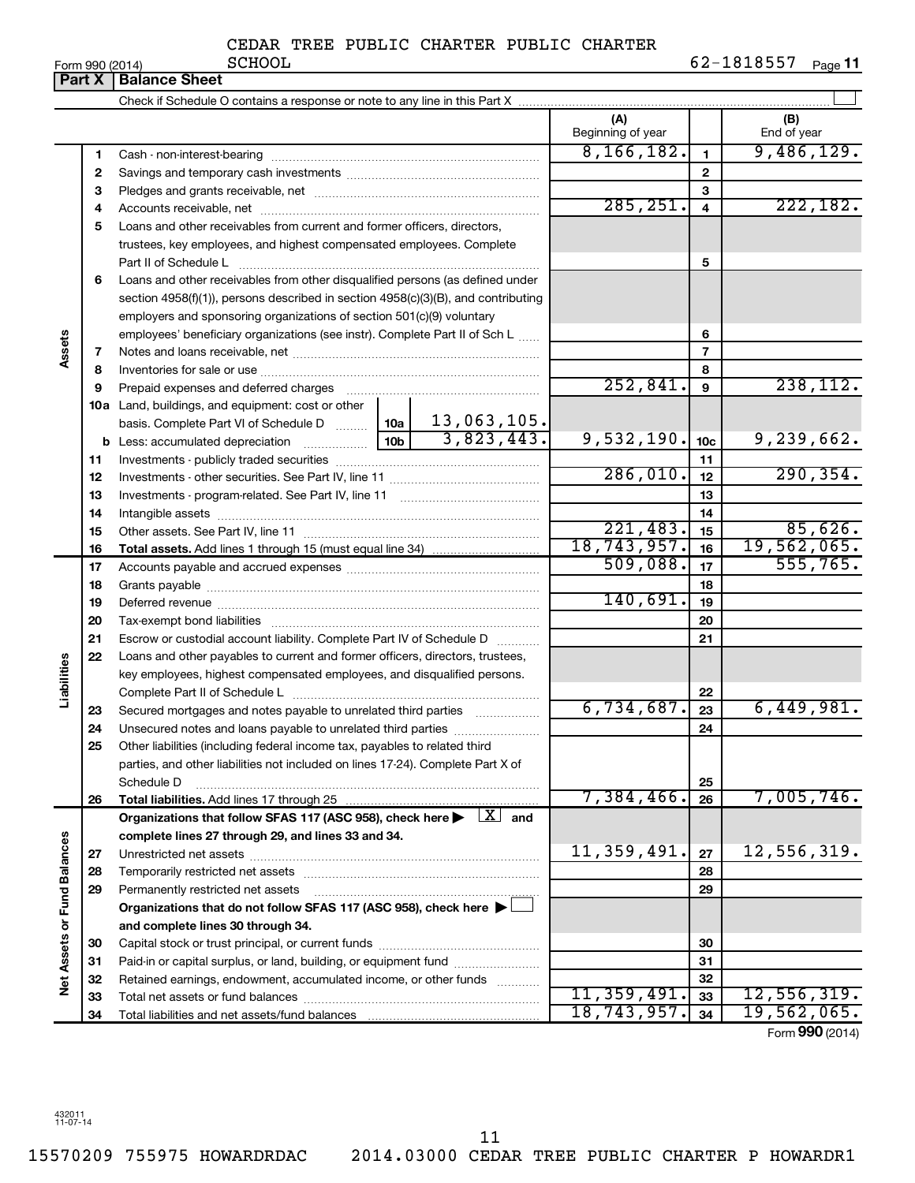CEDAR TREE PUBLIC CHARTER PUBLIC CHARTER SCHOOL

Form 990 (2014) 62-1818557 Page 11

**Part X | Balance Sheet**

Check if Schedule O contains a response or note to any line in this Part X ☐

| | | | (A) Beginning of year | | (B) End of year |
|---|---|---|---|---|---|
| Assets | 1 | Cash - non-interest-bearing | 8,166,182. | 1 | 9,486,129. |
| | 2 | Savings and temporary cash investments | | 2 | |
| | 3 | Pledges and grants receivable, net | | 3 | |
| | 4 | Accounts receivable, net | 285,251. | 4 | 222,182. |
| | 5 | Loans and other receivables from current and former officers, directors, trustees, key employees, and highest compensated employees. Complete Part II of Schedule L | | 5 | |
| | 6 | Loans and other receivables from other disqualified persons (as defined under section 4958(f)(1)), persons described in section 4958(c)(3)(B), and contributing employers and sponsoring organizations of section 501(c)(9) voluntary employees' beneficiary organizations (see instr). Complete Part II of Sch L | | 6 | |
| | 7 | Notes and loans receivable, net | | 7 | |
| | 8 | Inventories for sale or use | | 8 | |
| | 9 | Prepaid expenses and deferred charges | 252,841. | 9 | 238,112. |
| | 10a | Land, buildings, and equipment: cost or other basis. Complete Part VI of Schedule D — 10a: 13,063,105. | | | |
| | b | Less: accumulated depreciation — 10b: 3,823,443. | 9,532,190. | 10c | 9,239,662. |
| | 11 | Investments - publicly traded securities | | 11 | |
| | 12 | Investments - other securities. See Part IV, line 11 | 286,010. | 12 | 290,354. |
| | 13 | Investments - program-related. See Part IV, line 11 | | 13 | |
| | 14 | Intangible assets | | 14 | |
| | 15 | Other assets. See Part IV, line 11 | 221,483. | 15 | 85,626. |
| | 16 | **Total assets.** Add lines 1 through 15 (must equal line 34) | 18,743,957. | 16 | 19,562,065. |
| Liabilities | 17 | Accounts payable and accrued expenses | 509,088. | 17 | 555,765. |
| | 18 | Grants payable | | 18 | |
| | 19 | Deferred revenue | 140,691. | 19 | |
| | 20 | Tax-exempt bond liabilities | | 20 | |
| | 21 | Escrow or custodial account liability. Complete Part IV of Schedule D | | 21 | |
| | 22 | Loans and other payables to current and former officers, directors, trustees, key employees, highest compensated employees, and disqualified persons. Complete Part II of Schedule L | | 22 | |
| | 23 | Secured mortgages and notes payable to unrelated third parties | 6,734,687. | 23 | 6,449,981. |
| | 24 | Unsecured notes and loans payable to unrelated third parties | | 24 | |
| | 25 | Other liabilities (including federal income tax, payables to related third parties, and other liabilities not included on lines 17-24). Complete Part X of Schedule D | | 25 | |
| | 26 | **Total liabilities.** Add lines 17 through 25 | 7,384,466. | 26 | 7,005,746. |
| Net Assets or Fund Balances | | **Organizations that follow SFAS 117 (ASC 958), check here ▶ ☒ and complete lines 27 through 29, and lines 33 and 34.** | | | |
| | 27 | Unrestricted net assets | 11,359,491. | 27 | 12,556,319. |
| | 28 | Temporarily restricted net assets | | 28 | |
| | 29 | Permanently restricted net assets | | 29 | |
| | | **Organizations that do not follow SFAS 117 (ASC 958), check here ▶ ☐ and complete lines 30 through 34.** | | | |
| | 30 | Capital stock or trust principal, or current funds | | 30 | |
| | 31 | Paid-in or capital surplus, or land, building, or equipment fund | | 31 | |
| | 32 | Retained earnings, endowment, accumulated income, or other funds | | 32 | |
| | 33 | Total net assets or fund balances | 11,359,491. | 33 | 12,556,319. |
| | 34 | Total liabilities and net assets/fund balances | 18,743,957. | 34 | 19,562,065. |

Form **990** (2014)

432011 11-07-14

15570209 755975 HOWARDRDAC 2014.03000 CEDAR TREE PUBLIC CHARTER P HOWARDR1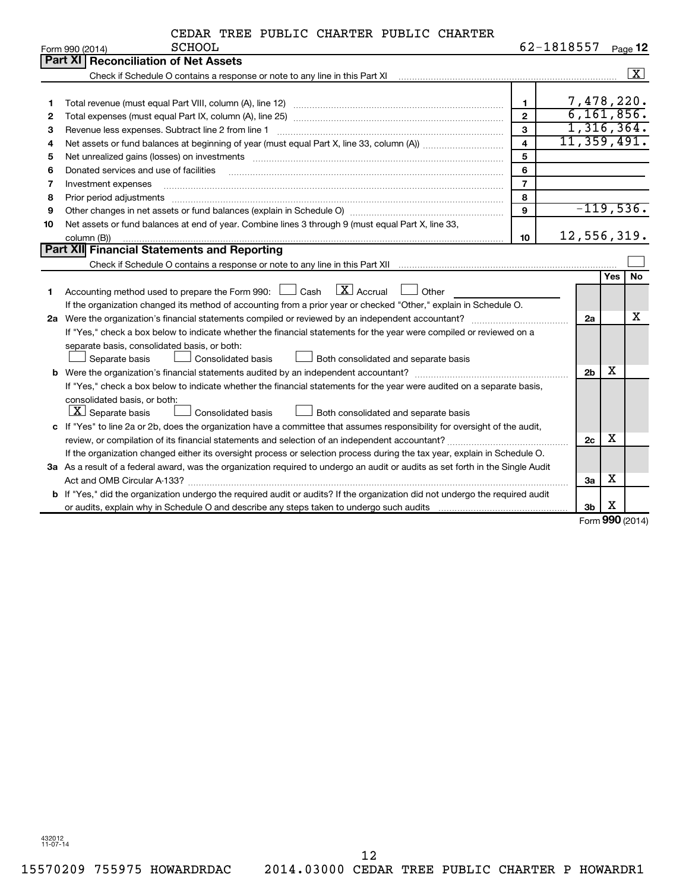CEDAR TREE PUBLIC CHARTER PUBLIC CHARTER SCHOOL

Form 990 (2014) 62-1818557 Page 12

## Part XI Reconciliation of Net Assets

Check if Schedule O contains a response or note to any line in this Part XI ..... [X]

| | | | |
|---|---|---|---|
| 1 | Total revenue (must equal Part VIII, column (A), line 12) | 1 | 7,478,220. |
| 2 | Total expenses (must equal Part IX, column (A), line 25) | 2 | 6,161,856. |
| 3 | Revenue less expenses. Subtract line 2 from line 1 | 3 | 1,316,364. |
| 4 | Net assets or fund balances at beginning of year (must equal Part X, line 33, column (A)) | 4 | 11,359,491. |
| 5 | Net unrealized gains (losses) on investments | 5 | |
| 6 | Donated services and use of facilities | 6 | |
| 7 | Investment expenses | 7 | |
| 8 | Prior period adjustments | 8 | |
| 9 | Other changes in net assets or fund balances (explain in Schedule O) | 9 | -119,536. |
| 10 | Net assets or fund balances at end of year. Combine lines 3 through 9 (must equal Part X, line 33, column (B)) | 10 | 12,556,319. |

## Part XII Financial Statements and Reporting

Check if Schedule O contains a response or note to any line in this Part XII ..... [ ]

| | | | Yes | No |
|---|---|---|---|---|
| 1 | Accounting method used to prepare the Form 990: [ ] Cash [X] Accrual [ ] Other<br>If the organization changed its method of accounting from a prior year or checked "Other," explain in Schedule O. | | | |
| 2a | Were the organization's financial statements compiled or reviewed by an independent accountant?<br>If "Yes," check a box below to indicate whether the financial statements for the year were compiled or reviewed on a separate basis, consolidated basis, or both:<br>[ ] Separate basis [ ] Consolidated basis [ ] Both consolidated and separate basis | 2a | | X |
| b | Were the organization's financial statements audited by an independent accountant?<br>If "Yes," check a box below to indicate whether the financial statements for the year were audited on a separate basis, consolidated basis, or both:<br>[X] Separate basis [ ] Consolidated basis [ ] Both consolidated and separate basis | 2b | X | |
| c | If "Yes" to line 2a or 2b, does the organization have a committee that assumes responsibility for oversight of the audit, review, or compilation of its financial statements and selection of an independent accountant?<br>If the organization changed either its oversight process or selection process during the tax year, explain in Schedule O. | 2c | X | |
| 3a | As a result of a federal award, was the organization required to undergo an audit or audits as set forth in the Single Audit Act and OMB Circular A-133? | 3a | X | |
| b | If "Yes," did the organization undergo the required audit or audits? If the organization did not undergo the required audit or audits, explain why in Schedule O and describe any steps taken to undergo such audits | 3b | X | |

Form 990 (2014)

432012 11-07-14

15570209 755975 HOWARDRDAC 2014.03000 CEDAR TREE PUBLIC CHARTER P HOWARDR1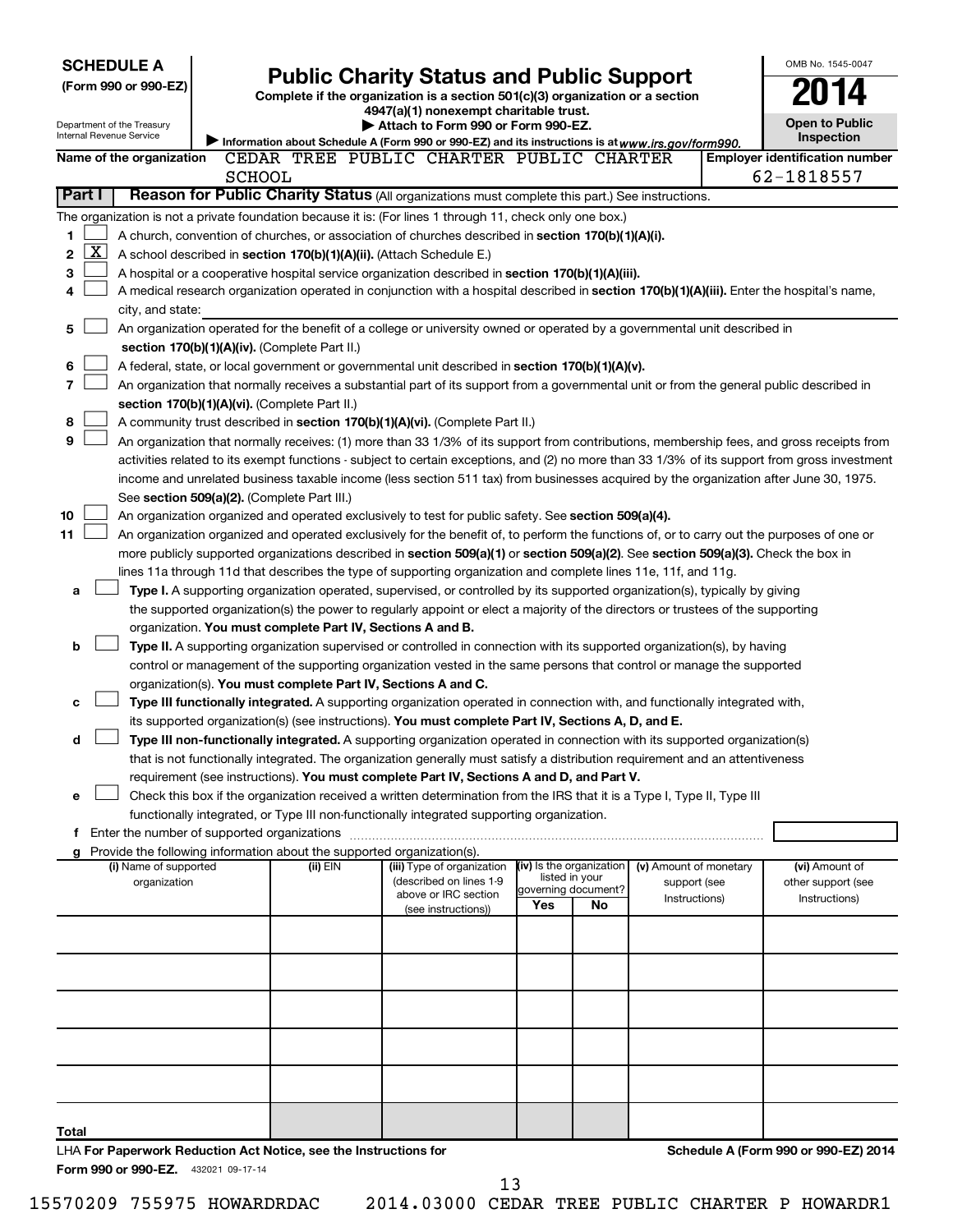**SCHEDULE A**
**(Form 990 or 990-EZ)**

Department of the Treasury
Internal Revenue Service

# Public Charity Status and Public Support

**Complete if the organization is a section 501(c)(3) organization or a section 4947(a)(1) nonexempt charitable trust.**
**▶ Attach to Form 990 or Form 990-EZ.**
▶ Information about Schedule A (Form 990 or 990-EZ) and its instructions is at *www.irs.gov/form990.*

OMB No. 1545-0047
**2014**
**Open to Public Inspection**

**Name of the organization** CEDAR TREE PUBLIC CHARTER PUBLIC CHARTER SCHOOL
**Employer identification number** 62-1818557

**Part I — Reason for Public Charity Status** (All organizations must complete this part.) See instructions.

The organization is not a private foundation because it is: (For lines 1 through 11, check only one box.)

1. ☐ A church, convention of churches, or association of churches described in **section 170(b)(1)(A)(i).**
2. ☒ A school described in **section 170(b)(1)(A)(ii).** (Attach Schedule E.)
3. ☐ A hospital or a cooperative hospital service organization described in **section 170(b)(1)(A)(iii).**
4. ☐ A medical research organization operated in conjunction with a hospital described in **section 170(b)(1)(A)(iii).** Enter the hospital's name, city, and state: ____________
5. ☐ An organization operated for the benefit of a college or university owned or operated by a governmental unit described in **section 170(b)(1)(A)(iv).** (Complete Part II.)
6. ☐ A federal, state, or local government or governmental unit described in **section 170(b)(1)(A)(v).**
7. ☐ An organization that normally receives a substantial part of its support from a governmental unit or from the general public described in **section 170(b)(1)(A)(vi).** (Complete Part II.)
8. ☐ A community trust described in **section 170(b)(1)(A)(vi).** (Complete Part II.)
9. ☐ An organization that normally receives: (1) more than 33 1/3% of its support from contributions, membership fees, and gross receipts from activities related to its exempt functions - subject to certain exceptions, and (2) no more than 33 1/3% of its support from gross investment income and unrelated business taxable income (less section 511 tax) from businesses acquired by the organization after June 30, 1975. See **section 509(a)(2).** (Complete Part III.)
10. ☐ An organization organized and operated exclusively to test for public safety. See **section 509(a)(4).**
11. ☐ An organization organized and operated exclusively for the benefit of, to perform the functions of, or to carry out the purposes of one or more publicly supported organizations described in **section 509(a)(1)** or **section 509(a)(2).** See **section 509(a)(3).** Check the box in lines 11a through 11d that describes the type of supporting organization and complete lines 11e, 11f, and 11g.
   - **a** ☐ **Type I.** A supporting organization operated, supervised, or controlled by its supported organization(s), typically by giving the supported organization(s) the power to regularly appoint or elect a majority of the directors or trustees of the supporting organization. **You must complete Part IV, Sections A and B.**
   - **b** ☐ **Type II.** A supporting organization supervised or controlled in connection with its supported organization(s), by having control or management of the supporting organization vested in the same persons that control or manage the supported organization(s). **You must complete Part IV, Sections A and C.**
   - **c** ☐ **Type III functionally integrated.** A supporting organization operated in connection with, and functionally integrated with, its supported organization(s) (see instructions). **You must complete Part IV, Sections A, D, and E.**
   - **d** ☐ **Type III non-functionally integrated.** A supporting organization operated in connection with its supported organization(s) that is not functionally integrated. The organization generally must satisfy a distribution requirement and an attentiveness requirement (see instructions). **You must complete Part IV, Sections A and D, and Part V.**
   - **e** ☐ Check this box if the organization received a written determination from the IRS that it is a Type I, Type II, Type III functionally integrated, or Type III non-functionally integrated supporting organization.
   - **f** Enter the number of supported organizations ____
   - **g** Provide the following information about the supported organization(s).

| (i) Name of supported organization | (ii) EIN | (iii) Type of organization (described on lines 1-9 above or IRC section (see instructions)) | (iv) Is the organization listed in your governing document? Yes | No | (v) Amount of monetary support (see Instructions) | (vi) Amount of other support (see Instructions) |
|---|---|---|---|---|---|---|
| | | | | | | |
| | | | | | | |
| | | | | | | |
| | | | | | | |
| | | | | | | |
| **Total** | | | | | | |

LHA **For Paperwork Reduction Act Notice, see the Instructions for Form 990 or 990-EZ.** 432021 09-17-14
**Schedule A (Form 990 or 990-EZ) 2014**

15570209 755975 HOWARDRDAC 2014.03000 CEDAR TREE PUBLIC CHARTER P HOWARDR1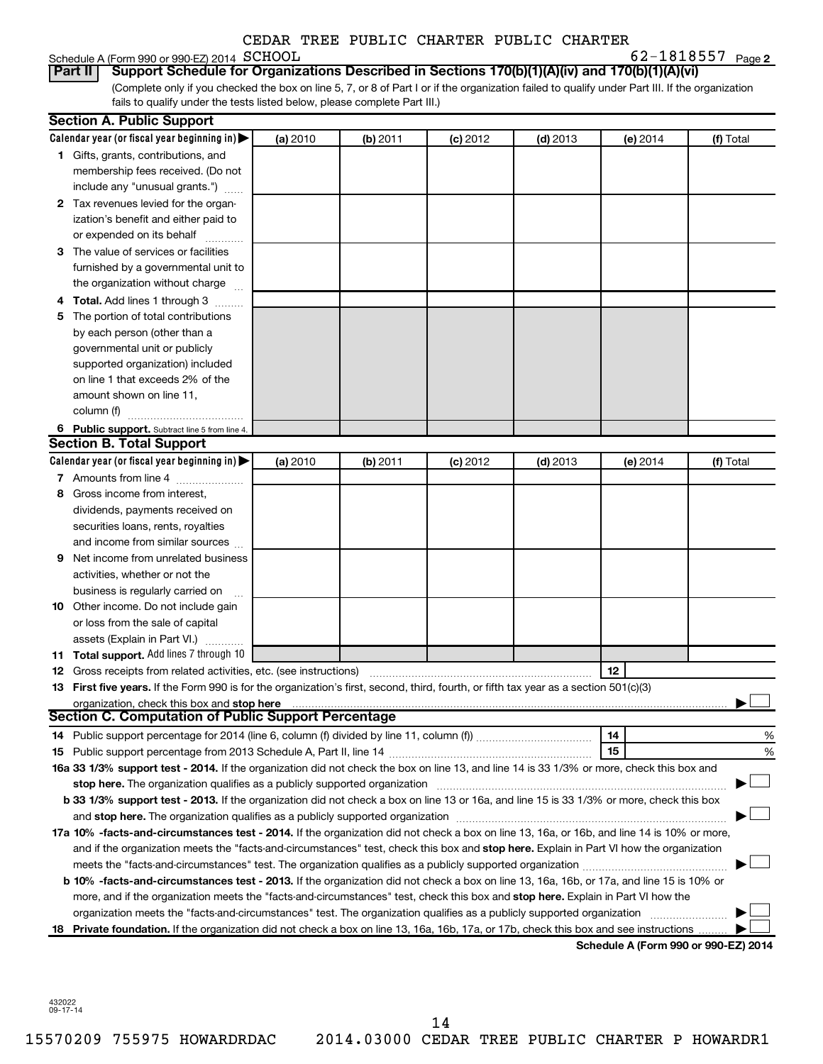CEDAR TREE PUBLIC CHARTER PUBLIC CHARTER

Schedule A (Form 990 or 990-EZ) 2014 SCHOOL    62-1818557 Page 2

**Part II Support Schedule for Organizations Described in Sections 170(b)(1)(A)(iv) and 170(b)(1)(A)(vi)**

(Complete only if you checked the box on line 5, 7, or 8 of Part I or if the organization failed to qualify under Part III. If the organization fails to qualify under the tests listed below, please complete Part III.)

## Section A. Public Support

| Calendar year (or fiscal year beginning in) ▶ | (a) 2010 | (b) 2011 | (c) 2012 | (d) 2013 | (e) 2014 | (f) Total |
|---|---|---|---|---|---|---|
| **1** Gifts, grants, contributions, and membership fees received. (Do not include any "unusual grants.") | | | | | | |
| **2** Tax revenues levied for the organization's benefit and either paid to or expended on its behalf | | | | | | |
| **3** The value of services or facilities furnished by a governmental unit to the organization without charge | | | | | | |
| **4 Total.** Add lines 1 through 3 | | | | | | |
| **5** The portion of total contributions by each person (other than a governmental unit or publicly supported organization) included on line 1 that exceeds 2% of the amount shown on line 11, column (f) | | | | | | |
| **6 Public support.** Subtract line 5 from line 4. | | | | | | |

## Section B. Total Support

| Calendar year (or fiscal year beginning in) ▶ | (a) 2010 | (b) 2011 | (c) 2012 | (d) 2013 | (e) 2014 | (f) Total |
|---|---|---|---|---|---|---|
| **7** Amounts from line 4 | | | | | | |
| **8** Gross income from interest, dividends, payments received on securities loans, rents, royalties and income from similar sources | | | | | | |
| **9** Net income from unrelated business activities, whether or not the business is regularly carried on | | | | | | |
| **10** Other income. Do not include gain or loss from the sale of capital assets (Explain in Part VI.) | | | | | | |
| **11 Total support.** Add lines 7 through 10 | | | | | | |

**12** Gross receipts from related activities, etc. (see instructions) **12**

**13 First five years.** If the Form 990 is for the organization's first, second, third, fourth, or fifth tax year as a section 501(c)(3) organization, check this box and **stop here** ▶ ☐

## Section C. Computation of Public Support Percentage

**14** Public support percentage for 2014 (line 6, column (f) divided by line 11, column (f)) **14** %

**15** Public support percentage from 2013 Schedule A, Part II, line 14 **15** %

**16a 33 1/3% support test - 2014.** If the organization did not check the box on line 13, and line 14 is 33 1/3% or more, check this box and **stop here.** The organization qualifies as a publicly supported organization ▶ ☐

**b 33 1/3% support test - 2013.** If the organization did not check a box on line 13 or 16a, and line 15 is 33 1/3% or more, check this box and **stop here.** The organization qualifies as a publicly supported organization ▶ ☐

**17a 10% -facts-and-circumstances test - 2014.** If the organization did not check a box on line 13, 16a, or 16b, and line 14 is 10% or more, and if the organization meets the "facts-and-circumstances" test, check this box and **stop here.** Explain in Part VI how the organization meets the "facts-and-circumstances" test. The organization qualifies as a publicly supported organization ▶ ☐

**b 10% -facts-and-circumstances test - 2013.** If the organization did not check a box on line 13, 16a, 16b, or 17a, and line 15 is 10% or more, and if the organization meets the "facts-and-circumstances" test, check this box and **stop here.** Explain in Part VI how the organization meets the "facts-and-circumstances" test. The organization qualifies as a publicly supported organization ▶ ☐

**18 Private foundation.** If the organization did not check a box on line 13, 16a, 16b, 17a, or 17b, check this box and see instructions ▶ ☐

**Schedule A (Form 990 or 990-EZ) 2014**

432022 09-17-14

15570209 755975 HOWARDRDAC    2014.03000 CEDAR TREE PUBLIC CHARTER P HOWARDR1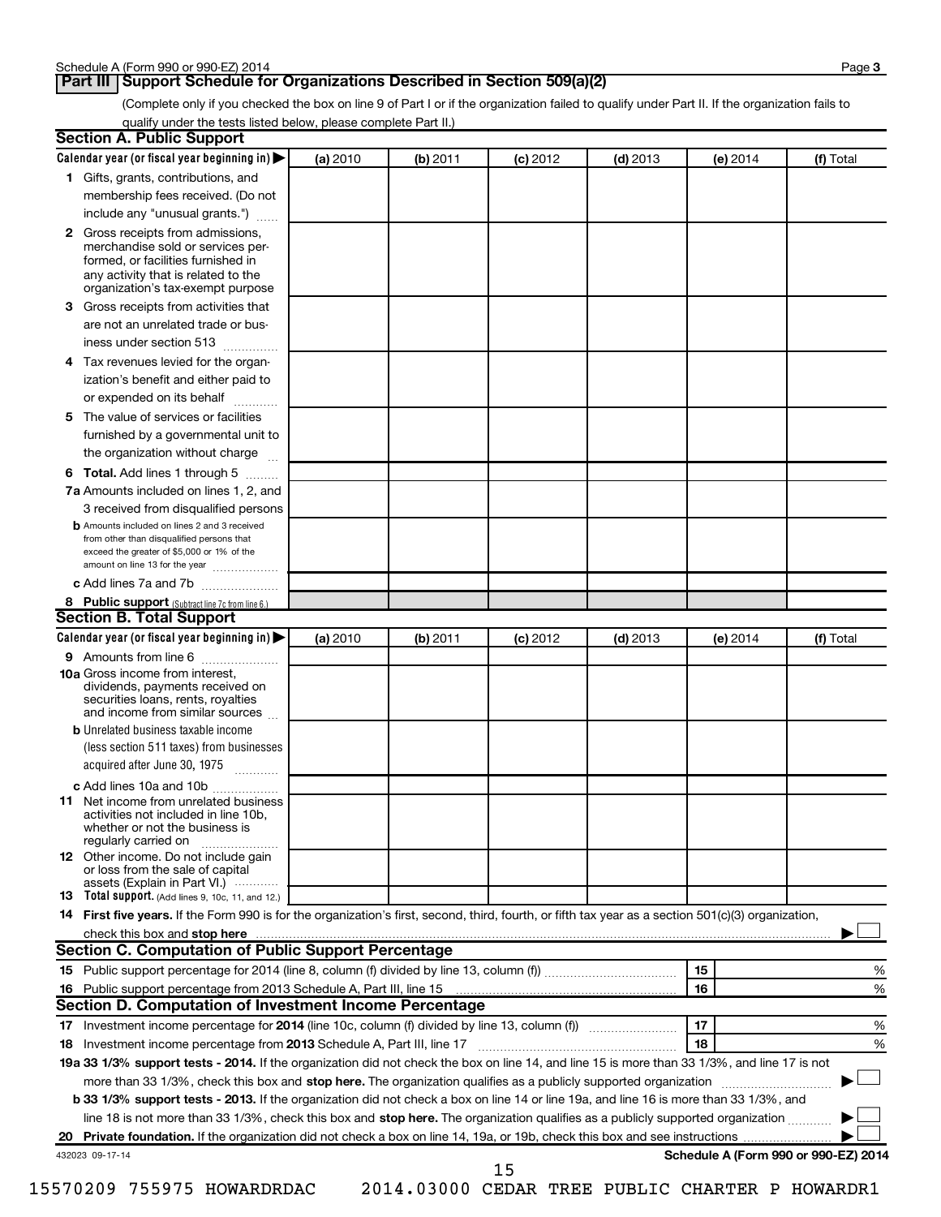## Part III Support Schedule for Organizations Described in Section 509(a)(2)

(Complete only if you checked the box on line 9 of Part I or if the organization failed to qualify under Part II. If the organization fails to qualify under the tests listed below, please complete Part II.)

### Section A. Public Support

| Calendar year (or fiscal year beginning in) ▶ | (a) 2010 | (b) 2011 | (c) 2012 | (d) 2013 | (e) 2014 | (f) Total |
|---|---|---|---|---|---|---|
| **1** Gifts, grants, contributions, and membership fees received. (Do not include any "unusual grants.") | | | | | | |
| **2** Gross receipts from admissions, merchandise sold or services performed, or facilities furnished in any activity that is related to the organization's tax-exempt purpose | | | | | | |
| **3** Gross receipts from activities that are not an unrelated trade or business under section 513 | | | | | | |
| **4** Tax revenues levied for the organization's benefit and either paid to or expended on its behalf | | | | | | |
| **5** The value of services or facilities furnished by a governmental unit to the organization without charge | | | | | | |
| **6 Total.** Add lines 1 through 5 | | | | | | |
| **7a** Amounts included on lines 1, 2, and 3 received from disqualified persons | | | | | | |
| **b** Amounts included on lines 2 and 3 received from other than disqualified persons that exceed the greater of $5,000 or 1% of the amount on line 13 for the year | | | | | | |
| **c** Add lines 7a and 7b | | | | | | |
| **8 Public support** (Subtract line 7c from line 6.) | | | | | | |

### Section B. Total Support

| Calendar year (or fiscal year beginning in) ▶ | (a) 2010 | (b) 2011 | (c) 2012 | (d) 2013 | (e) 2014 | (f) Total |
|---|---|---|---|---|---|---|
| **9** Amounts from line 6 | | | | | | |
| **10a** Gross income from interest, dividends, payments received on securities loans, rents, royalties and income from similar sources | | | | | | |
| **b** Unrelated business taxable income (less section 511 taxes) from businesses acquired after June 30, 1975 | | | | | | |
| **c** Add lines 10a and 10b | | | | | | |
| **11** Net income from unrelated business activities not included in line 10b, whether or not the business is regularly carried on | | | | | | |
| **12** Other income. Do not include gain or loss from the sale of capital assets (Explain in Part VI.) | | | | | | |
| **13 Total support.** (Add lines 9, 10c, 11, and 12.) | | | | | | |

**14 First five years.** If the Form 990 is for the organization's first, second, third, fourth, or fifth tax year as a section 501(c)(3) organization, check this box and **stop here** ▶ ☐

### Section C. Computation of Public Support Percentage

| | | |
|---|---|---|
| **15** Public support percentage for 2014 (line 8, column (f) divided by line 13, column (f)) | 15 | % |
| **16** Public support percentage from 2013 Schedule A, Part III, line 15 | 16 | % |

### Section D. Computation of Investment Income Percentage

| | | |
|---|---|---|
| **17** Investment income percentage for **2014** (line 10c, column (f) divided by line 13, column (f)) | 17 | % |
| **18** Investment income percentage from **2013** Schedule A, Part III, line 17 | 18 | % |

**19a 33 1/3% support tests - 2014.** If the organization did not check the box on line 14, and line 15 is more than 33 1/3%, and line 17 is not more than 33 1/3%, check this box and **stop here.** The organization qualifies as a publicly supported organization ▶ ☐

**b 33 1/3% support tests - 2013.** If the organization did not check a box on line 14 or line 19a, and line 16 is more than 33 1/3%, and line 18 is not more than 33 1/3%, check this box and **stop here.** The organization qualifies as a publicly supported organization ▶ ☐

**20 Private foundation.** If the organization did not check a box on line 14, 19a, or 19b, check this box and see instructions ▶ ☐

432023 09-17-14

15570209 755975 HOWARDRDAC 2014.03000 CEDAR TREE PUBLIC CHARTER P HOWARDR1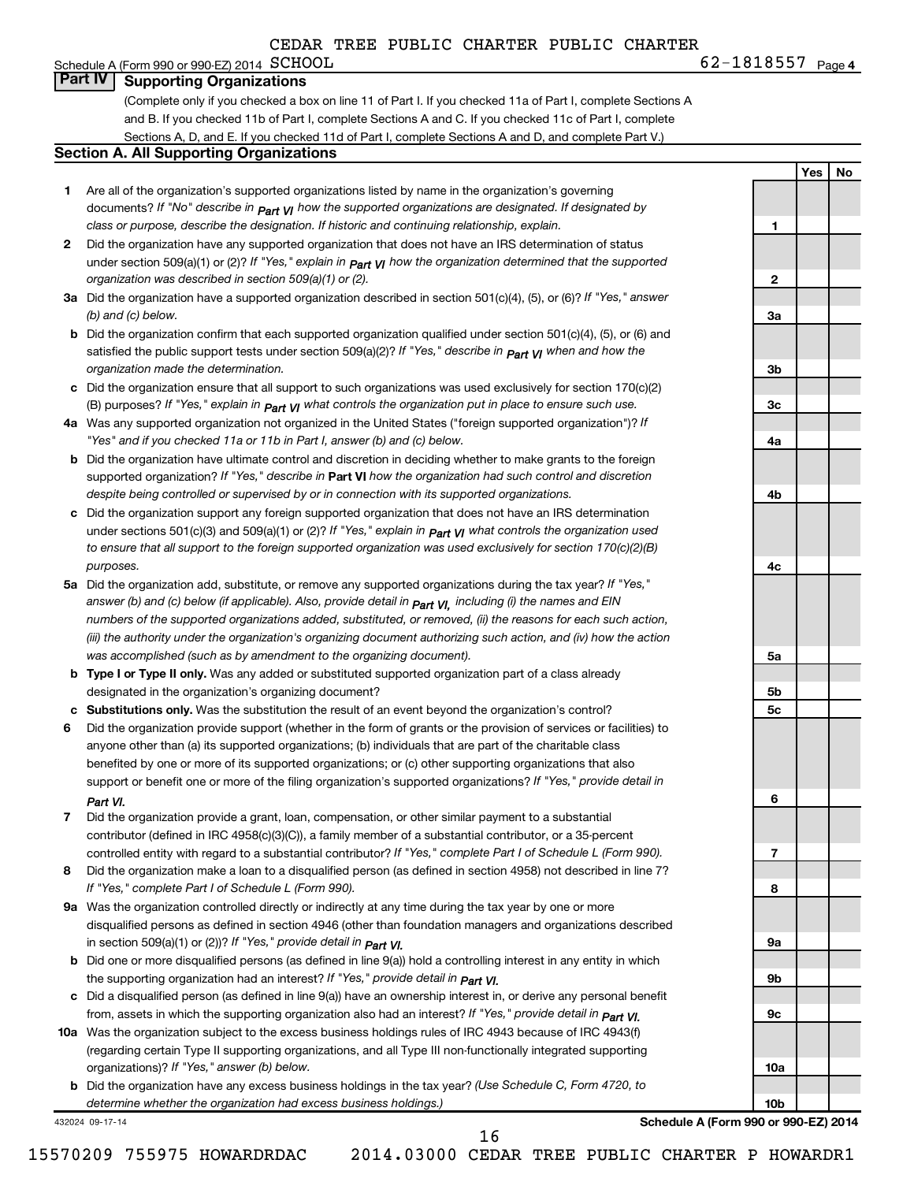CEDAR TREE PUBLIC CHARTER PUBLIC CHARTER

Schedule A (Form 990 or 990-EZ) 2014 SCHOOL 62-1818557 Page 4

## Part IV Supporting Organizations

(Complete only if you checked a box on line 11 of Part I. If you checked 11a of Part I, complete Sections A and B. If you checked 11b of Part I, complete Sections A and C. If you checked 11c of Part I, complete Sections A, D, and E. If you checked 11d of Part I, complete Sections A and D, and complete Part V.)

### Section A. All Supporting Organizations

| | | Line | Yes | No |
|---|---|---|---|---|
| **1** | Are all of the organization's supported organizations listed by name in the organization's governing documents? *If "No" describe in Part VI how the supported organizations are designated. If designated by class or purpose, describe the designation. If historic and continuing relationship, explain.* | 1 | | |
| **2** | Did the organization have any supported organization that does not have an IRS determination of status under section 509(a)(1) or (2)? *If "Yes," explain in Part VI how the organization determined that the supported organization was described in section 509(a)(1) or (2).* | 2 | | |
| **3a** | Did the organization have a supported organization described in section 501(c)(4), (5), or (6)? *If "Yes," answer (b) and (c) below.* | 3a | | |
| **b** | Did the organization confirm that each supported organization qualified under section 501(c)(4), (5), or (6) and satisfied the public support tests under section 509(a)(2)? *If "Yes," describe in Part VI when and how the organization made the determination.* | 3b | | |
| **c** | Did the organization ensure that all support to such organizations was used exclusively for section 170(c)(2)(B) purposes? *If "Yes," explain in Part VI what controls the organization put in place to ensure such use.* | 3c | | |
| **4a** | Was any supported organization not organized in the United States ("foreign supported organization")? *If "Yes" and if you checked 11a or 11b in Part I, answer (b) and (c) below.* | 4a | | |
| **b** | Did the organization have ultimate control and discretion in deciding whether to make grants to the foreign supported organization? *If "Yes," describe in* **Part VI** *how the organization had such control and discretion despite being controlled or supervised by or in connection with its supported organizations.* | 4b | | |
| **c** | Did the organization support any foreign supported organization that does not have an IRS determination under sections 501(c)(3) and 509(a)(1) or (2)? *If "Yes," explain in Part VI what controls the organization used to ensure that all support to the foreign supported organization was used exclusively for section 170(c)(2)(B) purposes.* | 4c | | |
| **5a** | Did the organization add, substitute, or remove any supported organizations during the tax year? *If "Yes," answer (b) and (c) below (if applicable). Also, provide detail in Part VI, including (i) the names and EIN numbers of the supported organizations added, substituted, or removed, (ii) the reasons for each such action, (iii) the authority under the organization's organizing document authorizing such action, and (iv) how the action was accomplished (such as by amendment to the organizing document).* | 5a | | |
| **b** | **Type I or Type II only.** Was any added or substituted supported organization part of a class already designated in the organization's organizing document? | 5b | | |
| **c** | **Substitutions only.** Was the substitution the result of an event beyond the organization's control? | 5c | | |
| **6** | Did the organization provide support (whether in the form of grants or the provision of services or facilities) to anyone other than (a) its supported organizations; (b) individuals that are part of the charitable class benefited by one or more of its supported organizations; or (c) other supporting organizations that also support or benefit one or more of the filing organization's supported organizations? *If "Yes," provide detail in Part VI.* | 6 | | |
| **7** | Did the organization provide a grant, loan, compensation, or other similar payment to a substantial contributor (defined in IRC 4958(c)(3)(C)), a family member of a substantial contributor, or a 35-percent controlled entity with regard to a substantial contributor? *If "Yes," complete Part I of Schedule L (Form 990).* | 7 | | |
| **8** | Did the organization make a loan to a disqualified person (as defined in section 4958) not described in line 7? *If "Yes," complete Part I of Schedule L (Form 990).* | 8 | | |
| **9a** | Was the organization controlled directly or indirectly at any time during the tax year by one or more disqualified persons as defined in section 4946 (other than foundation managers and organizations described in section 509(a)(1) or (2))? *If "Yes," provide detail in Part VI.* | 9a | | |
| **b** | Did one or more disqualified persons (as defined in line 9(a)) hold a controlling interest in any entity in which the supporting organization had an interest? *If "Yes," provide detail in Part VI.* | 9b | | |
| **c** | Did a disqualified person (as defined in line 9(a)) have an ownership interest in, or derive any personal benefit from, assets in which the supporting organization also had an interest? *If "Yes," provide detail in Part VI.* | 9c | | |
| **10a** | Was the organization subject to the excess business holdings rules of IRC 4943 because of IRC 4943(f) (regarding certain Type II supporting organizations, and all Type III non-functionally integrated supporting organizations)? *If "Yes," answer (b) below.* | 10a | | |
| **b** | Did the organization have any excess business holdings in the tax year? *(Use Schedule C, Form 4720, to determine whether the organization had excess business holdings.)* | 10b | | |

432024 09-17-14 **Schedule A (Form 990 or 990-EZ) 2014**

15570209 755975 HOWARDRDAC 2014.03000 CEDAR TREE PUBLIC CHARTER P HOWARDR1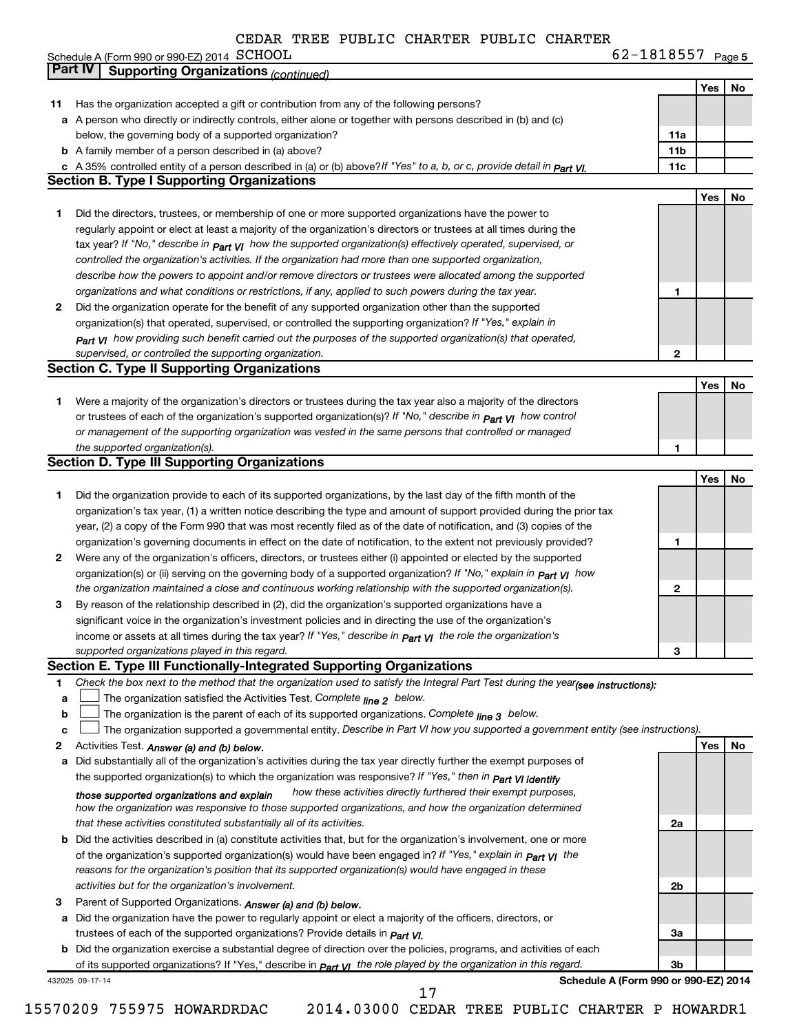CEDAR TREE PUBLIC CHARTER PUBLIC CHARTER

Schedule A (Form 990 or 990-EZ) 2014 SCHOOL 62-1818557 Page 5

**Part IV Supporting Organizations** *(continued)*

| | | | Yes | No |
|---|---|---|---|---|
| **11** | Has the organization accepted a gift or contribution from any of the following persons? | | | |
| **a** | A person who directly or indirectly controls, either alone or together with persons described in (b) and (c) below, the governing body of a supported organization? | 11a | | |
| **b** | A family member of a person described in (a) above? | 11b | | |
| **c** | A 35% controlled entity of a person described in (a) or (b) above? *If "Yes" to a, b, or c, provide detail in Part VI.* | 11c | | |

**Section B. Type I Supporting Organizations**

| | | | Yes | No |
|---|---|---|---|---|
| **1** | Did the directors, trustees, or membership of one or more supported organizations have the power to regularly appoint or elect at least a majority of the organization's directors or trustees at all times during the tax year? *If "No," describe in Part VI how the supported organization(s) effectively operated, supervised, or controlled the organization's activities. If the organization had more than one supported organization, describe how the powers to appoint and/or remove directors or trustees were allocated among the supported organizations and what conditions or restrictions, if any, applied to such powers during the tax year.* | 1 | | |
| **2** | Did the organization operate for the benefit of any supported organization other than the supported organization(s) that operated, supervised, or controlled the supporting organization? *If "Yes," explain in Part VI how providing such benefit carried out the purposes of the supported organization(s) that operated, supervised, or controlled the supporting organization.* | 2 | | |

**Section C. Type II Supporting Organizations**

| | | | Yes | No |
|---|---|---|---|---|
| **1** | Were a majority of the organization's directors or trustees during the tax year also a majority of the directors or trustees of each of the organization's supported organization(s)? *If "No," describe in Part VI how control or management of the supporting organization was vested in the same persons that controlled or managed the supported organization(s).* | 1 | | |

**Section D. Type III Supporting Organizations**

| | | | Yes | No |
|---|---|---|---|---|
| **1** | Did the organization provide to each of its supported organizations, by the last day of the fifth month of the organization's tax year, (1) a written notice describing the type and amount of support provided during the prior tax year, (2) a copy of the Form 990 that was most recently filed as of the date of notification, and (3) copies of the organization's governing documents in effect on the date of notification, to the extent not previously provided? | 1 | | |
| **2** | Were any of the organization's officers, directors, or trustees either (i) appointed or elected by the supported organization(s) or (ii) serving on the governing body of a supported organization? *If "No," explain in Part VI how the organization maintained a close and continuous working relationship with the supported organization(s).* | 2 | | |
| **3** | By reason of the relationship described in (2), did the organization's supported organizations have a significant voice in the organization's investment policies and in directing the use of the organization's income or assets at all times during the tax year? *If "Yes," describe in Part VI the role the organization's supported organizations played in this regard.* | 3 | | |

**Section E. Type III Functionally-Integrated Supporting Organizations**

**1** *Check the box next to the method that the organization used to satisfy the Integral Part Test during the year (see instructions):*

- **a** ☐ The organization satisfied the Activities Test. *Complete line 2 below.*
- **b** ☐ The organization is the parent of each of its supported organizations. *Complete line 3 below.*
- **c** ☐ The organization supported a governmental entity. *Describe in Part VI how you supported a government entity (see instructions).*

| | | | Yes | No |
|---|---|---|---|---|
| **2** | Activities Test. *Answer (a) and (b) below.* | | | |
| **a** | Did substantially all of the organization's activities during the tax year directly further the exempt purposes of the supported organization(s) to which the organization was responsive? *If "Yes," then in Part VI identify those supported organizations and explain how these activities directly furthered their exempt purposes, how the organization was responsive to those supported organizations, and how the organization determined that these activities constituted substantially all of its activities.* | 2a | | |
| **b** | Did the activities described in (a) constitute activities that, but for the organization's involvement, one or more of the organization's supported organization(s) would have been engaged in? *If "Yes," explain in Part VI the reasons for the organization's position that its supported organization(s) would have engaged in these activities but for the organization's involvement.* | 2b | | |
| **3** | Parent of Supported Organizations. *Answer (a) and (b) below.* | | | |
| **a** | Did the organization have the power to regularly appoint or elect a majority of the officers, directors, or trustees of each of the supported organizations? Provide details in *Part VI.* | 3a | | |
| **b** | Did the organization exercise a substantial degree of direction over the policies, programs, and activities of each of its supported organizations? If "Yes," describe in *Part VI* the role played by the organization in this regard. | 3b | | |

432025 09-17-14 **Schedule A (Form 990 or 990-EZ) 2014**

15570209 755975 HOWARDRDAC 2014.03000 CEDAR TREE PUBLIC CHARTER P HOWARDR1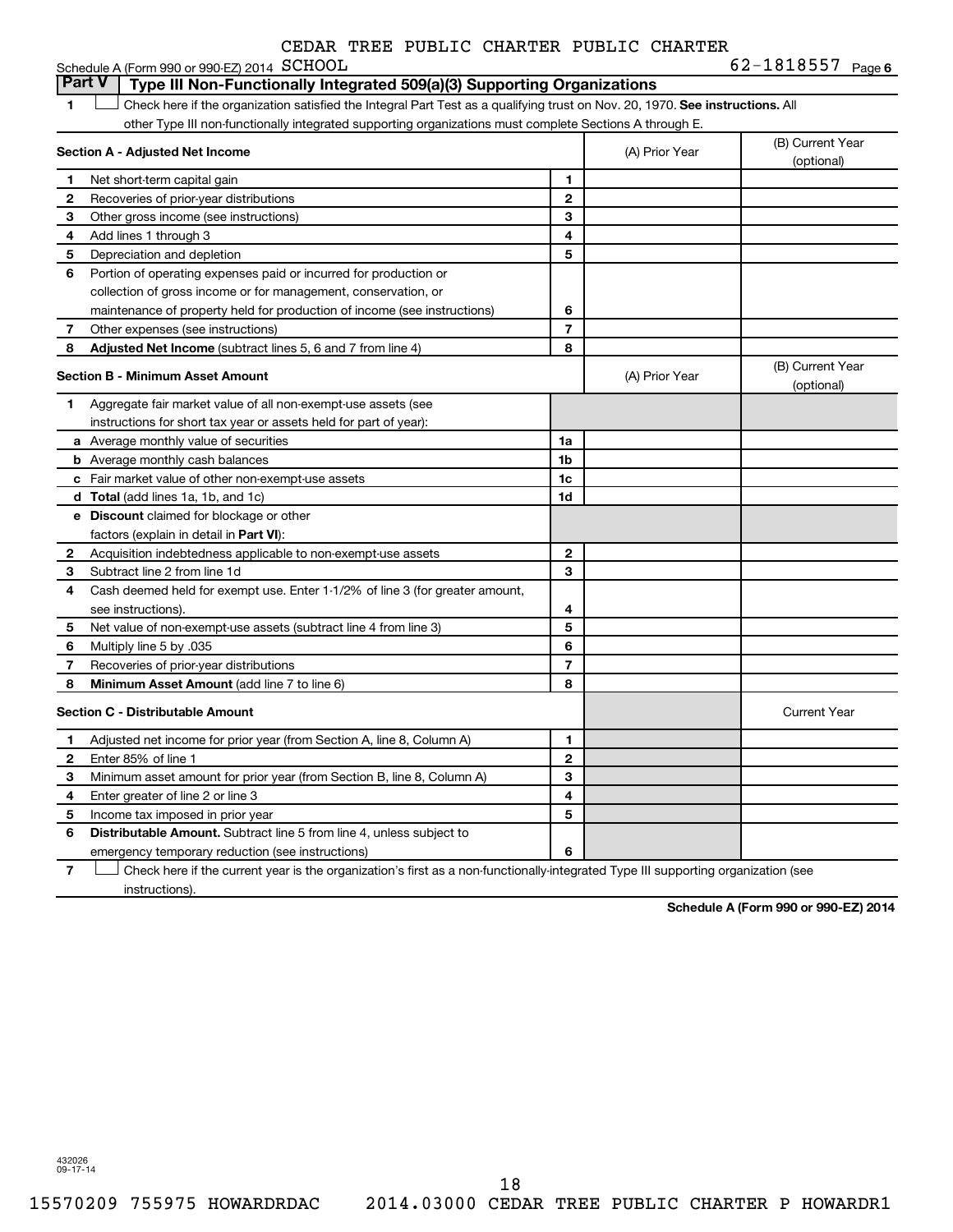CEDAR TREE PUBLIC CHARTER PUBLIC CHARTER

Schedule A (Form 990 or 990-EZ) 2014 SCHOOL 62-1818557 Page 6

## Part V | Type III Non-Functionally Integrated 509(a)(3) Supporting Organizations

1 ☐ Check here if the organization satisfied the Integral Part Test as a qualifying trust on Nov. 20, 1970. **See instructions.** All other Type III non-functionally integrated supporting organizations must complete Sections A through E.

| **Section A - Adjusted Net Income** | | (A) Prior Year | (B) Current Year (optional) |
|---|---|---|---|
| 1 Net short-term capital gain | 1 | | |
| 2 Recoveries of prior-year distributions | 2 | | |
| 3 Other gross income (see instructions) | 3 | | |
| 4 Add lines 1 through 3 | 4 | | |
| 5 Depreciation and depletion | 5 | | |
| 6 Portion of operating expenses paid or incurred for production or collection of gross income or for management, conservation, or maintenance of property held for production of income (see instructions) | 6 | | |
| 7 Other expenses (see instructions) | 7 | | |
| 8 **Adjusted Net Income** (subtract lines 5, 6 and 7 from line 4) | 8 | | |

| **Section B - Minimum Asset Amount** | | (A) Prior Year | (B) Current Year (optional) |
|---|---|---|---|
| 1 Aggregate fair market value of all non-exempt-use assets (see instructions for short tax year or assets held for part of year): | | | |
| a Average monthly value of securities | 1a | | |
| b Average monthly cash balances | 1b | | |
| c Fair market value of other non-exempt-use assets | 1c | | |
| d **Total** (add lines 1a, 1b, and 1c) | 1d | | |
| e **Discount** claimed for blockage or other factors (explain in detail in **Part VI**): | | | |
| 2 Acquisition indebtedness applicable to non-exempt-use assets | 2 | | |
| 3 Subtract line 2 from line 1d | 3 | | |
| 4 Cash deemed held for exempt use. Enter 1-1/2% of line 3 (for greater amount, see instructions). | 4 | | |
| 5 Net value of non-exempt-use assets (subtract line 4 from line 3) | 5 | | |
| 6 Multiply line 5 by .035 | 6 | | |
| 7 Recoveries of prior-year distributions | 7 | | |
| 8 **Minimum Asset Amount** (add line 7 to line 6) | 8 | | |

| **Section C - Distributable Amount** | | | Current Year |
|---|---|---|---|
| 1 Adjusted net income for prior year (from Section A, line 8, Column A) | 1 | | |
| 2 Enter 85% of line 1 | 2 | | |
| 3 Minimum asset amount for prior year (from Section B, line 8, Column A) | 3 | | |
| 4 Enter greater of line 2 or line 3 | 4 | | |
| 5 Income tax imposed in prior year | 5 | | |
| 6 **Distributable Amount.** Subtract line 5 from line 4, unless subject to emergency temporary reduction (see instructions) | 6 | | |

7 ☐ Check here if the current year is the organization's first as a non-functionally-integrated Type III supporting organization (see instructions).

**Schedule A (Form 990 or 990-EZ) 2014**

432026
09-17-14

15570209 755975 HOWARDRDAC 2014.03000 CEDAR TREE PUBLIC CHARTER P HOWARDR1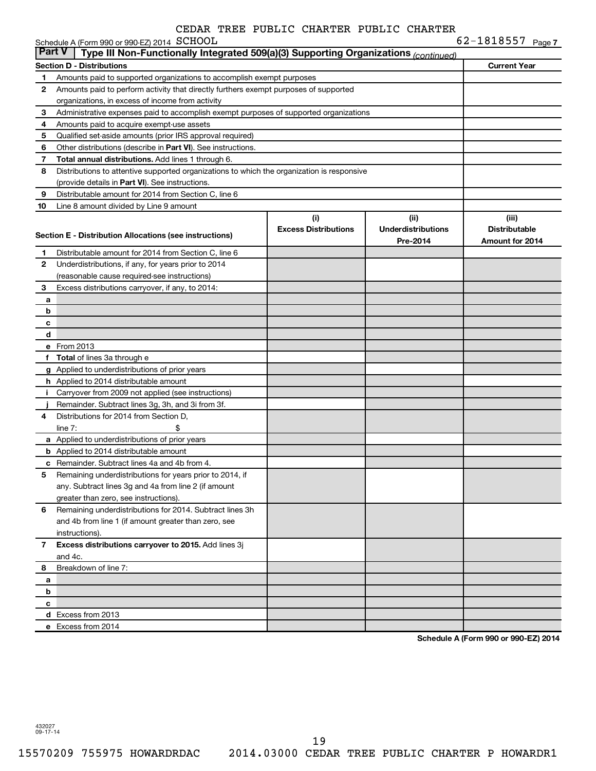CEDAR TREE PUBLIC CHARTER PUBLIC CHARTER

Schedule A (Form 990 or 990-EZ) 2014 SCHOOL 62-1818557 Page 7

## Part V | Type III Non-Functionally Integrated 509(a)(3) Supporting Organizations *(continued)*

| | Section D - Distributions | Current Year |
|---|---|---|
| 1 | Amounts paid to supported organizations to accomplish exempt purposes | |
| 2 | Amounts paid to perform activity that directly furthers exempt purposes of supported organizations, in excess of income from activity | |
| 3 | Administrative expenses paid to accomplish exempt purposes of supported organizations | |
| 4 | Amounts paid to acquire exempt-use assets | |
| 5 | Qualified set-aside amounts (prior IRS approval required) | |
| 6 | Other distributions (describe in **Part VI**). See instructions. | |
| 7 | **Total annual distributions.** Add lines 1 through 6. | |
| 8 | Distributions to attentive supported organizations to which the organization is responsive (provide details in **Part VI**). See instructions. | |
| 9 | Distributable amount for 2014 from Section C, line 6 | |
| 10 | Line 8 amount divided by Line 9 amount | |

| | Section E - Distribution Allocations (see instructions) | (i) Excess Distributions | (ii) Underdistributions Pre-2014 | (iii) Distributable Amount for 2014 |
|---|---|---|---|---|
| 1 | Distributable amount for 2014 from Section C, line 6 | | | |
| 2 | Underdistributions, if any, for years prior to 2014 (reasonable cause required-see instructions) | | | |
| 3 | Excess distributions carryover, if any, to 2014: | | | |
| a | | | | |
| b | | | | |
| c | | | | |
| d | | | | |
| e | From 2013 | | | |
| f | **Total** of lines 3a through e | | | |
| g | Applied to underdistributions of prior years | | | |
| h | Applied to 2014 distributable amount | | | |
| i | Carryover from 2009 not applied (see instructions) | | | |
| j | Remainder. Subtract lines 3g, 3h, and 3i from 3f. | | | |
| 4 | Distributions for 2014 from Section D, line 7: $ | | | |
| a | Applied to underdistributions of prior years | | | |
| b | Applied to 2014 distributable amount | | | |
| c | Remainder. Subtract lines 4a and 4b from 4. | | | |
| 5 | Remaining underdistributions for years prior to 2014, if any. Subtract lines 3g and 4a from line 2 (if amount greater than zero, see instructions). | | | |
| 6 | Remaining underdistributions for 2014. Subtract lines 3h and 4b from line 1 (if amount greater than zero, see instructions). | | | |
| 7 | **Excess distributions carryover to 2015.** Add lines 3j and 4c. | | | |
| 8 | Breakdown of line 7: | | | |
| a | | | | |
| b | | | | |
| c | | | | |
| d | Excess from 2013 | | | |
| e | Excess from 2014 | | | |

**Schedule A (Form 990 or 990-EZ) 2014**

432027
09-17-14

15570209 755975 HOWARDRDAC 2014.03000 CEDAR TREE PUBLIC CHARTER P HOWARDR1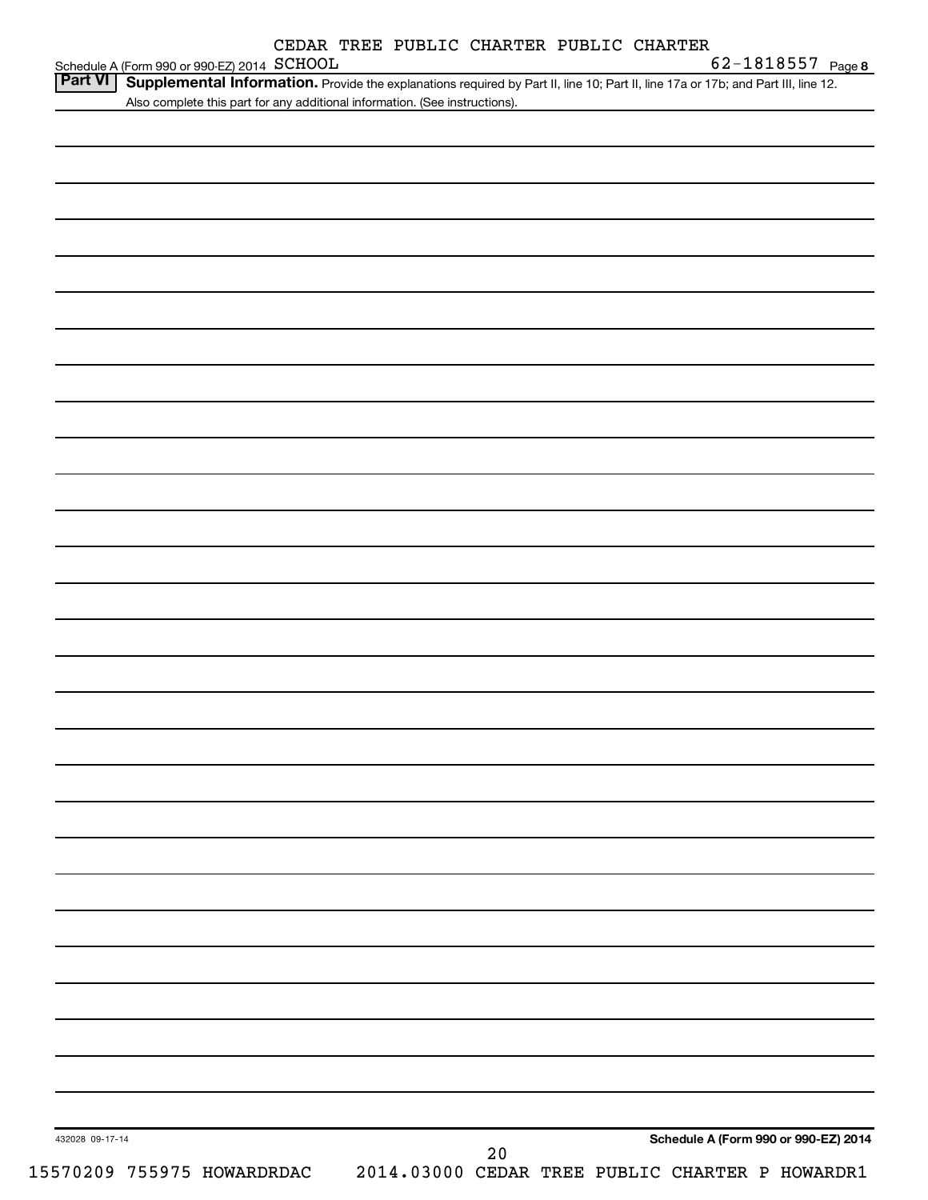CEDAR TREE PUBLIC CHARTER PUBLIC CHARTER SCHOOL 62-1818557

Schedule A (Form 990 or 990-EZ) 2014

## Part VI Supplemental Information.

Provide the explanations required by Part II, line 10; Part II, line 17a or 17b; and Part III, line 12. Also complete this part for any additional information. (See instructions).

432028 09-17-14

Schedule A (Form 990 or 990-EZ) 2014

15570209 755975 HOWARDRDAC 2014.03000 CEDAR TREE PUBLIC CHARTER P HOWARDR1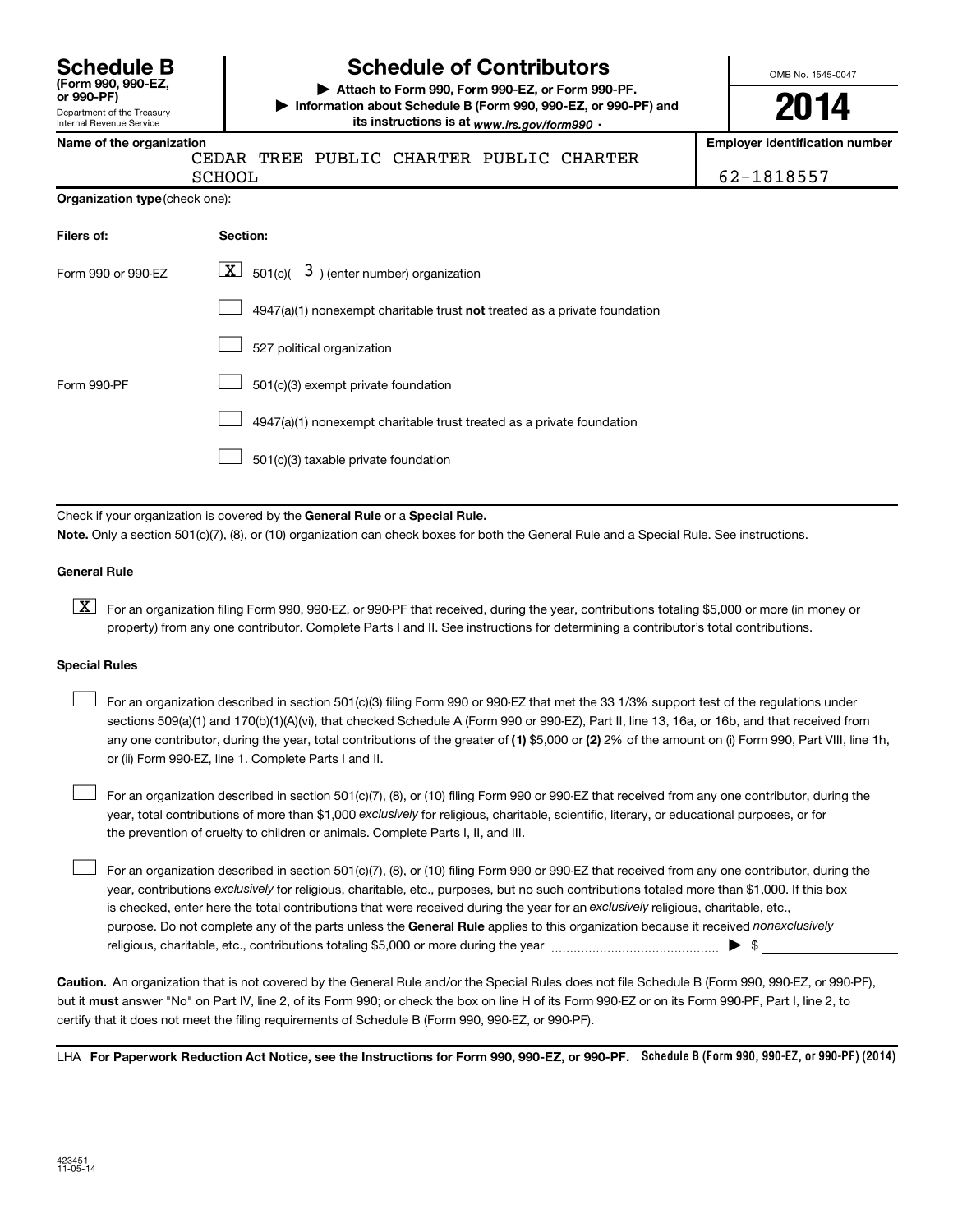**Schedule B** (Form 990, 990-EZ, or 990-PF)
Department of the Treasury
Internal Revenue Service

# Schedule of Contributors

▶ Attach to Form 990, Form 990-EZ, or Form 990-PF.
▶ Information about Schedule B (Form 990, 990-EZ, or 990-PF) and its instructions is at *www.irs.gov/form990* .

OMB No. 1545-0047

**2014**

| Name of the organization | Employer identification number |
|---|---|
| CEDAR TREE PUBLIC CHARTER PUBLIC CHARTER SCHOOL | 62-1818557 |

**Organization type** (check one):

| Filers of: | Section: |
|---|---|
| Form 990 or 990-EZ | [X] 501(c)( 3 ) (enter number) organization |
| | [ ] 4947(a)(1) nonexempt charitable trust **not** treated as a private foundation |
| | [ ] 527 political organization |
| Form 990-PF | [ ] 501(c)(3) exempt private foundation |
| | [ ] 4947(a)(1) nonexempt charitable trust treated as a private foundation |
| | [ ] 501(c)(3) taxable private foundation |

Check if your organization is covered by the **General Rule** or a **Special Rule.**

**Note.** Only a section 501(c)(7), (8), or (10) organization can check boxes for both the General Rule and a Special Rule. See instructions.

**General Rule**

[X] For an organization filing Form 990, 990-EZ, or 990-PF that received, during the year, contributions totaling $5,000 or more (in money or property) from any one contributor. Complete Parts I and II. See instructions for determining a contributor's total contributions.

**Special Rules**

[ ] For an organization described in section 501(c)(3) filing Form 990 or 990-EZ that met the 33 1/3% support test of the regulations under sections 509(a)(1) and 170(b)(1)(A)(vi), that checked Schedule A (Form 990 or 990-EZ), Part II, line 13, 16a, or 16b, and that received from any one contributor, during the year, total contributions of the greater of **(1)** $5,000 or **(2)** 2% of the amount on (i) Form 990, Part VIII, line 1h, or (ii) Form 990-EZ, line 1. Complete Parts I and II.

[ ] For an organization described in section 501(c)(7), (8), or (10) filing Form 990 or 990-EZ that received from any one contributor, during the year, total contributions of more than $1,000 *exclusively* for religious, charitable, scientific, literary, or educational purposes, or for the prevention of cruelty to children or animals. Complete Parts I, II, and III.

[ ] For an organization described in section 501(c)(7), (8), or (10) filing Form 990 or 990-EZ that received from any one contributor, during the year, contributions *exclusively* for religious, charitable, etc., purposes, but no such contributions totaled more than $1,000. If this box is checked, enter here the total contributions that were received during the year for an *exclusively* religious, charitable, etc., purpose. Do not complete any of the parts unless the **General Rule** applies to this organization because it received *nonexclusively* religious, charitable, etc., contributions totaling $5,000 or more during the year ▶ $ ____________

**Caution.** An organization that is not covered by the General Rule and/or the Special Rules does not file Schedule B (Form 990, 990-EZ, or 990-PF), but it **must** answer "No" on Part IV, line 2, of its Form 990; or check the box on line H of its Form 990-EZ or on its Form 990-PF, Part I, line 2, to certify that it does not meet the filing requirements of Schedule B (Form 990, 990-EZ, or 990-PF).

LHA **For Paperwork Reduction Act Notice, see the Instructions for Form 990, 990-EZ, or 990-PF.** **Schedule B (Form 990, 990-EZ, or 990-PF) (2014)**

423451
11-05-14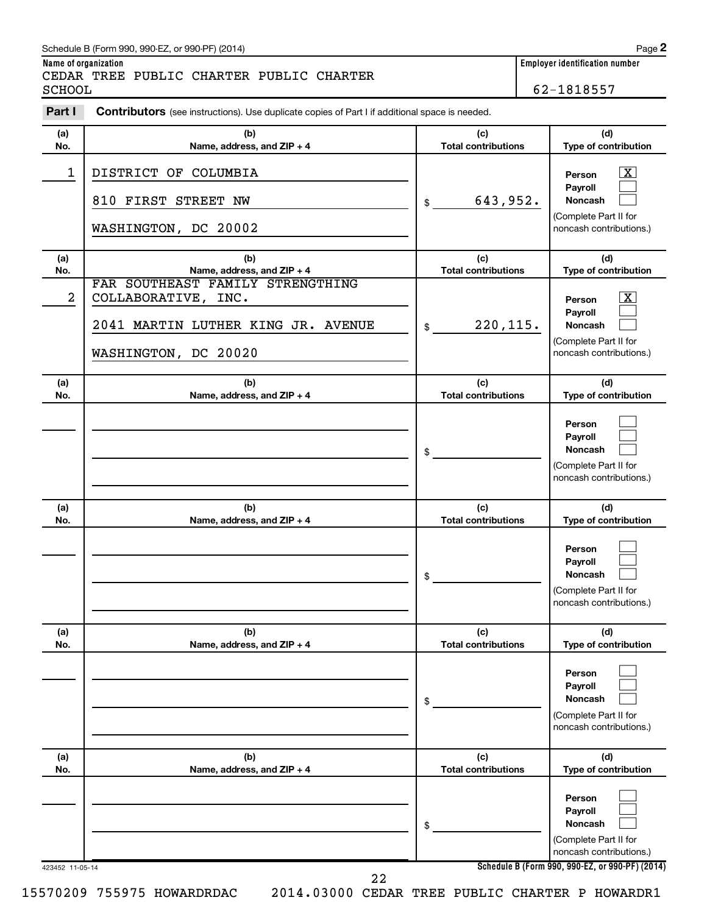Schedule B (Form 990, 990-EZ, or 990-PF) (2014)

**Name of organization**
CEDAR TREE PUBLIC CHARTER PUBLIC CHARTER SCHOOL

**Employer identification number**
62-1818557

**Part I** **Contributors** (see instructions). Use duplicate copies of Part I if additional space is needed.

| (a) No. | (b) Name, address, and ZIP + 4 | (c) Total contributions | (d) Type of contribution |
|---|---|---|---|
| 1 | DISTRICT OF COLUMBIA<br>810 FIRST STREET NW<br>WASHINGTON, DC 20002 | $ 643,952. | Person [X]<br>Payroll [ ]<br>Noncash [ ]<br>(Complete Part II for noncash contributions.) |
| 2 | FAR SOUTHEAST FAMILY STRENGTHING COLLABORATIVE, INC.<br>2041 MARTIN LUTHER KING JR. AVENUE<br>WASHINGTON, DC 20020 | $ 220,115. | Person [X]<br>Payroll [ ]<br>Noncash [ ]<br>(Complete Part II for noncash contributions.) |
| | | $ | Person [ ]<br>Payroll [ ]<br>Noncash [ ]<br>(Complete Part II for noncash contributions.) |
| | | $ | Person [ ]<br>Payroll [ ]<br>Noncash [ ]<br>(Complete Part II for noncash contributions.) |
| | | $ | Person [ ]<br>Payroll [ ]<br>Noncash [ ]<br>(Complete Part II for noncash contributions.) |
| | | $ | Person [ ]<br>Payroll [ ]<br>Noncash [ ]<br>(Complete Part II for noncash contributions.) |

423452 11-05-14

**Schedule B (Form 990, 990-EZ, or 990-PF) (2014)**

15570209 755975 HOWARDRDAC 2014.03000 CEDAR TREE PUBLIC CHARTER P HOWARDR1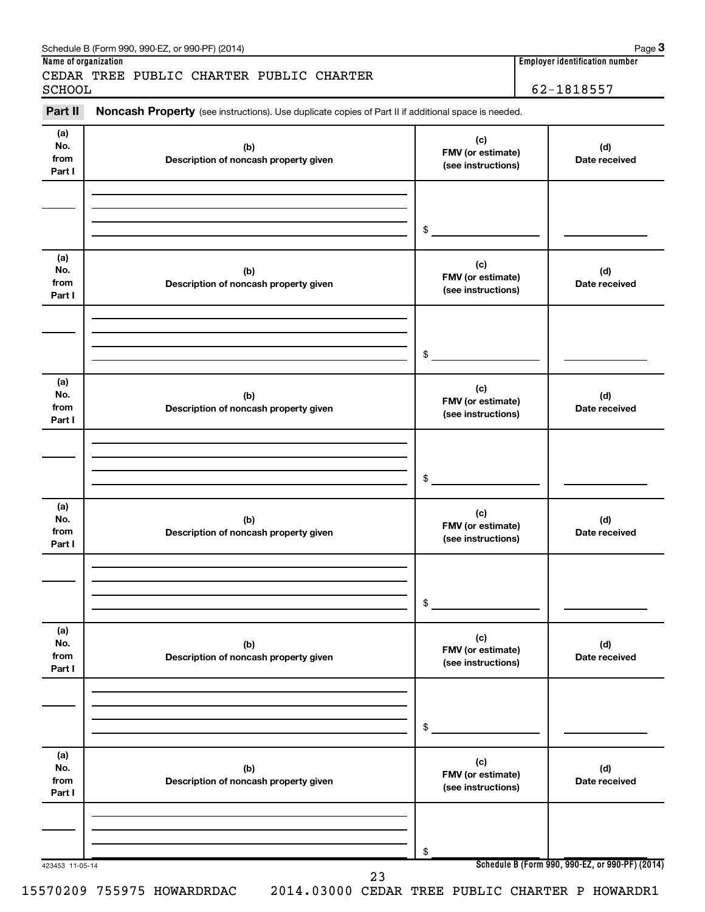Schedule B (Form 990, 990-EZ, or 990-PF) (2014) Page **3**

**Name of organization**

CEDAR TREE PUBLIC CHARTER PUBLIC CHARTER SCHOOL

**Employer identification number**

62-1818557

**Part II** **Noncash Property** (see instructions). Use duplicate copies of Part II if additional space is needed.

| (a) No. from Part I | (b) Description of noncash property given | (c) FMV (or estimate) (see instructions) | (d) Date received |
|---|---|---|---|
| | | $ | |

| (a) No. from Part I | (b) Description of noncash property given | (c) FMV (or estimate) (see instructions) | (d) Date received |
|---|---|---|---|
| | | $ | |

| (a) No. from Part I | (b) Description of noncash property given | (c) FMV (or estimate) (see instructions) | (d) Date received |
|---|---|---|---|
| | | $ | |

| (a) No. from Part I | (b) Description of noncash property given | (c) FMV (or estimate) (see instructions) | (d) Date received |
|---|---|---|---|
| | | $ | |

| (a) No. from Part I | (b) Description of noncash property given | (c) FMV (or estimate) (see instructions) | (d) Date received |
|---|---|---|---|
| | | $ | |

| (a) No. from Part I | (b) Description of noncash property given | (c) FMV (or estimate) (see instructions) | (d) Date received |
|---|---|---|---|
| | | $ | |

423453 11-05-14

**Schedule B (Form 990, 990-EZ, or 990-PF) (2014)**

15570209 755975 HOWARDRDAC 2014.03000 CEDAR TREE PUBLIC CHARTER P HOWARDR1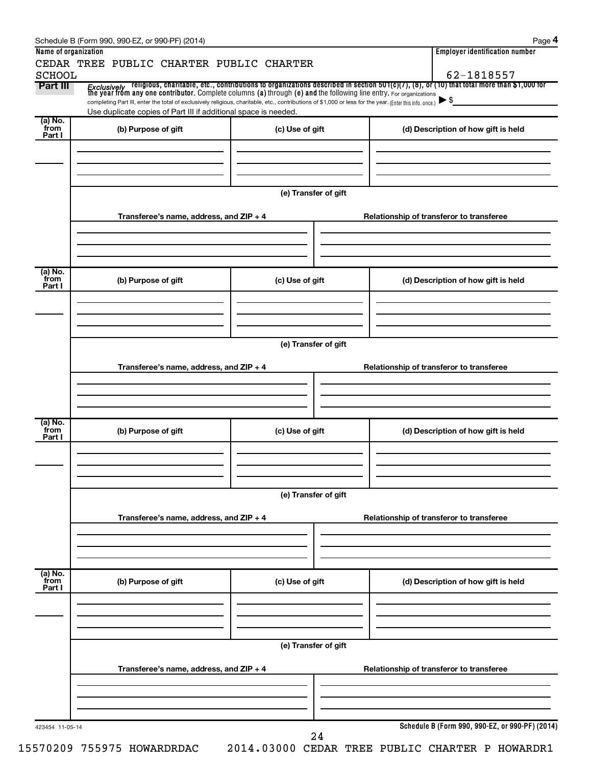Schedule B (Form 990, 990-EZ, or 990-PF) (2014)

| Name of organization | Employer identification number |
| --- | --- |
| CEDAR TREE PUBLIC CHARTER PUBLIC CHARTER SCHOOL | 62-1818557 |

**Part III** *Exclusively* religious, charitable, etc., contributions to organizations described in section 501(c)(7), (8), or (10) that total more than $1,000 for the year from any one contributor. Complete columns (a) through (e) and the following line entry. For organizations completing Part III, enter the total of exclusively religious, charitable, etc., contributions of $1,000 or less for the year. (Enter this info. once.) ▶ $

Use duplicate copies of Part III if additional space is needed.

| (a) No. from Part I | (b) Purpose of gift | (c) Use of gift | (d) Description of how gift is held |
| --- | --- | --- | --- |
| | | | |

(e) Transfer of gift

| Transferee's name, address, and ZIP + 4 | Relationship of transferor to transferee |
| --- | --- |
| | |

| (a) No. from Part I | (b) Purpose of gift | (c) Use of gift | (d) Description of how gift is held |
| --- | --- | --- | --- |
| | | | |

(e) Transfer of gift

| Transferee's name, address, and ZIP + 4 | Relationship of transferor to transferee |
| --- | --- |
| | |

| (a) No. from Part I | (b) Purpose of gift | (c) Use of gift | (d) Description of how gift is held |
| --- | --- | --- | --- |
| | | | |

(e) Transfer of gift

| Transferee's name, address, and ZIP + 4 | Relationship of transferor to transferee |
| --- | --- |
| | |

| (a) No. from Part I | (b) Purpose of gift | (c) Use of gift | (d) Description of how gift is held |
| --- | --- | --- | --- |
| | | | |

(e) Transfer of gift

| Transferee's name, address, and ZIP + 4 | Relationship of transferor to transferee |
| --- | --- |
| | |

423454 11-05-14

**Schedule B (Form 990, 990-EZ, or 990-PF) (2014)**

15570209 755975 HOWARDRDAC 2014.03000 CEDAR TREE PUBLIC CHARTER P HOWARDR1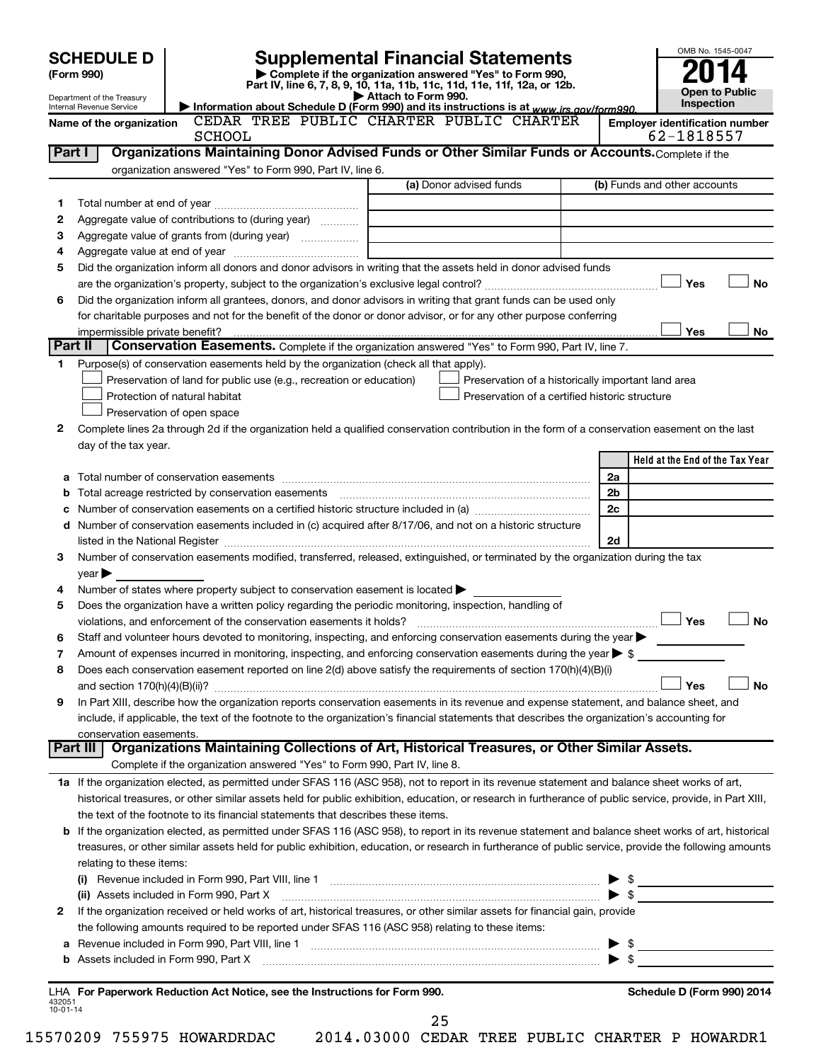# SCHEDULE D (Form 990)

Department of the Treasury
Internal Revenue Service

## Supplemental Financial Statements

▶ Complete if the organization answered "Yes" to Form 990, Part IV, line 6, 7, 8, 9, 10, 11a, 11b, 11c, 11d, 11e, 11f, 12a, or 12b.
▶ Attach to Form 990.
▶ Information about Schedule D (Form 990) and its instructions is at www.irs.gov/form990.

OMB No. 1545-0047
**2014**
**Open to Public Inspection**

Name of the organization: CEDAR TREE PUBLIC CHARTER PUBLIC CHARTER SCHOOL
Employer identification number: 62-1818557

### Part I — Organizations Maintaining Donor Advised Funds or Other Similar Funds or Accounts.
Complete if the organization answered "Yes" to Form 990, Part IV, line 6.

| | | (a) Donor advised funds | (b) Funds and other accounts |
|---|---|---|---|
| 1 | Total number at end of year | | |
| 2 | Aggregate value of contributions to (during year) | | |
| 3 | Aggregate value of grants from (during year) | | |
| 4 | Aggregate value at end of year | | |

5 Did the organization inform all donors and donor advisors in writing that the assets held in donor advised funds are the organization's property, subject to the organization's exclusive legal control? ☐ Yes ☐ No

6 Did the organization inform all grantees, donors, and donor advisors in writing that grant funds can be used only for charitable purposes and not for the benefit of the donor or donor advisor, or for any other purpose conferring impermissible private benefit? ☐ Yes ☐ No

### Part II — Conservation Easements.
Complete if the organization answered "Yes" to Form 990, Part IV, line 7.

1 Purpose(s) of conservation easements held by the organization (check all that apply).

- ☐ Preservation of land for public use (e.g., recreation or education)
- ☐ Protection of natural habitat
- ☐ Preservation of open space
- ☐ Preservation of a historically important land area
- ☐ Preservation of a certified historic structure

2 Complete lines 2a through 2d if the organization held a qualified conservation contribution in the form of a conservation easement on the last day of the tax year.

| | | | Held at the End of the Tax Year |
|---|---|---|---|
| a | Total number of conservation easements | 2a | |
| b | Total acreage restricted by conservation easements | 2b | |
| c | Number of conservation easements on a certified historic structure included in (a) | 2c | |
| d | Number of conservation easements included in (c) acquired after 8/17/06, and not on a historic structure listed in the National Register | 2d | |

3 Number of conservation easements modified, transferred, released, extinguished, or terminated by the organization during the tax year ▶

4 Number of states where property subject to conservation easement is located ▶

5 Does the organization have a written policy regarding the periodic monitoring, inspection, handling of violations, and enforcement of the conservation easements it holds? ☐ Yes ☐ No

6 Staff and volunteer hours devoted to monitoring, inspecting, and enforcing conservation easements during the year ▶

7 Amount of expenses incurred in monitoring, inspecting, and enforcing conservation easements during the year ▶ $

8 Does each conservation easement reported on line 2(d) above satisfy the requirements of section 170(h)(4)(B)(i) and section 170(h)(4)(B)(ii)? ☐ Yes ☐ No

9 In Part XIII, describe how the organization reports conservation easements in its revenue and expense statement, and balance sheet, and include, if applicable, the text of the footnote to the organization's financial statements that describes the organization's accounting for conservation easements.

### Part III — Organizations Maintaining Collections of Art, Historical Treasures, or Other Similar Assets.
Complete if the organization answered "Yes" to Form 990, Part IV, line 8.

1a If the organization elected, as permitted under SFAS 116 (ASC 958), not to report in its revenue statement and balance sheet works of art, historical treasures, or other similar assets held for public exhibition, education, or research in furtherance of public service, provide, in Part XIII, the text of the footnote to its financial statements that describes these items.

b If the organization elected, as permitted under SFAS 116 (ASC 958), to report in its revenue statement and balance sheet works of art, historical treasures, or other similar assets held for public exhibition, education, or research in furtherance of public service, provide the following amounts relating to these items:

(i) Revenue included in Form 990, Part VIII, line 1 ▶ $

(ii) Assets included in Form 990, Part X ▶ $

2 If the organization received or held works of art, historical treasures, or other similar assets for financial gain, provide the following amounts required to be reported under SFAS 116 (ASC 958) relating to these items:

a Revenue included in Form 990, Part VIII, line 1 ▶ $

b Assets included in Form 990, Part X ▶ $

LHA For Paperwork Reduction Act Notice, see the Instructions for Form 990. Schedule D (Form 990) 2014

432051 10-01-14

15570209 755975 HOWARDRDAC 2014.03000 CEDAR TREE PUBLIC CHARTER P HOWARDR1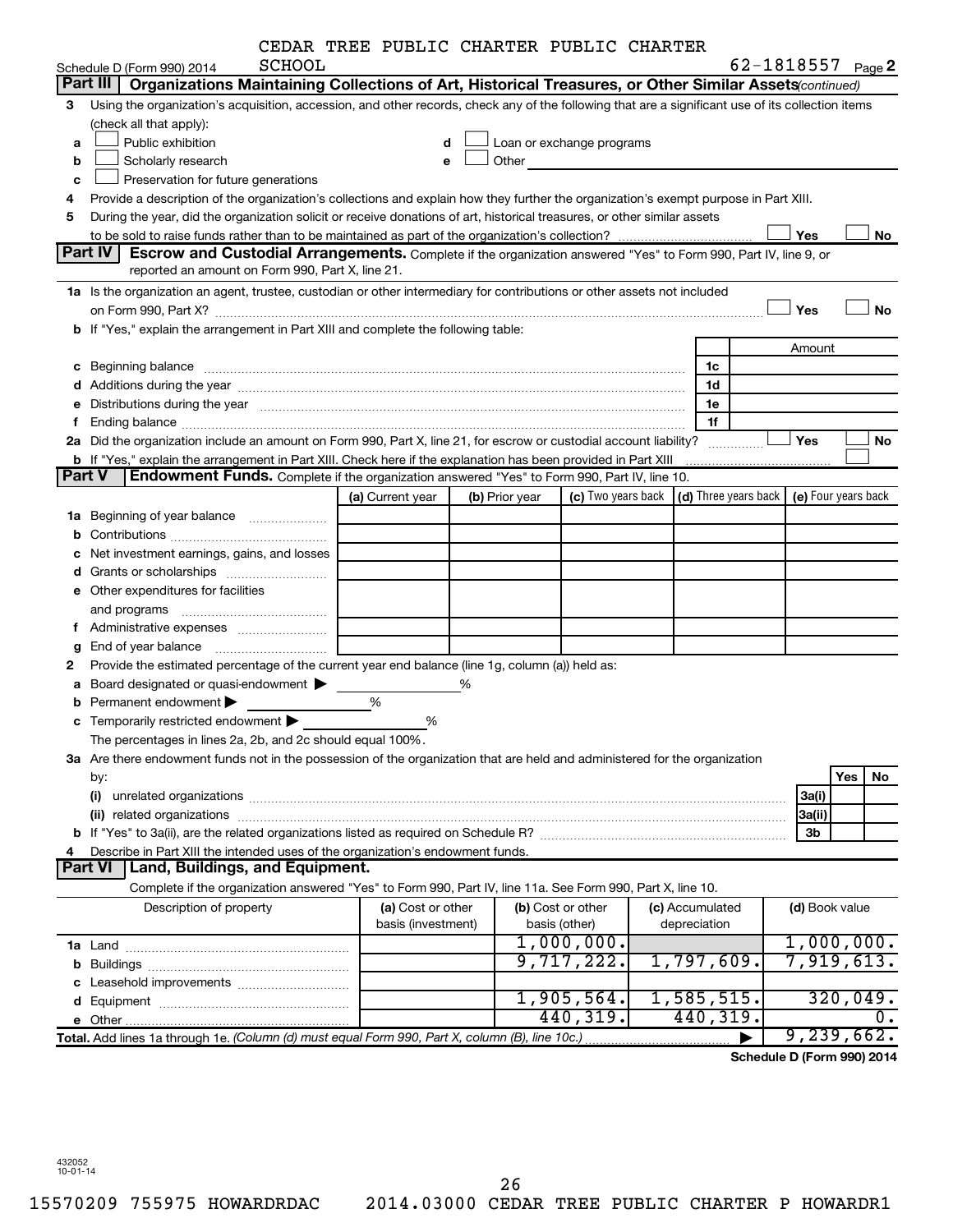CEDAR TREE PUBLIC CHARTER PUBLIC CHARTER SCHOOL

Schedule D (Form 990) 2014 — 62-1818557 Page 2

**Part III — Organizations Maintaining Collections of Art, Historical Treasures, or Other Similar Assets** *(continued)*

3 Using the organization's acquisition, accession, and other records, check any of the following that are a significant use of its collection items (check all that apply):

- a ☐ Public exhibition
- b ☐ Scholarly research
- c ☐ Preservation for future generations
- d ☐ Loan or exchange programs
- e ☐ Other

4 Provide a description of the organization's collections and explain how they further the organization's exempt purpose in Part XIII.

5 During the year, did the organization solicit or receive donations of art, historical treasures, or other similar assets to be sold to raise funds rather than to be maintained as part of the organization's collection? ☐ Yes ☐ No

**Part IV — Escrow and Custodial Arrangements.** Complete if the organization answered "Yes" to Form 990, Part IV, line 9, or reported an amount on Form 990, Part X, line 21.

1a Is the organization an agent, trustee, custodian or other intermediary for contributions or other assets not included on Form 990, Part X? ☐ Yes ☐ No

b If "Yes," explain the arrangement in Part XIII and complete the following table:

| | | Amount |
|---|---|---|
| c Beginning balance | 1c | |
| d Additions during the year | 1d | |
| e Distributions during the year | 1e | |
| f Ending balance | 1f | |

2a Did the organization include an amount on Form 990, Part X, line 21, for escrow or custodial account liability? ☐ Yes ☐ No

b If "Yes," explain the arrangement in Part XIII. Check here if the explanation has been provided in Part XIII ☐

**Part V — Endowment Funds.** Complete if the organization answered "Yes" to Form 990, Part IV, line 10.

| | (a) Current year | (b) Prior year | (c) Two years back | (d) Three years back | (e) Four years back |
|---|---|---|---|---|---|
| 1a Beginning of year balance | | | | | |
| b Contributions | | | | | |
| c Net investment earnings, gains, and losses | | | | | |
| d Grants or scholarships | | | | | |
| e Other expenditures for facilities and programs | | | | | |
| f Administrative expenses | | | | | |
| g End of year balance | | | | | |

2 Provide the estimated percentage of the current year end balance (line 1g, column (a)) held as:

- a Board designated or quasi-endowment ▶ ______ %
- b Permanent endowment ▶ ______ %
- c Temporarily restricted endowment ▶ ______ %

The percentages in lines 2a, 2b, and 2c should equal 100%.

3a Are there endowment funds not in the possession of the organization that are held and administered for the organization by:

| | | Yes | No |
|---|---|---|---|
| (i) unrelated organizations | 3a(i) | | |
| (ii) related organizations | 3a(ii) | | |
| b If "Yes" to 3a(ii), are the related organizations listed as required on Schedule R? | 3b | | |

4 Describe in Part XIII the intended uses of the organization's endowment funds.

**Part VI — Land, Buildings, and Equipment.**

Complete if the organization answered "Yes" to Form 990, Part IV, line 11a. See Form 990, Part X, line 10.

| Description of property | (a) Cost or other basis (investment) | (b) Cost or other basis (other) | (c) Accumulated depreciation | (d) Book value |
|---|---|---|---|---|
| 1a Land | | 1,000,000. | | 1,000,000. |
| b Buildings | | 9,717,222. | 1,797,609. | 7,919,613. |
| c Leasehold improvements | | | | |
| d Equipment | | 1,905,564. | 1,585,515. | 320,049. |
| e Other | | 440,319. | 440,319. | 0. |
| **Total.** Add lines 1a through 1e. *(Column (d) must equal Form 990, Part X, column (B), line 10c.)* ▶ | | | | 9,239,662. |

**Schedule D (Form 990) 2014**

432052 10-01-14

15570209 755975 HOWARDRDAC 2014.03000 CEDAR TREE PUBLIC CHARTER P HOWARDR1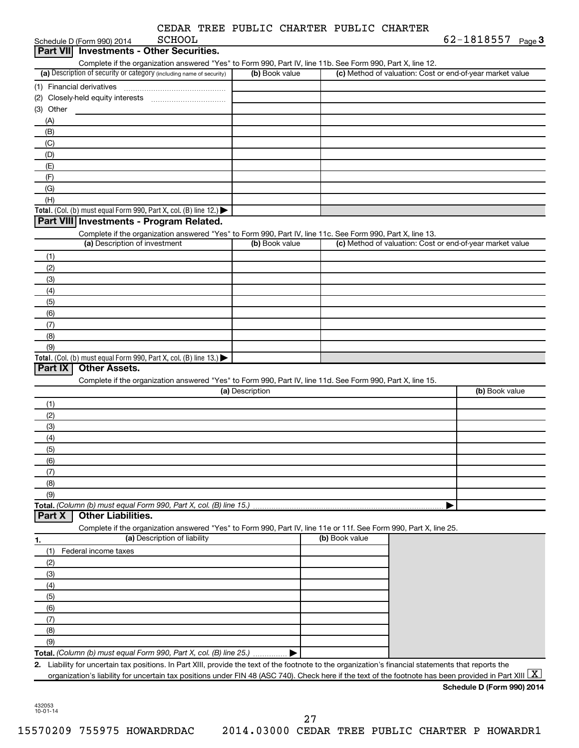Schedule D (Form 990) 2014 CEDAR TREE PUBLIC CHARTER PUBLIC CHARTER SCHOOL 62-1818557 Page 3

## Part VII Investments - Other Securities.

Complete if the organization answered "Yes" to Form 990, Part IV, line 11b. See Form 990, Part X, line 12.

| (a) Description of security or category (including name of security) | (b) Book value | (c) Method of valuation: Cost or end-of-year market value |
|---|---|---|
| (1) Financial derivatives | | |
| (2) Closely-held equity interests | | |
| (3) Other | | |
| (A) | | |
| (B) | | |
| (C) | | |
| (D) | | |
| (E) | | |
| (F) | | |
| (G) | | |
| (H) | | |
| **Total.** (Col. (b) must equal Form 990, Part X, col. (B) line 12.) ▶ | | |

## Part VIII Investments - Program Related.

Complete if the organization answered "Yes" to Form 990, Part IV, line 11c. See Form 990, Part X, line 13.

| (a) Description of investment | (b) Book value | (c) Method of valuation: Cost or end-of-year market value |
|---|---|---|
| (1) | | |
| (2) | | |
| (3) | | |
| (4) | | |
| (5) | | |
| (6) | | |
| (7) | | |
| (8) | | |
| (9) | | |
| **Total.** (Col. (b) must equal Form 990, Part X, col. (B) line 13.) ▶ | | |

## Part IX Other Assets.

Complete if the organization answered "Yes" to Form 990, Part IV, line 11d. See Form 990, Part X, line 15.

| (a) Description | (b) Book value |
|---|---|
| (1) | |
| (2) | |
| (3) | |
| (4) | |
| (5) | |
| (6) | |
| (7) | |
| (8) | |
| (9) | |
| **Total.** *(Column (b) must equal Form 990, Part X, col. (B) line 15.)* ▶ | |

## Part X Other Liabilities.

Complete if the organization answered "Yes" to Form 990, Part IV, line 11e or 11f. See Form 990, Part X, line 25.

| 1. (a) Description of liability | (b) Book value |
|---|---|
| (1) Federal income taxes | |
| (2) | |
| (3) | |
| (4) | |
| (5) | |
| (6) | |
| (7) | |
| (8) | |
| (9) | |
| **Total.** *(Column (b) must equal Form 990, Part X, col. (B) line 25.)* ▶ | |

2. Liability for uncertain tax positions. In Part XIII, provide the text of the footnote to the organization's financial statements that reports the organization's liability for uncertain tax positions under FIN 48 (ASC 740). Check here if the text of the footnote has been provided in Part XIII [X]

**Schedule D (Form 990) 2014**

432053 10-01-14

15570209 755975 HOWARDRDAC 2014.03000 CEDAR TREE PUBLIC CHARTER P HOWARDR1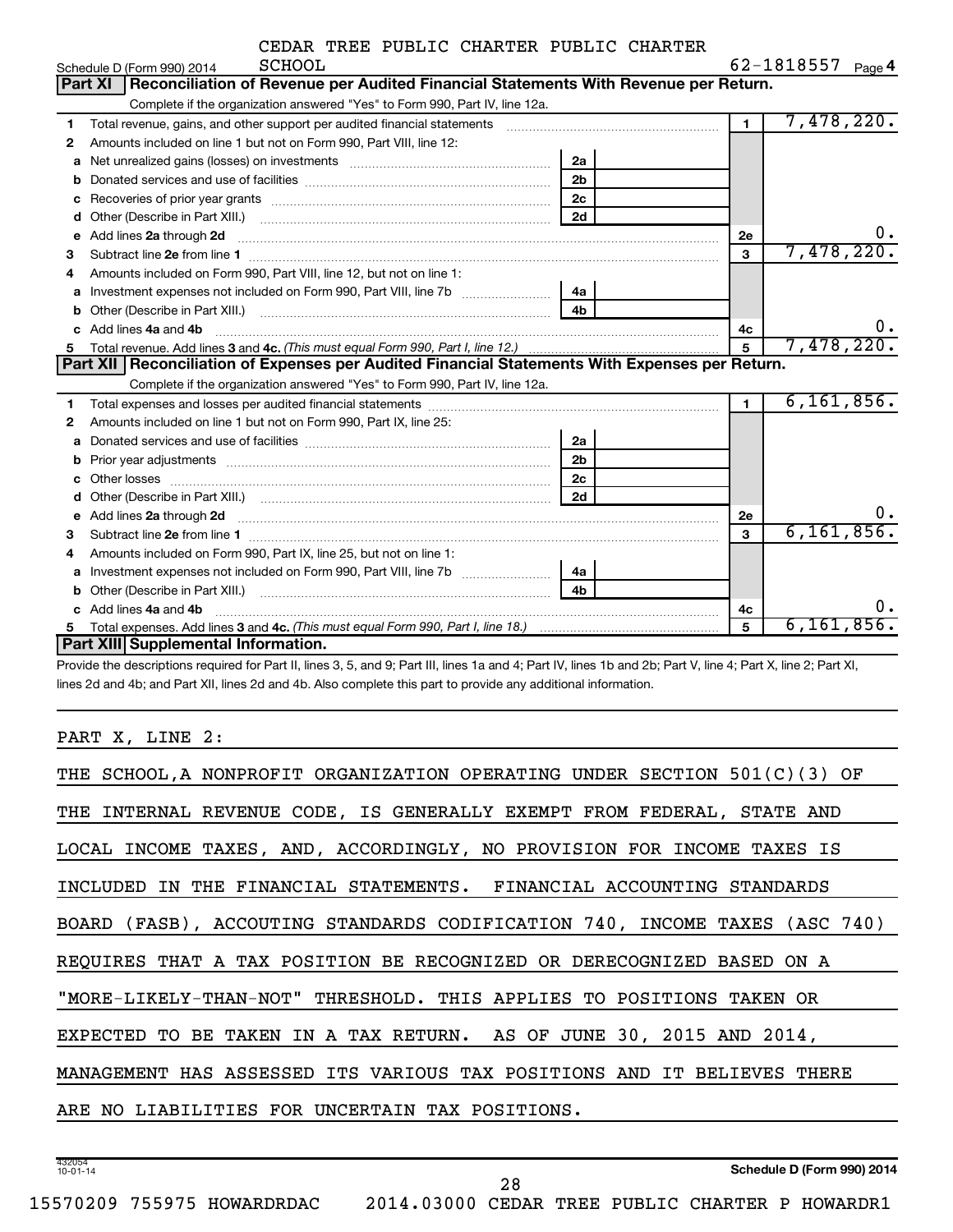CEDAR TREE PUBLIC CHARTER PUBLIC CHARTER SCHOOL

Schedule D (Form 990) 2014 — 62-1818557 — Page 4

## Part XI Reconciliation of Revenue per Audited Financial Statements With Revenue per Return.

Complete if the organization answered "Yes" to Form 990, Part IV, line 12a.

| | | | | | |
|---|---|---|---|---|---|
| 1 | Total revenue, gains, and other support per audited financial statements | | | 1 | 7,478,220. |
| 2 | Amounts included on line 1 but not on Form 990, Part VIII, line 12: | | | | |
| a | Net unrealized gains (losses) on investments | 2a | | | |
| b | Donated services and use of facilities | 2b | | | |
| c | Recoveries of prior year grants | 2c | | | |
| d | Other (Describe in Part XIII.) | 2d | | | |
| e | Add lines 2a through 2d | | | 2e | 0. |
| 3 | Subtract line 2e from line 1 | | | 3 | 7,478,220. |
| 4 | Amounts included on Form 990, Part VIII, line 12, but not on line 1: | | | | |
| a | Investment expenses not included on Form 990, Part VIII, line 7b | 4a | | | |
| b | Other (Describe in Part XIII.) | 4b | | | |
| c | Add lines 4a and 4b | | | 4c | 0. |
| 5 | Total revenue. Add lines 3 and 4c. *(This must equal Form 990, Part I, line 12.)* | | | 5 | 7,478,220. |

## Part XII Reconciliation of Expenses per Audited Financial Statements With Expenses per Return.

Complete if the organization answered "Yes" to Form 990, Part IV, line 12a.

| | | | | | |
|---|---|---|---|---|---|
| 1 | Total expenses and losses per audited financial statements | | | 1 | 6,161,856. |
| 2 | Amounts included on line 1 but not on Form 990, Part IX, line 25: | | | | |
| a | Donated services and use of facilities | 2a | | | |
| b | Prior year adjustments | 2b | | | |
| c | Other losses | 2c | | | |
| d | Other (Describe in Part XIII.) | 2d | | | |
| e | Add lines 2a through 2d | | | 2e | 0. |
| 3 | Subtract line 2e from line 1 | | | 3 | 6,161,856. |
| 4 | Amounts included on Form 990, Part IX, line 25, but not on line 1: | | | | |
| a | Investment expenses not included on Form 990, Part VIII, line 7b | 4a | | | |
| b | Other (Describe in Part XIII.) | 4b | | | |
| c | Add lines 4a and 4b | | | 4c | 0. |
| 5 | Total expenses. Add lines 3 and 4c. *(This must equal Form 990, Part I, line 18.)* | | | 5 | 6,161,856. |

## Part XIII Supplemental Information.

Provide the descriptions required for Part II, lines 3, 5, and 9; Part III, lines 1a and 4; Part IV, lines 1b and 2b; Part V, line 4; Part X, line 2; Part XI, lines 2d and 4b; and Part XII, lines 2d and 4b. Also complete this part to provide any additional information.

PART X, LINE 2:

THE SCHOOL,A NONPROFIT ORGANIZATION OPERATING UNDER SECTION 501(C)(3) OF THE INTERNAL REVENUE CODE, IS GENERALLY EXEMPT FROM FEDERAL, STATE AND LOCAL INCOME TAXES, AND, ACCORDINGLY, NO PROVISION FOR INCOME TAXES IS INCLUDED IN THE FINANCIAL STATEMENTS. FINANCIAL ACCOUNTING STANDARDS BOARD (FASB), ACCOUTING STANDARDS CODIFICATION 740, INCOME TAXES (ASC 740) REQUIRES THAT A TAX POSITION BE RECOGNIZED OR DERECOGNIZED BASED ON A "MORE-LIKELY-THAN-NOT" THRESHOLD. THIS APPLIES TO POSITIONS TAKEN OR EXPECTED TO BE TAKEN IN A TAX RETURN. AS OF JUNE 30, 2015 AND 2014, MANAGEMENT HAS ASSESSED ITS VARIOUS TAX POSITIONS AND IT BELIEVES THERE ARE NO LIABILITIES FOR UNCERTAIN TAX POSITIONS.

432054 10-01-14

Schedule D (Form 990) 2014

15570209 755975 HOWARDRDAC 2014.03000 CEDAR TREE PUBLIC CHARTER P HOWARDR1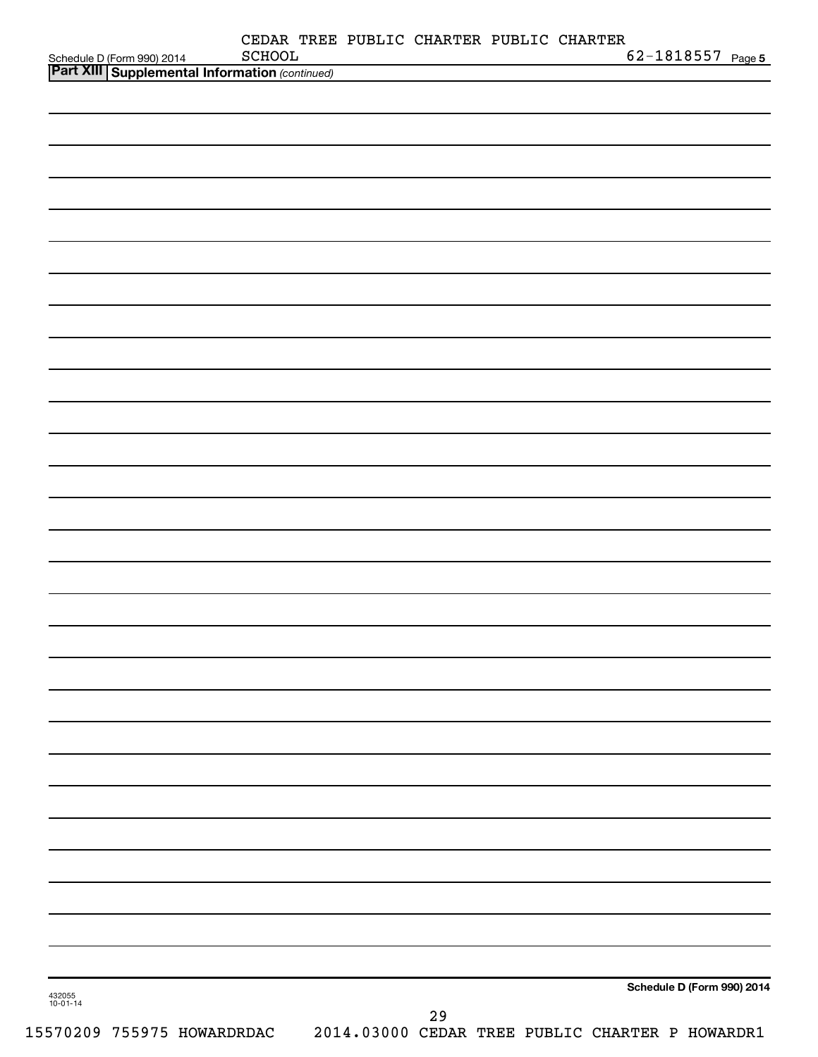CEDAR TREE PUBLIC CHARTER PUBLIC CHARTER SCHOOL 62-1818557

## Part XIII Supplemental Information *(continued)*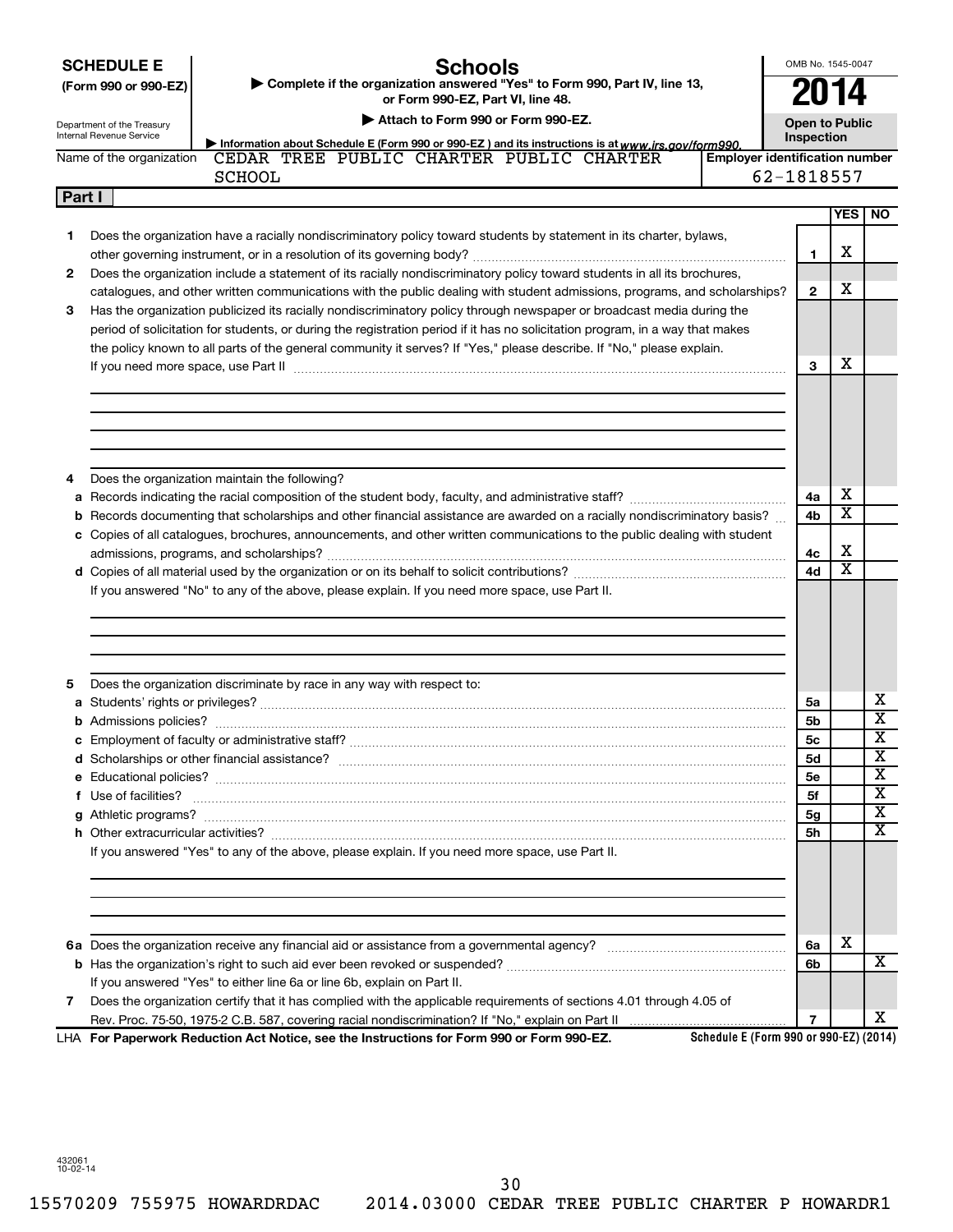**SCHEDULE E (Form 990 or 990-EZ)**

Department of the Treasury
Internal Revenue Service

# Schools

▶ Complete if the organization answered "Yes" to Form 990, Part IV, line 13, or Form 990-EZ, Part VI, line 48.

▶ Attach to Form 990 or Form 990-EZ.

▶ Information about Schedule E (Form 990 or 990-EZ) and its instructions is at www.irs.gov/form990.

OMB No. 1545-0047

**2014**

**Open to Public Inspection**

Name of the organization: CEDAR TREE PUBLIC CHARTER PUBLIC CHARTER SCHOOL

Employer identification number: 62-1818557

## Part I

| | | Line | YES | NO |
|---|---|---|---|---|
| 1 | Does the organization have a racially nondiscriminatory policy toward students by statement in its charter, bylaws, other governing instrument, or in a resolution of its governing body? | 1 | X | |
| 2 | Does the organization include a statement of its racially nondiscriminatory policy toward students in all its brochures, catalogues, and other written communications with the public dealing with student admissions, programs, and scholarships? | 2 | X | |
| 3 | Has the organization publicized its racially nondiscriminatory policy through newspaper or broadcast media during the period of solicitation for students, or during the registration period if it has no solicitation program, in a way that makes the policy known to all parts of the general community it serves? If "Yes," please describe. If "No," please explain. If you need more space, use Part II | 3 | X | |
| 4 | Does the organization maintain the following? | | | |
| a | Records indicating the racial composition of the student body, faculty, and administrative staff? | 4a | X | |
| b | Records documenting that scholarships and other financial assistance are awarded on a racially nondiscriminatory basis? | 4b | X | |
| c | Copies of all catalogues, brochures, announcements, and other written communications to the public dealing with student admissions, programs, and scholarships? | 4c | X | |
| d | Copies of all material used by the organization or on its behalf to solicit contributions? | 4d | X | |
| | If you answered "No" to any of the above, please explain. If you need more space, use Part II. | | | |
| 5 | Does the organization discriminate by race in any way with respect to: | | | |
| a | Students' rights or privileges? | 5a | | X |
| b | Admissions policies? | 5b | | X |
| c | Employment of faculty or administrative staff? | 5c | | X |
| d | Scholarships or other financial assistance? | 5d | | X |
| e | Educational policies? | 5e | | X |
| f | Use of facilities? | 5f | | X |
| g | Athletic programs? | 5g | | X |
| h | Other extracurricular activities? | 5h | | X |
| | If you answered "Yes" to any of the above, please explain. If you need more space, use Part II. | | | |
| 6a | Does the organization receive any financial aid or assistance from a governmental agency? | 6a | X | |
| b | Has the organization's right to such aid ever been revoked or suspended? | 6b | | X |
| | If you answered "Yes" to either line 6a or line 6b, explain on Part II. | | | |
| 7 | Does the organization certify that it has complied with the applicable requirements of sections 4.01 through 4.05 of Rev. Proc. 75-50, 1975-2 C.B. 587, covering racial nondiscrimination? If "No," explain on Part II | 7 | | X |

LHA **For Paperwork Reduction Act Notice, see the Instructions for Form 990 or Form 990-EZ.**

**Schedule E (Form 990 or 990-EZ) (2014)**

432061 10-02-14

15570209 755975 HOWARDRDAC 2014.03000 CEDAR TREE PUBLIC CHARTER P HOWARDR1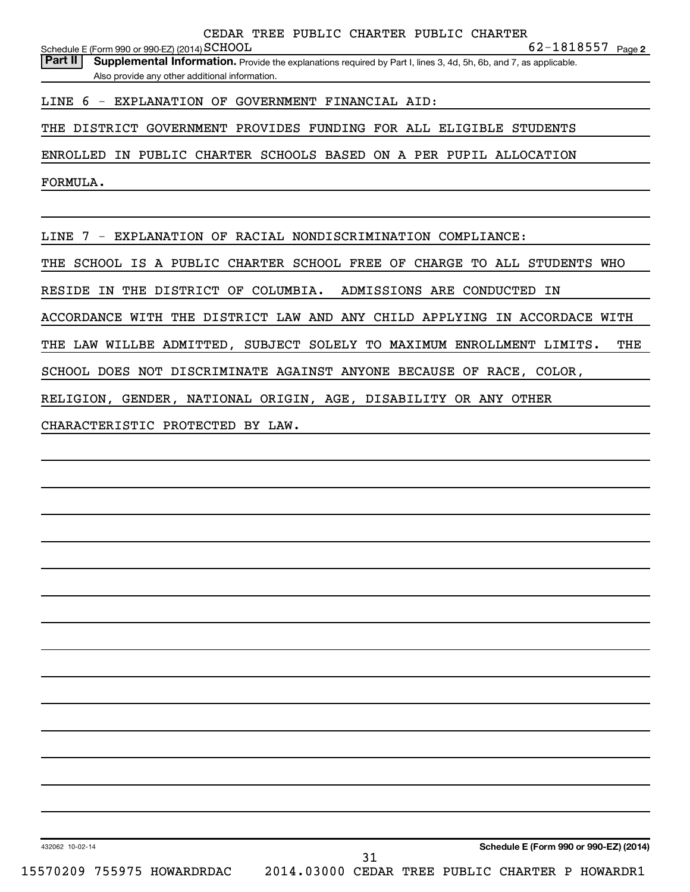CEDAR TREE PUBLIC CHARTER PUBLIC CHARTER

Schedule E (Form 990 or 990-EZ) (2014) SCHOOL 62-1818557 Page **2**

**Part II** **Supplemental Information.** Provide the explanations required by Part I, lines 3, 4d, 5h, 6b, and 7, as applicable. Also provide any other additional information.

LINE 6 - EXPLANATION OF GOVERNMENT FINANCIAL AID:

THE DISTRICT GOVERNMENT PROVIDES FUNDING FOR ALL ELIGIBLE STUDENTS ENROLLED IN PUBLIC CHARTER SCHOOLS BASED ON A PER PUPIL ALLOCATION FORMULA.

LINE 7 - EXPLANATION OF RACIAL NONDISCRIMINATION COMPLIANCE:

THE SCHOOL IS A PUBLIC CHARTER SCHOOL FREE OF CHARGE TO ALL STUDENTS WHO RESIDE IN THE DISTRICT OF COLUMBIA. ADMISSIONS ARE CONDUCTED IN ACCORDANCE WITH THE DISTRICT LAW AND ANY CHILD APPLYING IN ACCORDACE WITH THE LAW WILLBE ADMITTED, SUBJECT SOLELY TO MAXIMUM ENROLLMENT LIMITS. THE SCHOOL DOES NOT DISCRIMINATE AGAINST ANYONE BECAUSE OF RACE, COLOR, RELIGION, GENDER, NATIONAL ORIGIN, AGE, DISABILITY OR ANY OTHER CHARACTERISTIC PROTECTED BY LAW.

432062 10-02-14 **Schedule E (Form 990 or 990-EZ) (2014)**

15570209 755975 HOWARDRDAC 2014.03000 CEDAR TREE PUBLIC CHARTER P HOWARDR1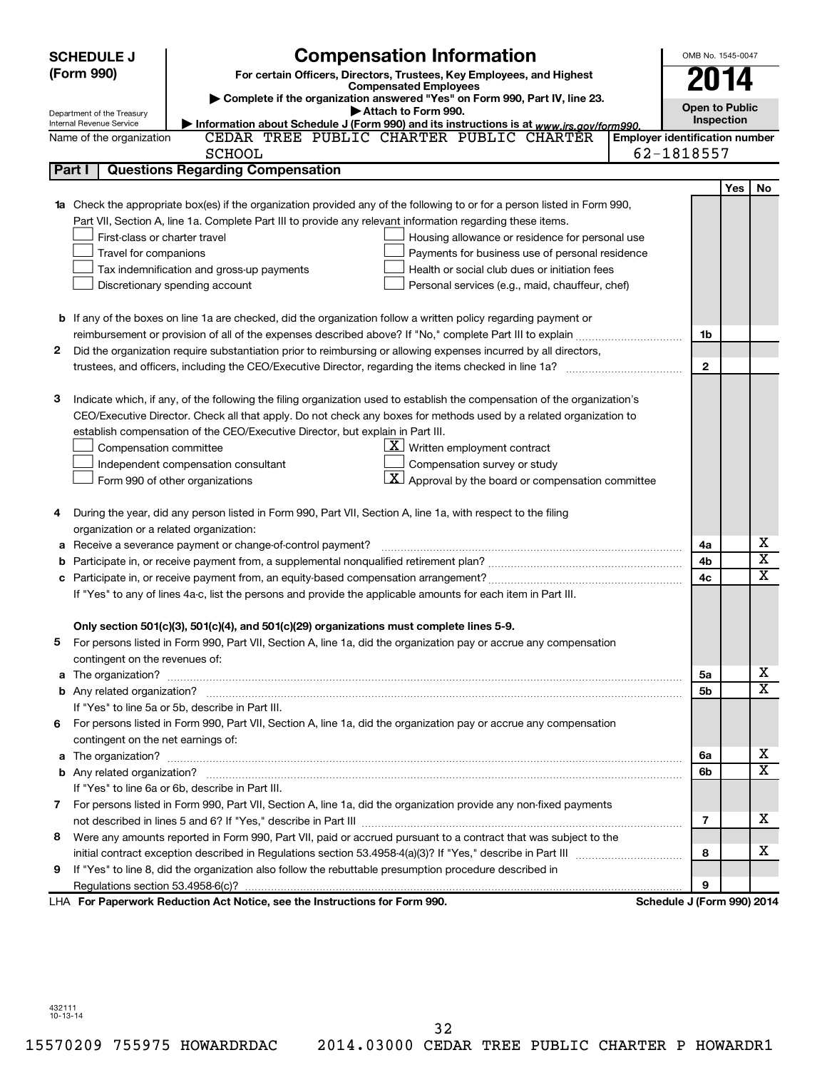**SCHEDULE J (Form 990)**

Department of the Treasury
Internal Revenue Service

# Compensation Information

**For certain Officers, Directors, Trustees, Key Employees, and Highest Compensated Employees**

▶ Complete if the organization answered "Yes" on Form 990, Part IV, line 23.

▶ Attach to Form 990.

▶ Information about Schedule J (Form 990) and its instructions is at *www.irs.gov/form990.*

OMB No. 1545-0047

**2014**

**Open to Public Inspection**

Name of the organization: CEDAR TREE PUBLIC CHARTER PUBLIC CHARTER SCHOOL

Employer identification number: 62-1818557

## Part I | Questions Regarding Compensation

| | | | Yes | No |
|---|---|---|---|---|
| **1a** | Check the appropriate box(es) if the organization provided any of the following to or for a person listed in Form 990, Part VII, Section A, line 1a. Complete Part III to provide any relevant information regarding these items.<br>☐ First-class or charter travel ☐ Housing allowance or residence for personal use<br>☐ Travel for companions ☐ Payments for business use of personal residence<br>☐ Tax indemnification and gross-up payments ☐ Health or social club dues or initiation fees<br>☐ Discretionary spending account ☐ Personal services (e.g., maid, chauffeur, chef) | | | |
| **b** | If any of the boxes on line 1a are checked, did the organization follow a written policy regarding payment or reimbursement or provision of all of the expenses described above? If "No," complete Part III to explain | 1b | | |
| **2** | Did the organization require substantiation prior to reimbursing or allowing expenses incurred by all directors, trustees, and officers, including the CEO/Executive Director, regarding the items checked in line 1a? | 2 | | |
| **3** | Indicate which, if any, of the following the filing organization used to establish the compensation of the organization's CEO/Executive Director. Check all that apply. Do not check any boxes for methods used by a related organization to establish compensation of the CEO/Executive Director, but explain in Part III.<br>☐ Compensation committee ☒ Written employment contract<br>☐ Independent compensation consultant ☐ Compensation survey or study<br>☐ Form 990 of other organizations ☒ Approval by the board or compensation committee | | | |
| **4** | During the year, did any person listed in Form 990, Part VII, Section A, line 1a, with respect to the filing organization or a related organization: | | | |
| **a** | Receive a severance payment or change-of-control payment? | 4a | | X |
| **b** | Participate in, or receive payment from, a supplemental nonqualified retirement plan? | 4b | | X |
| **c** | Participate in, or receive payment from, an equity-based compensation arrangement? | 4c | | X |
| | If "Yes" to any of lines 4a-c, list the persons and provide the applicable amounts for each item in Part III. | | | |
| | **Only section 501(c)(3), 501(c)(4), and 501(c)(29) organizations must complete lines 5-9.** | | | |
| **5** | For persons listed in Form 990, Part VII, Section A, line 1a, did the organization pay or accrue any compensation contingent on the revenues of: | | | |
| **a** | The organization? | 5a | | X |
| **b** | Any related organization? | 5b | | X |
| | If "Yes" to line 5a or 5b, describe in Part III. | | | |
| **6** | For persons listed in Form 990, Part VII, Section A, line 1a, did the organization pay or accrue any compensation contingent on the net earnings of: | | | |
| **a** | The organization? | 6a | | X |
| **b** | Any related organization? | 6b | | X |
| | If "Yes" to line 6a or 6b, describe in Part III. | | | |
| **7** | For persons listed in Form 990, Part VII, Section A, line 1a, did the organization provide any non-fixed payments not described in lines 5 and 6? If "Yes," describe in Part III | 7 | | X |
| **8** | Were any amounts reported in Form 990, Part VII, paid or accrued pursuant to a contract that was subject to the initial contract exception described in Regulations section 53.4958-4(a)(3)? If "Yes," describe in Part III | 8 | | X |
| **9** | If "Yes" to line 8, did the organization also follow the rebuttable presumption procedure described in Regulations section 53.4958-6(c)? | 9 | | |

LHA **For Paperwork Reduction Act Notice, see the Instructions for Form 990.** **Schedule J (Form 990) 2014**

432111 10-13-14

15570209 755975 HOWARDRDAC 2014.03000 CEDAR TREE PUBLIC CHARTER P HOWARDR1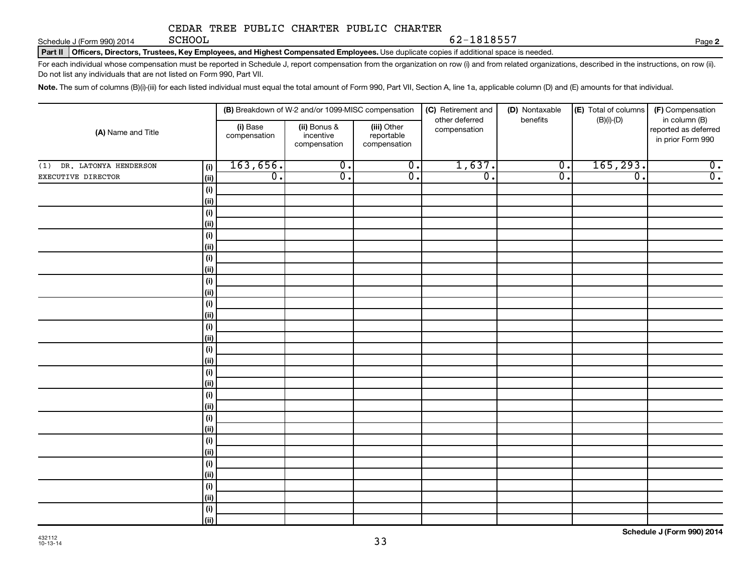CEDAR TREE PUBLIC CHARTER PUBLIC CHARTER SCHOOL

62-1818557

Schedule J (Form 990) 2014

**Part II Officers, Directors, Trustees, Key Employees, and Highest Compensated Employees.** Use duplicate copies if additional space is needed.

For each individual whose compensation must be reported in Schedule J, report compensation from the organization on row (i) and from related organizations, described in the instructions, on row (ii). Do not list any individuals that are not listed on Form 990, Part VII.

**Note.** The sum of columns (B)(i)-(iii) for each listed individual must equal the total amount of Form 990, Part VII, Section A, line 1a, applicable column (D) and (E) amounts for that individual.

| (A) Name and Title | | (B) Breakdown of W-2 and/or 1099-MISC compensation | | | (C) Retirement and other deferred compensation | (D) Nontaxable benefits | (E) Total of columns (B)(i)-(D) | (F) Compensation in column (B) reported as deferred in prior Form 990 |
|---|---|---|---|---|---|---|---|---|
| | | (i) Base compensation | (ii) Bonus & incentive compensation | (iii) Other reportable compensation | | | | |
| (1) DR. LATONYA HENDERSON | (i) | 163,656. | 0. | 0. | 1,637. | 0. | 165,293. | 0. |
| EXECUTIVE DIRECTOR | (ii) | 0. | 0. | 0. | 0. | 0. | 0. | 0. |
| | (i) | | | | | | | |
| | (ii) | | | | | | | |
| | (i) | | | | | | | |
| | (ii) | | | | | | | |
| | (i) | | | | | | | |
| | (ii) | | | | | | | |
| | (i) | | | | | | | |
| | (ii) | | | | | | | |
| | (i) | | | | | | | |
| | (ii) | | | | | | | |
| | (i) | | | | | | | |
| | (ii) | | | | | | | |
| | (i) | | | | | | | |
| | (ii) | | | | | | | |
| | (i) | | | | | | | |
| | (ii) | | | | | | | |
| | (i) | | | | | | | |
| | (ii) | | | | | | | |
| | (i) | | | | | | | |
| | (ii) | | | | | | | |
| | (i) | | | | | | | |
| | (ii) | | | | | | | |
| | (i) | | | | | | | |
| | (ii) | | | | | | | |
| | (i) | | | | | | | |
| | (ii) | | | | | | | |
| | (i) | | | | | | | |
| | (ii) | | | | | | | |
| | (i) | | | | | | | |
| | (ii) | | | | | | | |

432112 10-13-14

**Schedule J (Form 990) 2014**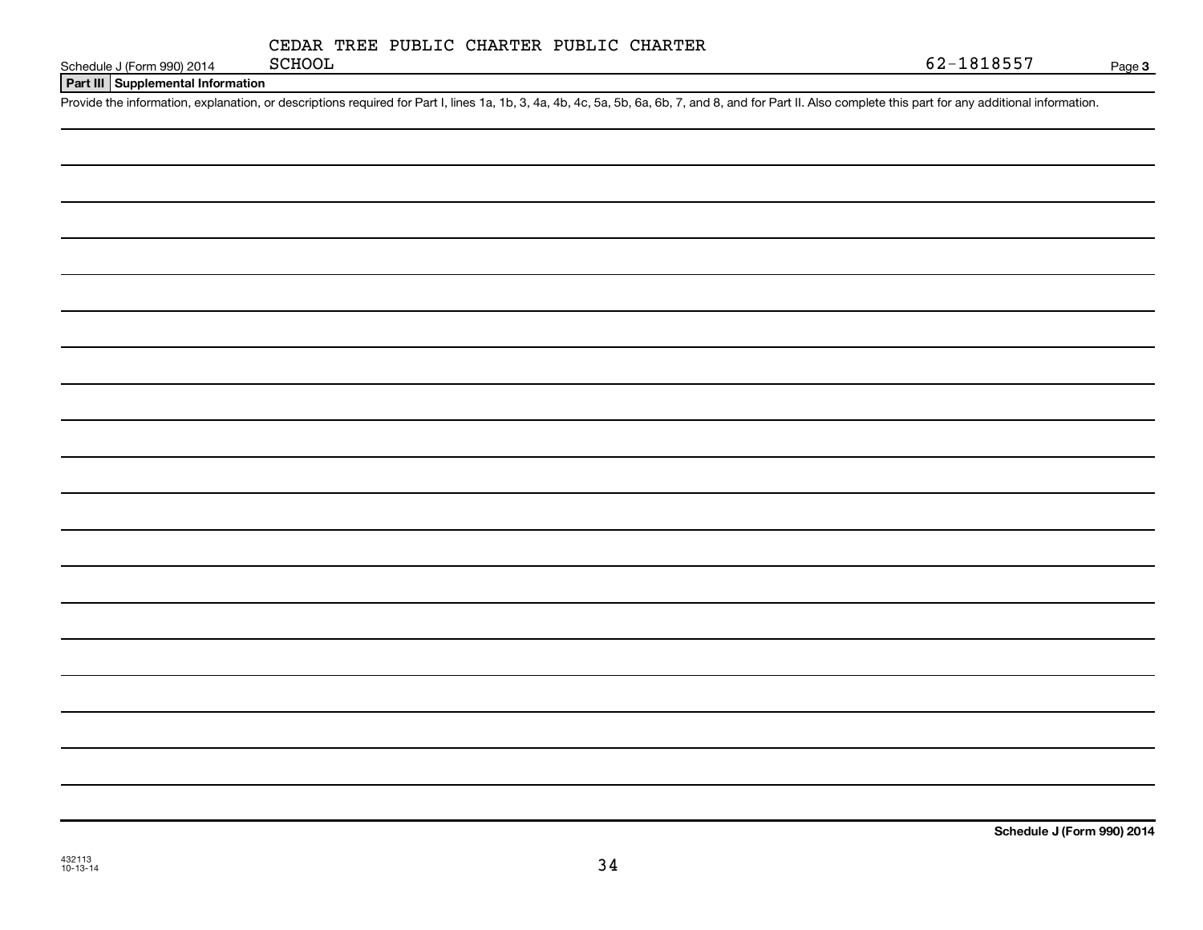CEDAR TREE PUBLIC CHARTER PUBLIC CHARTER SCHOOL

62-1818557

## Part III Supplemental Information

Provide the information, explanation, or descriptions required for Part I, lines 1a, 1b, 3, 4a, 4b, 4c, 5a, 5b, 6a, 6b, 7, and 8, and for Part II. Also complete this part for any additional information.

432113 10-13-14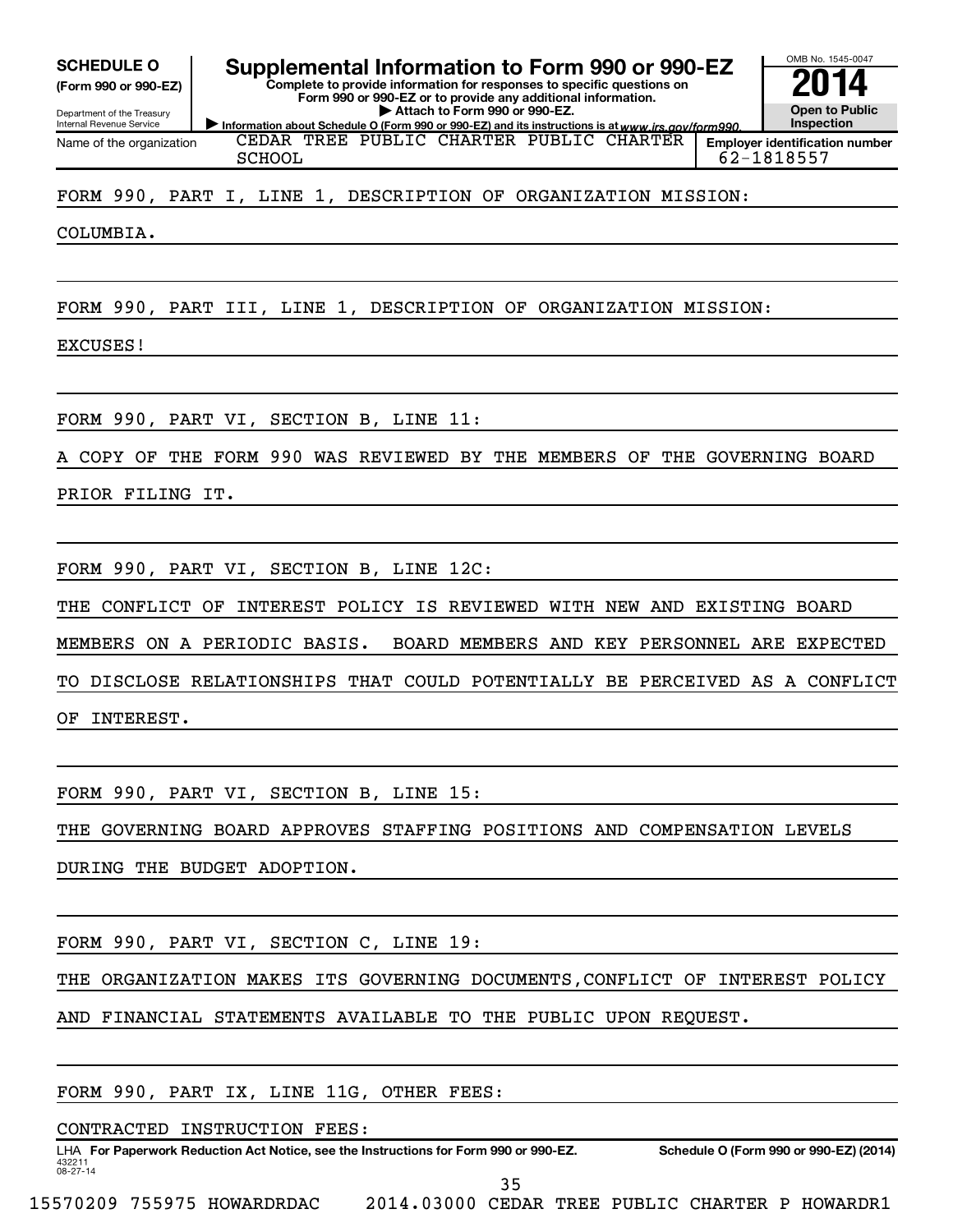**SCHEDULE O**
**(Form 990 or 990-EZ)**

Department of the Treasury
Internal Revenue Service

# Supplemental Information to Form 990 or 990-EZ

**Complete to provide information for responses to specific questions on Form 990 or 990-EZ or to provide any additional information.**
**▶ Attach to Form 990 or 990-EZ.**
**▶ Information about Schedule O (Form 990 or 990-EZ) and its instructions is at www.irs.gov/form990.**

OMB No. 1545-0047

**2014**

**Open to Public Inspection**

| Name of the organization | Employer identification number |
|---|---|
| CEDAR TREE PUBLIC CHARTER PUBLIC CHARTER SCHOOL | 62-1818557 |

FORM 990, PART I, LINE 1, DESCRIPTION OF ORGANIZATION MISSION:

COLUMBIA.

FORM 990, PART III, LINE 1, DESCRIPTION OF ORGANIZATION MISSION:

EXCUSES!

FORM 990, PART VI, SECTION B, LINE 11:

A COPY OF THE FORM 990 WAS REVIEWED BY THE MEMBERS OF THE GOVERNING BOARD PRIOR FILING IT.

FORM 990, PART VI, SECTION B, LINE 12C:

THE CONFLICT OF INTEREST POLICY IS REVIEWED WITH NEW AND EXISTING BOARD MEMBERS ON A PERIODIC BASIS. BOARD MEMBERS AND KEY PERSONNEL ARE EXPECTED TO DISCLOSE RELATIONSHIPS THAT COULD POTENTIALLY BE PERCEIVED AS A CONFLICT OF INTEREST.

FORM 990, PART VI, SECTION B, LINE 15:

THE GOVERNING BOARD APPROVES STAFFING POSITIONS AND COMPENSATION LEVELS DURING THE BUDGET ADOPTION.

FORM 990, PART VI, SECTION C, LINE 19:

THE ORGANIZATION MAKES ITS GOVERNING DOCUMENTS,CONFLICT OF INTEREST POLICY AND FINANCIAL STATEMENTS AVAILABLE TO THE PUBLIC UPON REQUEST.

FORM 990, PART IX, LINE 11G, OTHER FEES:

CONTRACTED INSTRUCTION FEES:

LHA **For Paperwork Reduction Act Notice, see the Instructions for Form 990 or 990-EZ.** **Schedule O (Form 990 or 990-EZ) (2014)**

432211
08-27-14

15570209 755975 HOWARDRDAC 2014.03000 CEDAR TREE PUBLIC CHARTER P HOWARDR1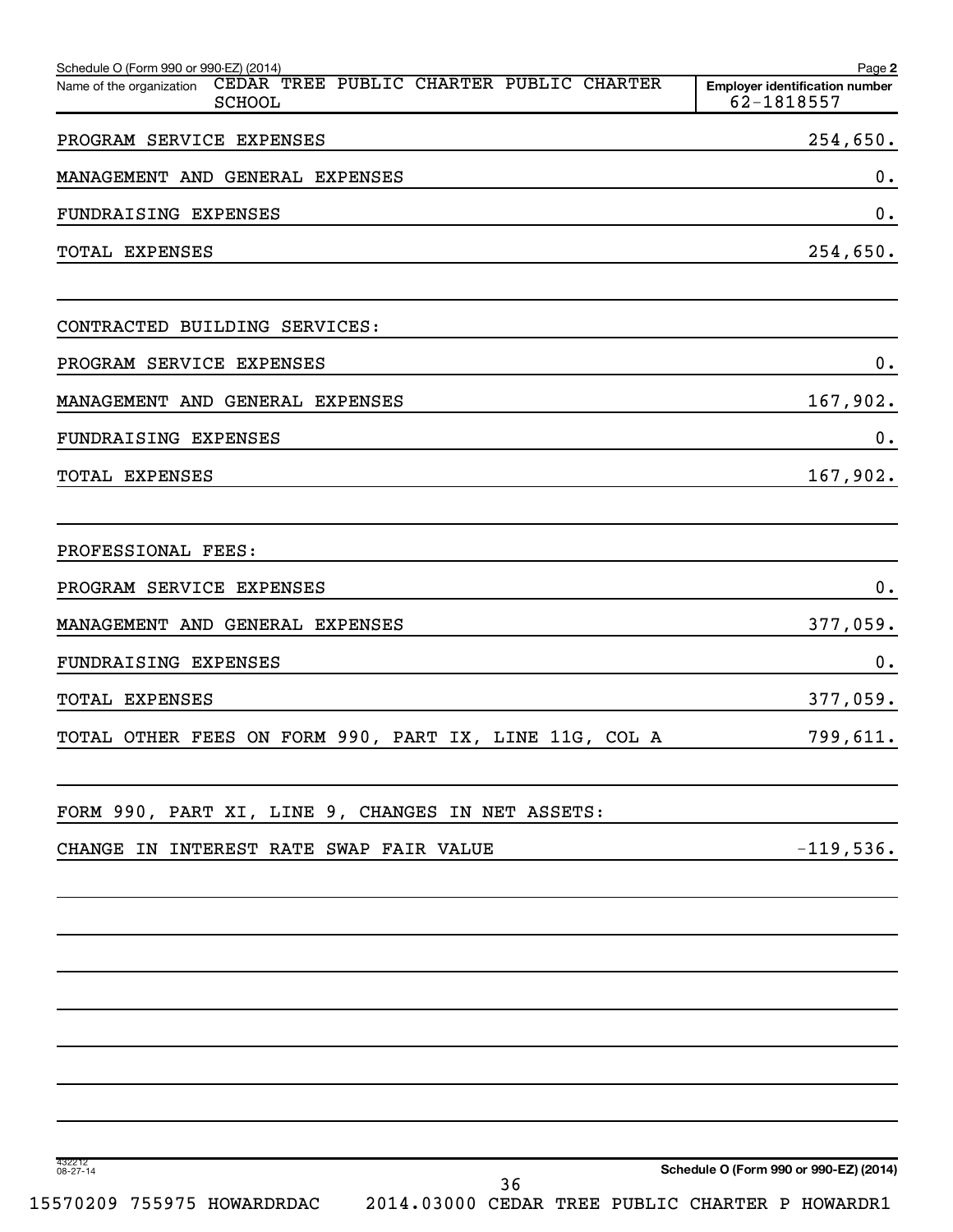Schedule O (Form 990 or 990-EZ) (2014)

Name of the organization: CEDAR TREE PUBLIC CHARTER PUBLIC CHARTER SCHOOL

Employer identification number: 62-1818557

| | |
|---|---|
| PROGRAM SERVICE EXPENSES | 254,650. |
| MANAGEMENT AND GENERAL EXPENSES | 0. |
| FUNDRAISING EXPENSES | 0. |
| TOTAL EXPENSES | 254,650. |
| | |
| CONTRACTED BUILDING SERVICES: | |
| PROGRAM SERVICE EXPENSES | 0. |
| MANAGEMENT AND GENERAL EXPENSES | 167,902. |
| FUNDRAISING EXPENSES | 0. |
| TOTAL EXPENSES | 167,902. |
| | |
| PROFESSIONAL FEES: | |
| PROGRAM SERVICE EXPENSES | 0. |
| MANAGEMENT AND GENERAL EXPENSES | 377,059. |
| FUNDRAISING EXPENSES | 0. |
| TOTAL EXPENSES | 377,059. |
| TOTAL OTHER FEES ON FORM 990, PART IX, LINE 11G, COL A | 799,611. |
| | |
| FORM 990, PART XI, LINE 9, CHANGES IN NET ASSETS: | |
| CHANGE IN INTEREST RATE SWAP FAIR VALUE | -119,536. |

Schedule O (Form 990 or 990-EZ) (2014)